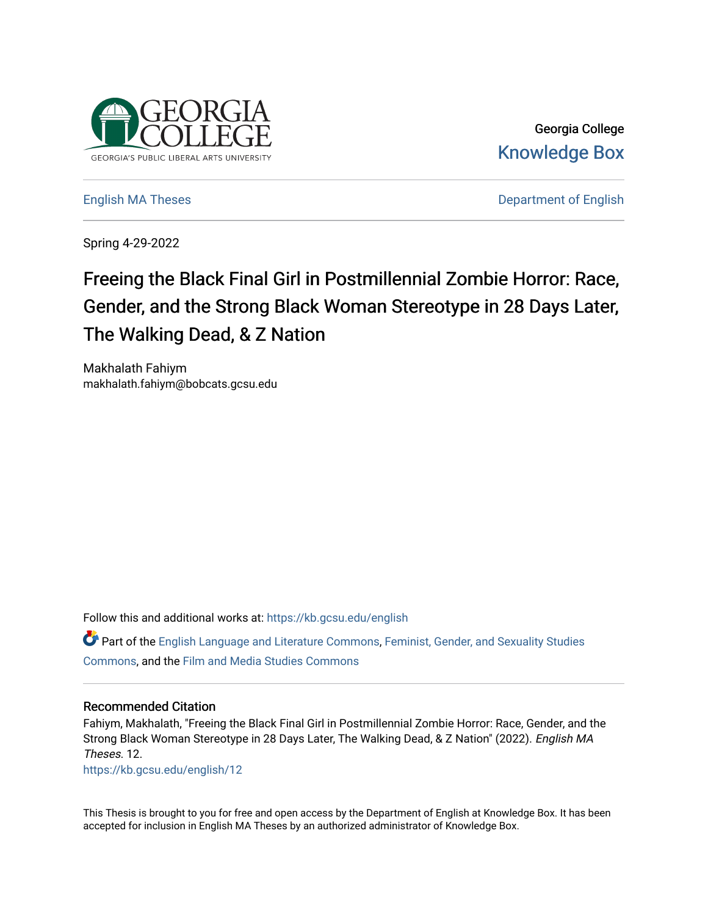Georgia College
Knowledge Box

English MA Theses | Department of English

Spring 4-29-2022

# Freeing the Black Final Girl in Postmillennial Zombie Horror: Race, Gender, and the Strong Black Woman Stereotype in 28 Days Later, The Walking Dead, & Z Nation

Makhalath Fahiym
makhalath.fahiym@bobcats.gcsu.edu

Follow this and additional works at: https://kb.gcsu.edu/english

Part of the English Language and Literature Commons, Feminist, Gender, and Sexuality Studies Commons, and the Film and Media Studies Commons

## Recommended Citation

Fahiym, Makhalath, "Freeing the Black Final Girl in Postmillennial Zombie Horror: Race, Gender, and the Strong Black Woman Stereotype in 28 Days Later, The Walking Dead, & Z Nation" (2022). *English MA Theses*. 12.
https://kb.gcsu.edu/english/12

This Thesis is brought to you for free and open access by the Department of English at Knowledge Box. It has been accepted for inclusion in English MA Theses by an authorized administrator of Knowledge Box.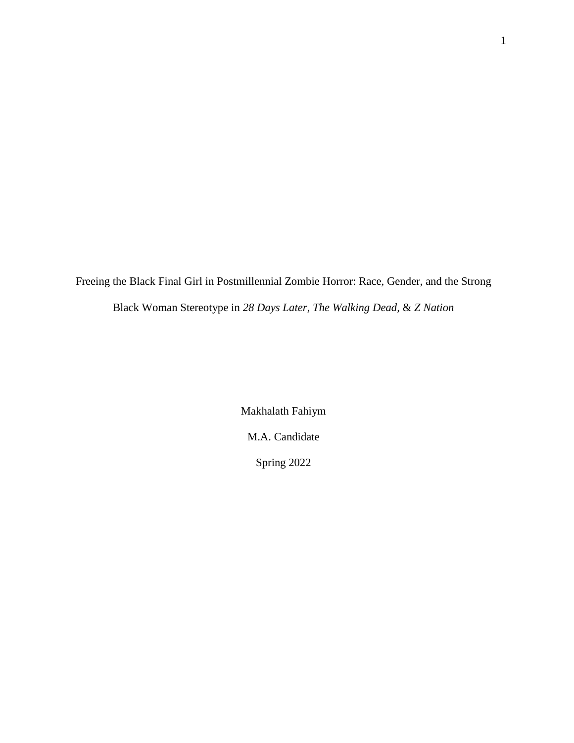Freeing the Black Final Girl in Postmillennial Zombie Horror: Race, Gender, and the Strong Black Woman Stereotype in *28 Days Later*, *The Walking Dead*, & *Z Nation*

Makhalath Fahiym

M.A. Candidate

Spring 2022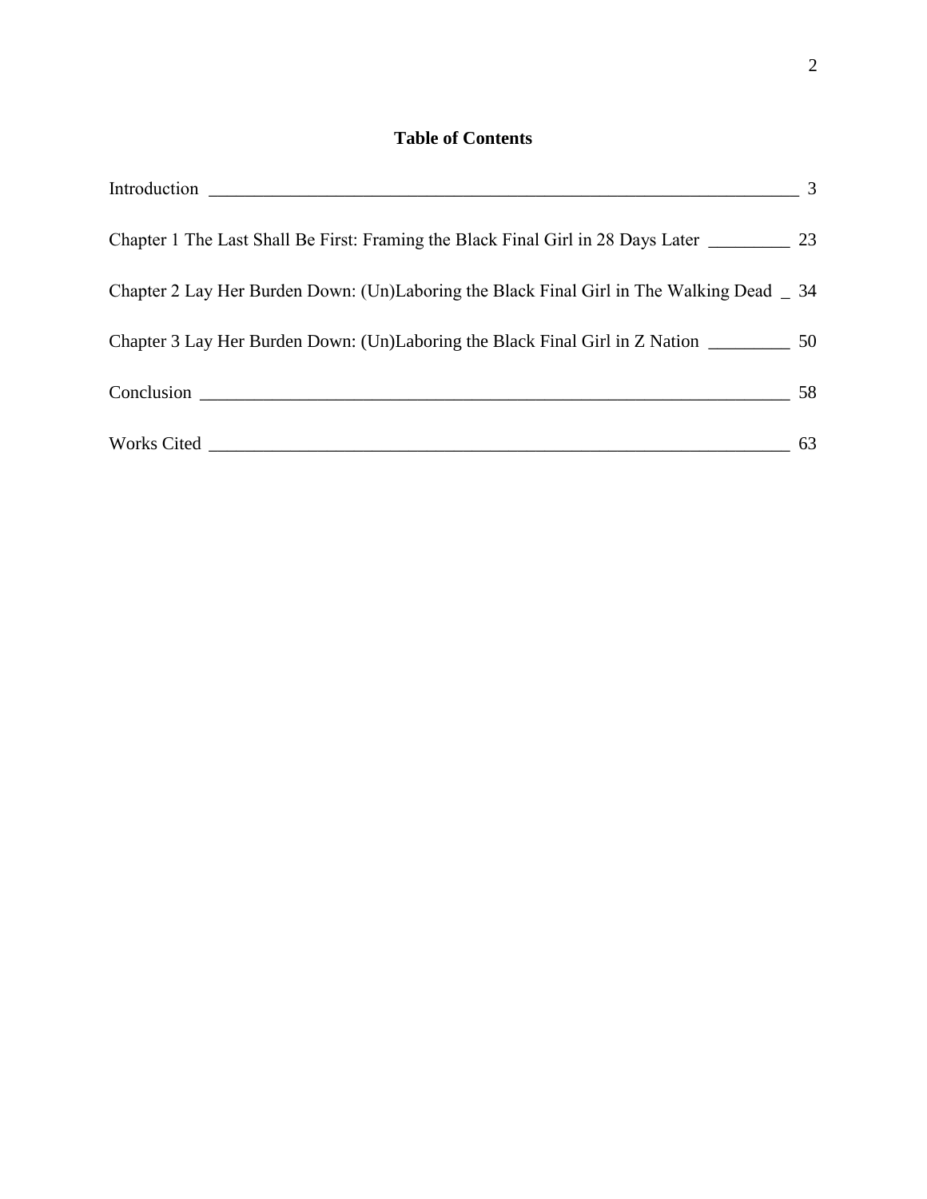## Table of Contents

Introduction ______________________________________________________________________ 3

Chapter 1 The Last Shall Be First: Framing the Black Final Girl in 28 Days Later _________ 23

Chapter 2 Lay Her Burden Down: (Un)Laboring the Black Final Girl in The Walking Dead _ 34

Chapter 3 Lay Her Burden Down: (Un)Laboring the Black Final Girl in Z Nation _________ 50

Conclusion ______________________________________________________________________ 58

Works Cited _____________________________________________________________________ 63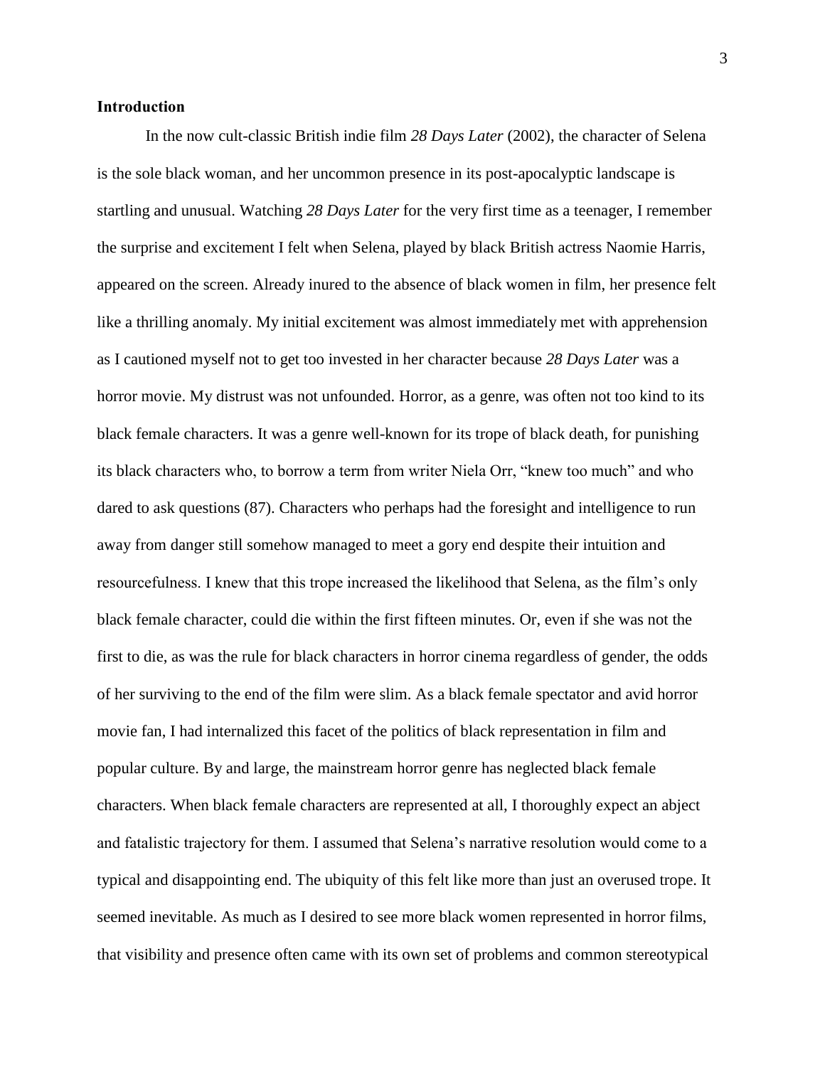**Introduction**

In the now cult-classic British indie film *28 Days Later* (2002), the character of Selena is the sole black woman, and her uncommon presence in its post-apocalyptic landscape is startling and unusual. Watching *28 Days Later* for the very first time as a teenager, I remember the surprise and excitement I felt when Selena, played by black British actress Naomie Harris, appeared on the screen. Already inured to the absence of black women in film, her presence felt like a thrilling anomaly. My initial excitement was almost immediately met with apprehension as I cautioned myself not to get too invested in her character because *28 Days Later* was a horror movie. My distrust was not unfounded. Horror, as a genre, was often not too kind to its black female characters. It was a genre well-known for its trope of black death, for punishing its black characters who, to borrow a term from writer Niela Orr, "knew too much" and who dared to ask questions (87). Characters who perhaps had the foresight and intelligence to run away from danger still somehow managed to meet a gory end despite their intuition and resourcefulness. I knew that this trope increased the likelihood that Selena, as the film's only black female character, could die within the first fifteen minutes. Or, even if she was not the first to die, as was the rule for black characters in horror cinema regardless of gender, the odds of her surviving to the end of the film were slim. As a black female spectator and avid horror movie fan, I had internalized this facet of the politics of black representation in film and popular culture. By and large, the mainstream horror genre has neglected black female characters. When black female characters are represented at all, I thoroughly expect an abject and fatalistic trajectory for them. I assumed that Selena's narrative resolution would come to a typical and disappointing end. The ubiquity of this felt like more than just an overused trope. It seemed inevitable. As much as I desired to see more black women represented in horror films, that visibility and presence often came with its own set of problems and common stereotypical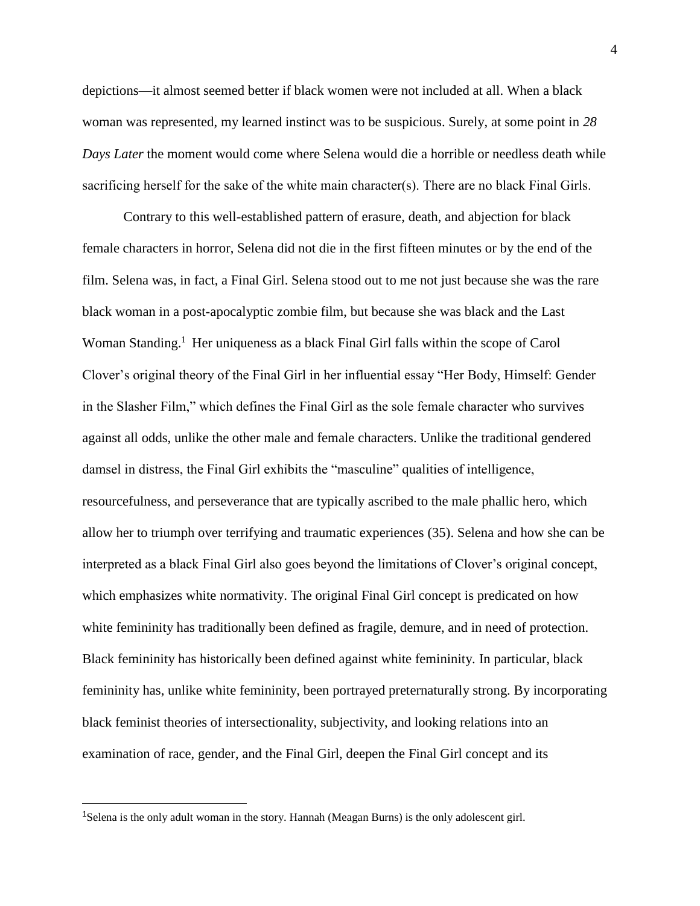depictions—it almost seemed better if black women were not included at all. When a black woman was represented, my learned instinct was to be suspicious. Surely, at some point in *28 Days Later* the moment would come where Selena would die a horrible or needless death while sacrificing herself for the sake of the white main character(s). There are no black Final Girls.

Contrary to this well-established pattern of erasure, death, and abjection for black female characters in horror, Selena did not die in the first fifteen minutes or by the end of the film. Selena was, in fact, a Final Girl. Selena stood out to me not just because she was the rare black woman in a post-apocalyptic zombie film, but because she was black and the Last Woman Standing.[1] Her uniqueness as a black Final Girl falls within the scope of Carol Clover's original theory of the Final Girl in her influential essay "Her Body, Himself: Gender in the Slasher Film," which defines the Final Girl as the sole female character who survives against all odds, unlike the other male and female characters. Unlike the traditional gendered damsel in distress, the Final Girl exhibits the "masculine" qualities of intelligence, resourcefulness, and perseverance that are typically ascribed to the male phallic hero, which allow her to triumph over terrifying and traumatic experiences (35). Selena and how she can be interpreted as a black Final Girl also goes beyond the limitations of Clover's original concept, which emphasizes white normativity. The original Final Girl concept is predicated on how white femininity has traditionally been defined as fragile, demure, and in need of protection. Black femininity has historically been defined against white femininity. In particular, black femininity has, unlike white femininity, been portrayed preternaturally strong. By incorporating black feminist theories of intersectionality, subjectivity, and looking relations into an examination of race, gender, and the Final Girl, deepen the Final Girl concept and its

[1]Selena is the only adult woman in the story. Hannah (Meagan Burns) is the only adolescent girl.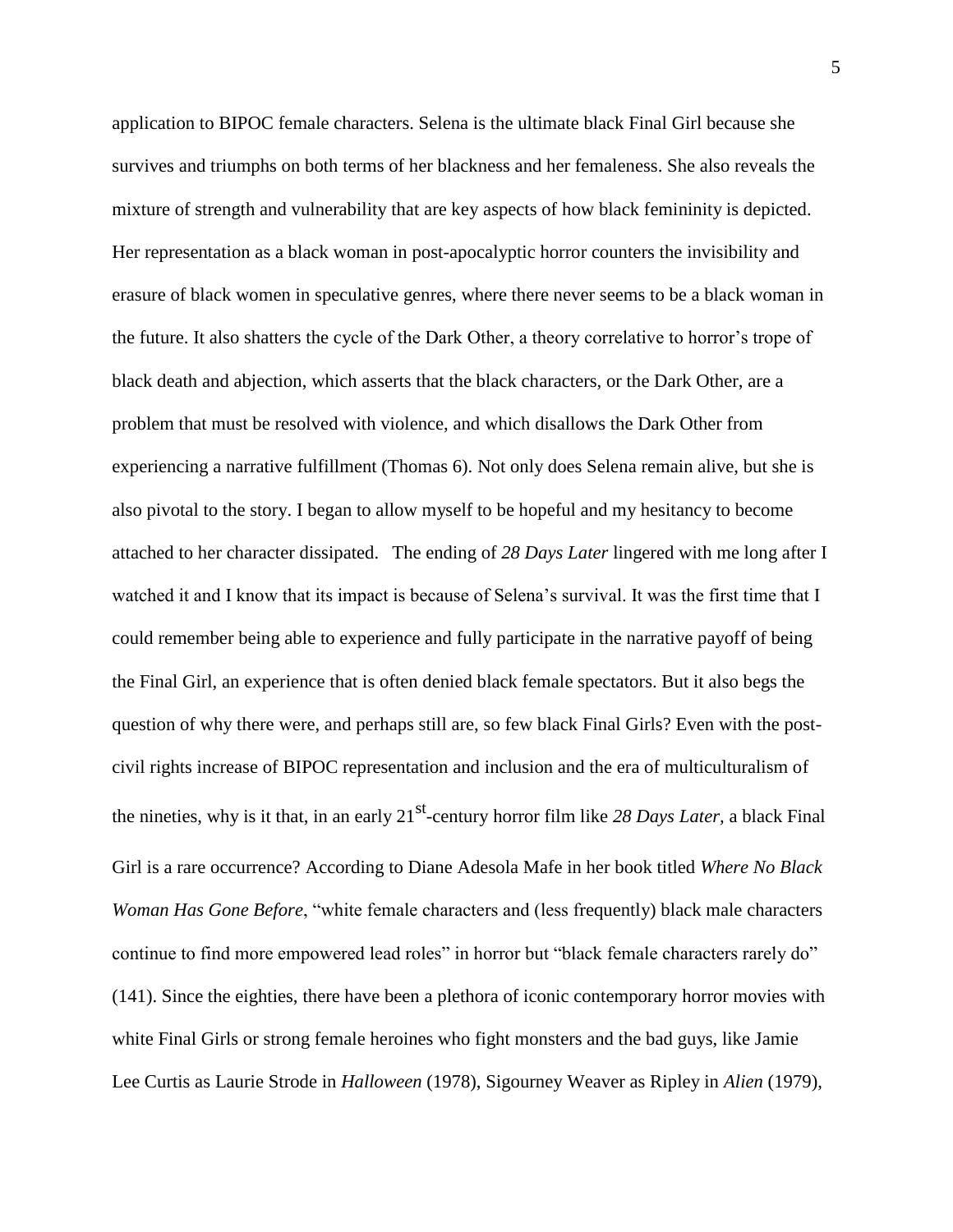application to BIPOC female characters. Selena is the ultimate black Final Girl because she survives and triumphs on both terms of her blackness and her femaleness. She also reveals the mixture of strength and vulnerability that are key aspects of how black femininity is depicted. Her representation as a black woman in post-apocalyptic horror counters the invisibility and erasure of black women in speculative genres, where there never seems to be a black woman in the future. It also shatters the cycle of the Dark Other, a theory correlative to horror's trope of black death and abjection, which asserts that the black characters, or the Dark Other, are a problem that must be resolved with violence, and which disallows the Dark Other from experiencing a narrative fulfillment (Thomas 6). Not only does Selena remain alive, but she is also pivotal to the story. I began to allow myself to be hopeful and my hesitancy to become attached to her character dissipated. The ending of *28 Days Later* lingered with me long after I watched it and I know that its impact is because of Selena's survival. It was the first time that I could remember being able to experience and fully participate in the narrative payoff of being the Final Girl, an experience that is often denied black female spectators. But it also begs the question of why there were, and perhaps still are, so few black Final Girls? Even with the post-civil rights increase of BIPOC representation and inclusion and the era of multiculturalism of the nineties, why is it that, in an early 21st-century horror film like *28 Days Later*, a black Final Girl is a rare occurrence? According to Diane Adesola Mafe in her book titled *Where No Black Woman Has Gone Before*, "white female characters and (less frequently) black male characters continue to find more empowered lead roles" in horror but "black female characters rarely do" (141). Since the eighties, there have been a plethora of iconic contemporary horror movies with white Final Girls or strong female heroines who fight monsters and the bad guys, like Jamie Lee Curtis as Laurie Strode in *Halloween* (1978), Sigourney Weaver as Ripley in *Alien* (1979),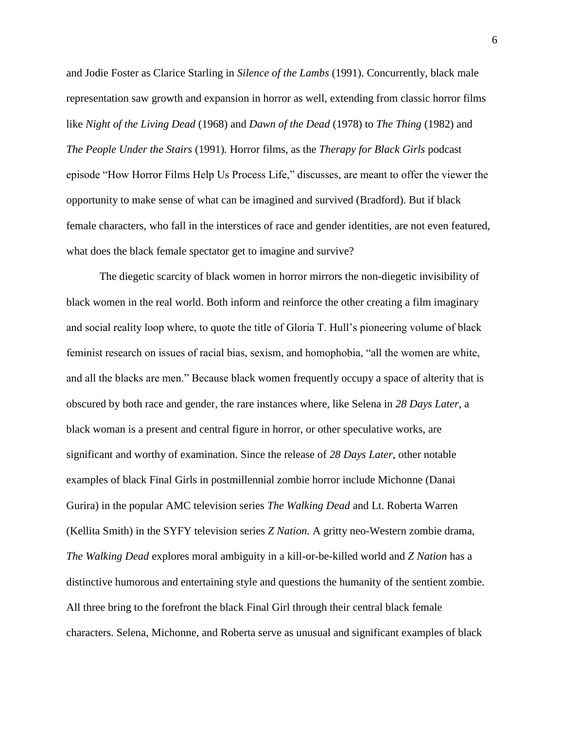and Jodie Foster as Clarice Starling in *Silence of the Lambs* (1991). Concurrently, black male representation saw growth and expansion in horror as well, extending from classic horror films like *Night of the Living Dead* (1968) and *Dawn of the Dead* (1978) to *The Thing* (1982) and *The People Under the Stairs* (1991). Horror films, as the *Therapy for Black Girls* podcast episode "How Horror Films Help Us Process Life," discusses, are meant to offer the viewer the opportunity to make sense of what can be imagined and survived (Bradford). But if black female characters, who fall in the interstices of race and gender identities, are not even featured, what does the black female spectator get to imagine and survive?

The diegetic scarcity of black women in horror mirrors the non-diegetic invisibility of black women in the real world. Both inform and reinforce the other creating a film imaginary and social reality loop where, to quote the title of Gloria T. Hull's pioneering volume of black feminist research on issues of racial bias, sexism, and homophobia, "all the women are white, and all the blacks are men." Because black women frequently occupy a space of alterity that is obscured by both race and gender, the rare instances where, like Selena in *28 Days Later*, a black woman is a present and central figure in horror, or other speculative works, are significant and worthy of examination. Since the release of *28 Days Later*, other notable examples of black Final Girls in postmillennial zombie horror include Michonne (Danai Gurira) in the popular AMC television series *The Walking Dead* and Lt. Roberta Warren (Kellita Smith) in the SYFY television series *Z Nation.* A gritty neo-Western zombie drama, *The Walking Dead* explores moral ambiguity in a kill-or-be-killed world and *Z Nation* has a distinctive humorous and entertaining style and questions the humanity of the sentient zombie. All three bring to the forefront the black Final Girl through their central black female characters. Selena, Michonne, and Roberta serve as unusual and significant examples of black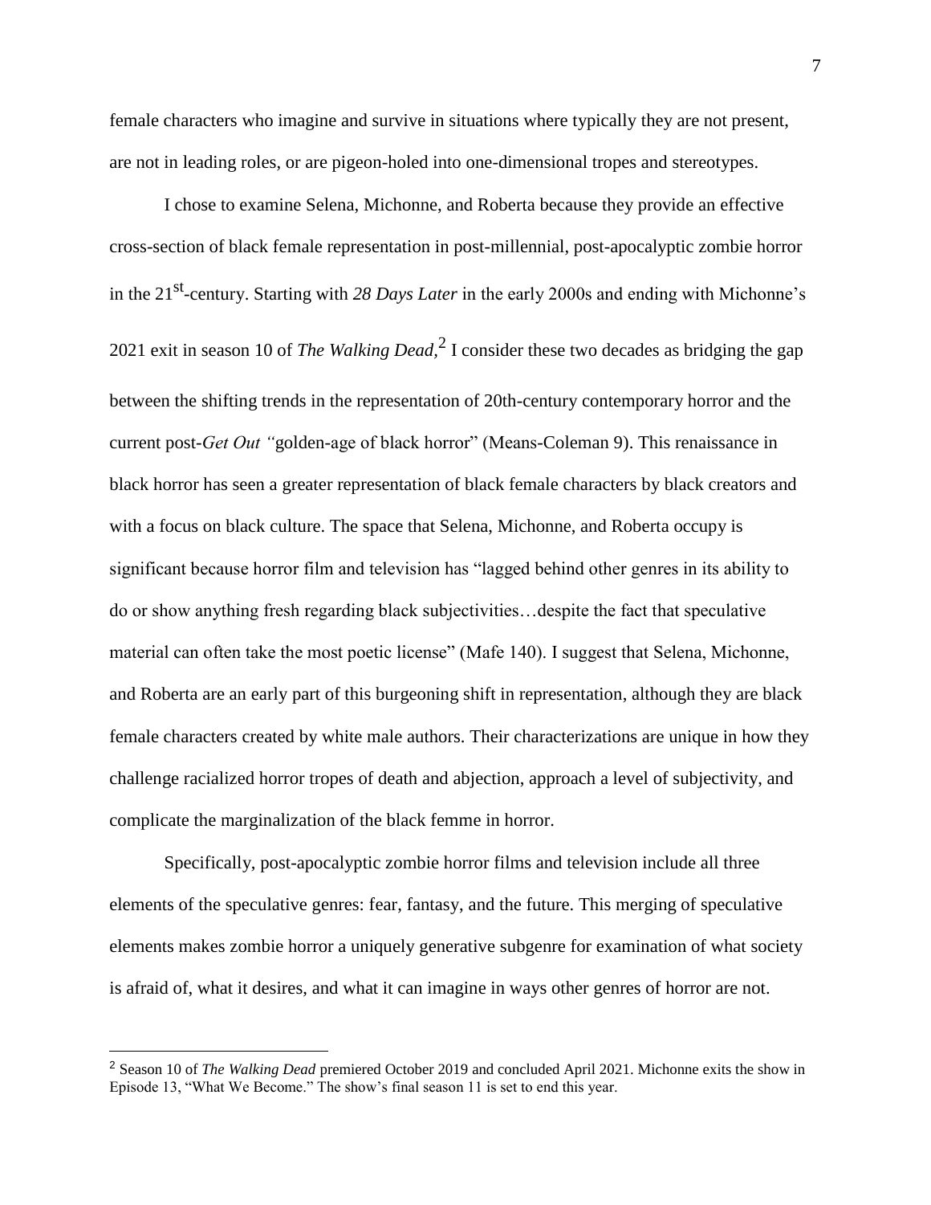female characters who imagine and survive in situations where typically they are not present, are not in leading roles, or are pigeon-holed into one-dimensional tropes and stereotypes.

I chose to examine Selena, Michonne, and Roberta because they provide an effective cross-section of black female representation in post-millennial, post-apocalyptic zombie horror in the 21st-century. Starting with *28 Days Later* in the early 2000s and ending with Michonne's 2021 exit in season 10 of *The Walking Dead,*[2] I consider these two decades as bridging the gap between the shifting trends in the representation of 20th-century contemporary horror and the current post-*Get Out* "golden-age of black horror" (Means-Coleman 9). This renaissance in black horror has seen a greater representation of black female characters by black creators and with a focus on black culture. The space that Selena, Michonne, and Roberta occupy is significant because horror film and television has "lagged behind other genres in its ability to do or show anything fresh regarding black subjectivities…despite the fact that speculative material can often take the most poetic license" (Mafe 140). I suggest that Selena, Michonne, and Roberta are an early part of this burgeoning shift in representation, although they are black female characters created by white male authors. Their characterizations are unique in how they challenge racialized horror tropes of death and abjection, approach a level of subjectivity, and complicate the marginalization of the black femme in horror.

Specifically, post-apocalyptic zombie horror films and television include all three elements of the speculative genres: fear, fantasy, and the future. This merging of speculative elements makes zombie horror a uniquely generative subgenre for examination of what society is afraid of, what it desires, and what it can imagine in ways other genres of horror are not.

---

[2] Season 10 of *The Walking Dead* premiered October 2019 and concluded April 2021. Michonne exits the show in Episode 13, "What We Become." The show's final season 11 is set to end this year.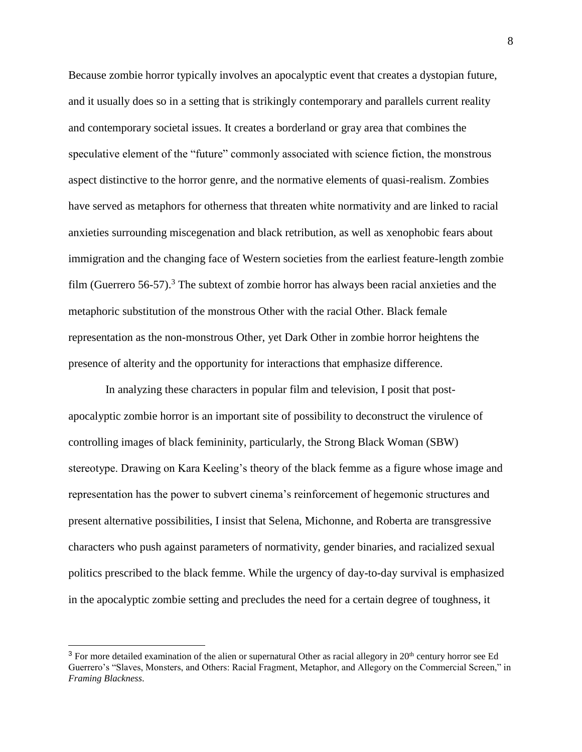Because zombie horror typically involves an apocalyptic event that creates a dystopian future, and it usually does so in a setting that is strikingly contemporary and parallels current reality and contemporary societal issues. It creates a borderland or gray area that combines the speculative element of the "future" commonly associated with science fiction, the monstrous aspect distinctive to the horror genre, and the normative elements of quasi-realism. Zombies have served as metaphors for otherness that threaten white normativity and are linked to racial anxieties surrounding miscegenation and black retribution, as well as xenophobic fears about immigration and the changing face of Western societies from the earliest feature-length zombie film (Guerrero 56-57).[3] The subtext of zombie horror has always been racial anxieties and the metaphoric substitution of the monstrous Other with the racial Other. Black female representation as the non-monstrous Other, yet Dark Other in zombie horror heightens the presence of alterity and the opportunity for interactions that emphasize difference.

In analyzing these characters in popular film and television, I posit that post-apocalyptic zombie horror is an important site of possibility to deconstruct the virulence of controlling images of black femininity, particularly, the Strong Black Woman (SBW) stereotype. Drawing on Kara Keeling's theory of the black femme as a figure whose image and representation has the power to subvert cinema's reinforcement of hegemonic structures and present alternative possibilities, I insist that Selena, Michonne, and Roberta are transgressive characters who push against parameters of normativity, gender binaries, and racialized sexual politics prescribed to the black femme. While the urgency of day-to-day survival is emphasized in the apocalyptic zombie setting and precludes the need for a certain degree of toughness, it

[3] For more detailed examination of the alien or supernatural Other as racial allegory in 20th century horror see Ed Guerrero's "Slaves, Monsters, and Others: Racial Fragment, Metaphor, and Allegory on the Commercial Screen," in *Framing Blackness*.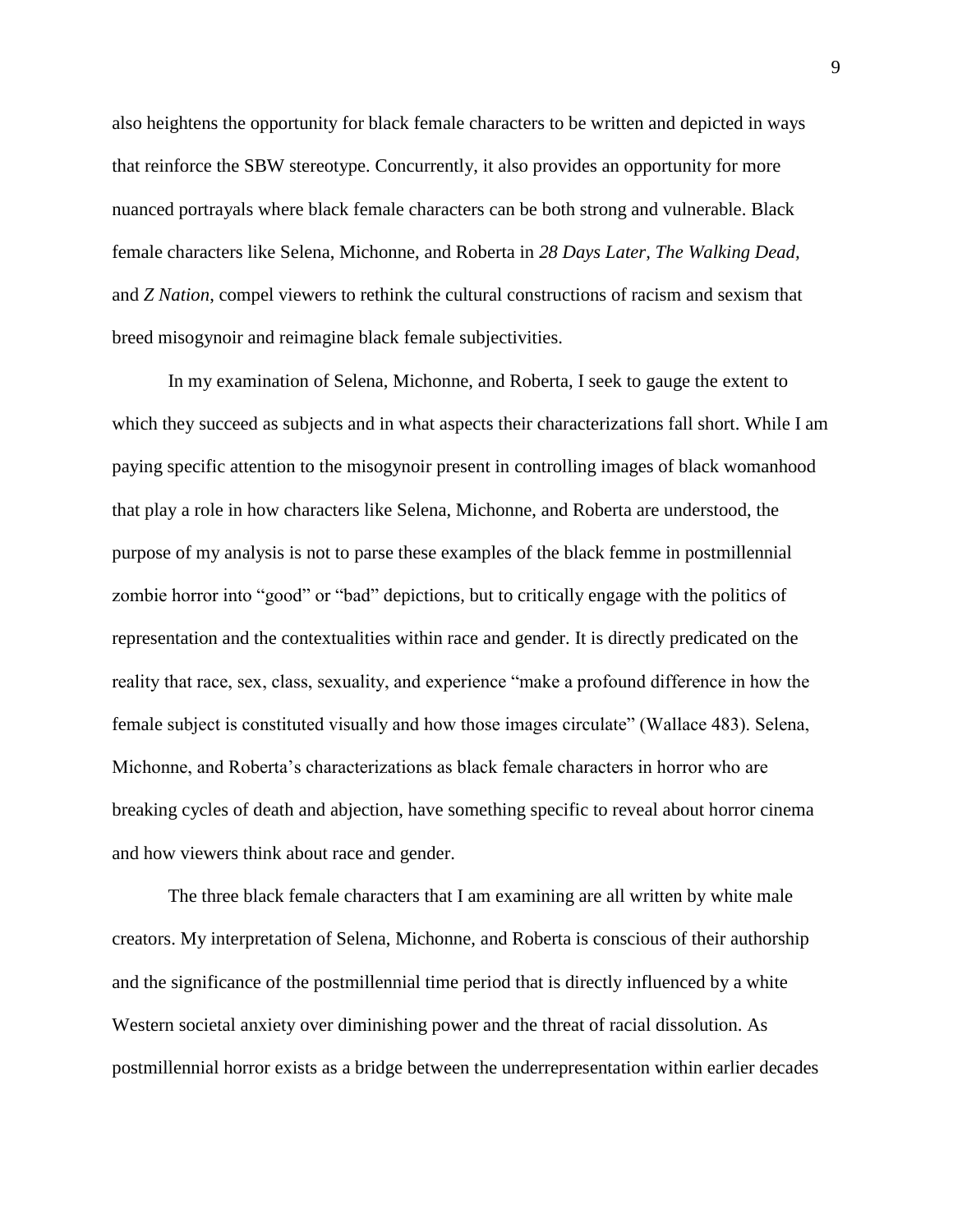also heightens the opportunity for black female characters to be written and depicted in ways that reinforce the SBW stereotype. Concurrently, it also provides an opportunity for more nuanced portrayals where black female characters can be both strong and vulnerable. Black female characters like Selena, Michonne, and Roberta in *28 Days Later, The Walking Dead,* and *Z Nation*, compel viewers to rethink the cultural constructions of racism and sexism that breed misogynoir and reimagine black female subjectivities.

In my examination of Selena, Michonne, and Roberta, I seek to gauge the extent to which they succeed as subjects and in what aspects their characterizations fall short. While I am paying specific attention to the misogynoir present in controlling images of black womanhood that play a role in how characters like Selena, Michonne, and Roberta are understood, the purpose of my analysis is not to parse these examples of the black femme in postmillennial zombie horror into "good" or "bad" depictions, but to critically engage with the politics of representation and the contextualities within race and gender. It is directly predicated on the reality that race, sex, class, sexuality, and experience "make a profound difference in how the female subject is constituted visually and how those images circulate" (Wallace 483). Selena, Michonne, and Roberta's characterizations as black female characters in horror who are breaking cycles of death and abjection, have something specific to reveal about horror cinema and how viewers think about race and gender.

The three black female characters that I am examining are all written by white male creators. My interpretation of Selena, Michonne, and Roberta is conscious of their authorship and the significance of the postmillennial time period that is directly influenced by a white Western societal anxiety over diminishing power and the threat of racial dissolution. As postmillennial horror exists as a bridge between the underrepresentation within earlier decades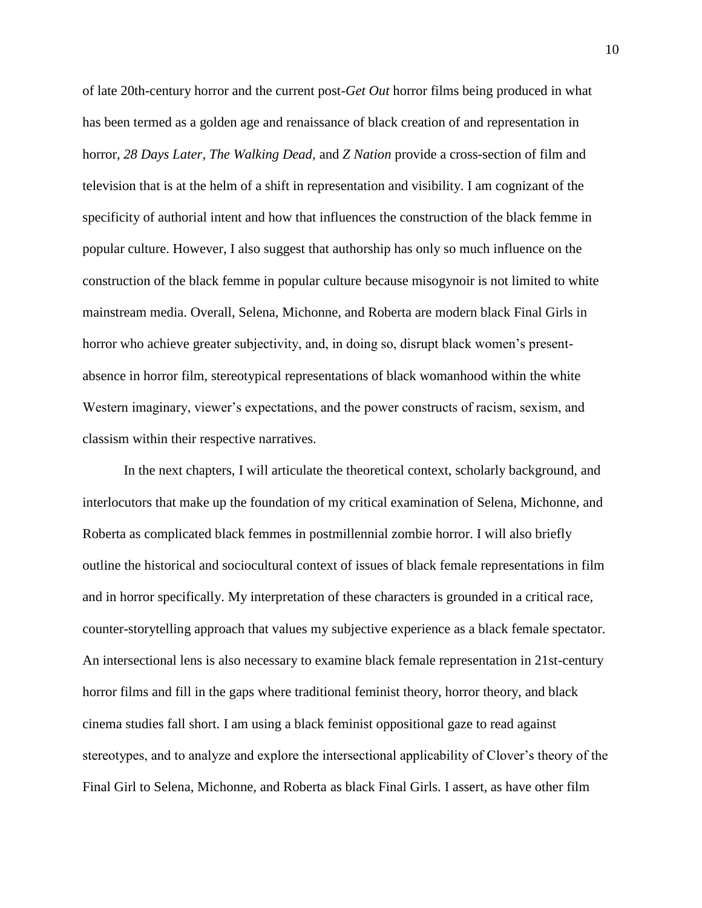of late 20th-century horror and the current post-*Get Out* horror films being produced in what has been termed as a golden age and renaissance of black creation of and representation in horror, *28 Days Later*, *The Walking Dead*, and *Z Nation* provide a cross-section of film and television that is at the helm of a shift in representation and visibility. I am cognizant of the specificity of authorial intent and how that influences the construction of the black femme in popular culture. However, I also suggest that authorship has only so much influence on the construction of the black femme in popular culture because misogynoir is not limited to white mainstream media. Overall, Selena, Michonne, and Roberta are modern black Final Girls in horror who achieve greater subjectivity, and, in doing so, disrupt black women's present-absence in horror film, stereotypical representations of black womanhood within the white Western imaginary, viewer's expectations, and the power constructs of racism, sexism, and classism within their respective narratives.

In the next chapters, I will articulate the theoretical context, scholarly background, and interlocutors that make up the foundation of my critical examination of Selena, Michonne, and Roberta as complicated black femmes in postmillennial zombie horror. I will also briefly outline the historical and sociocultural context of issues of black female representations in film and in horror specifically. My interpretation of these characters is grounded in a critical race, counter-storytelling approach that values my subjective experience as a black female spectator. An intersectional lens is also necessary to examine black female representation in 21st-century horror films and fill in the gaps where traditional feminist theory, horror theory, and black cinema studies fall short. I am using a black feminist oppositional gaze to read against stereotypes, and to analyze and explore the intersectional applicability of Clover's theory of the Final Girl to Selena, Michonne, and Roberta as black Final Girls. I assert, as have other film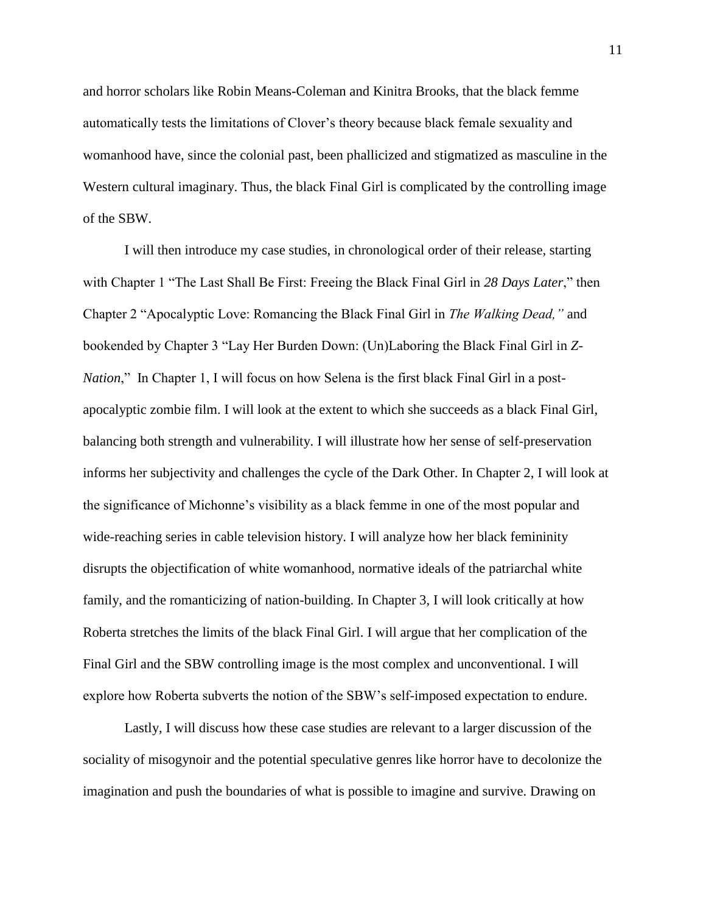and horror scholars like Robin Means-Coleman and Kinitra Brooks, that the black femme automatically tests the limitations of Clover's theory because black female sexuality and womanhood have, since the colonial past, been phallicized and stigmatized as masculine in the Western cultural imaginary. Thus, the black Final Girl is complicated by the controlling image of the SBW.

I will then introduce my case studies, in chronological order of their release, starting with Chapter 1 "The Last Shall Be First: Freeing the Black Final Girl in *28 Days Later*," then Chapter 2 "Apocalyptic Love: Romancing the Black Final Girl in *The Walking Dead,"* and bookended by Chapter 3 "Lay Her Burden Down: (Un)Laboring the Black Final Girl in *Z-Nation*," In Chapter 1, I will focus on how Selena is the first black Final Girl in a post-apocalyptic zombie film. I will look at the extent to which she succeeds as a black Final Girl, balancing both strength and vulnerability. I will illustrate how her sense of self-preservation informs her subjectivity and challenges the cycle of the Dark Other. In Chapter 2, I will look at the significance of Michonne's visibility as a black femme in one of the most popular and wide-reaching series in cable television history. I will analyze how her black femininity disrupts the objectification of white womanhood, normative ideals of the patriarchal white family, and the romanticizing of nation-building. In Chapter 3, I will look critically at how Roberta stretches the limits of the black Final Girl. I will argue that her complication of the Final Girl and the SBW controlling image is the most complex and unconventional. I will explore how Roberta subverts the notion of the SBW's self-imposed expectation to endure.

Lastly, I will discuss how these case studies are relevant to a larger discussion of the sociality of misogynoir and the potential speculative genres like horror have to decolonize the imagination and push the boundaries of what is possible to imagine and survive. Drawing on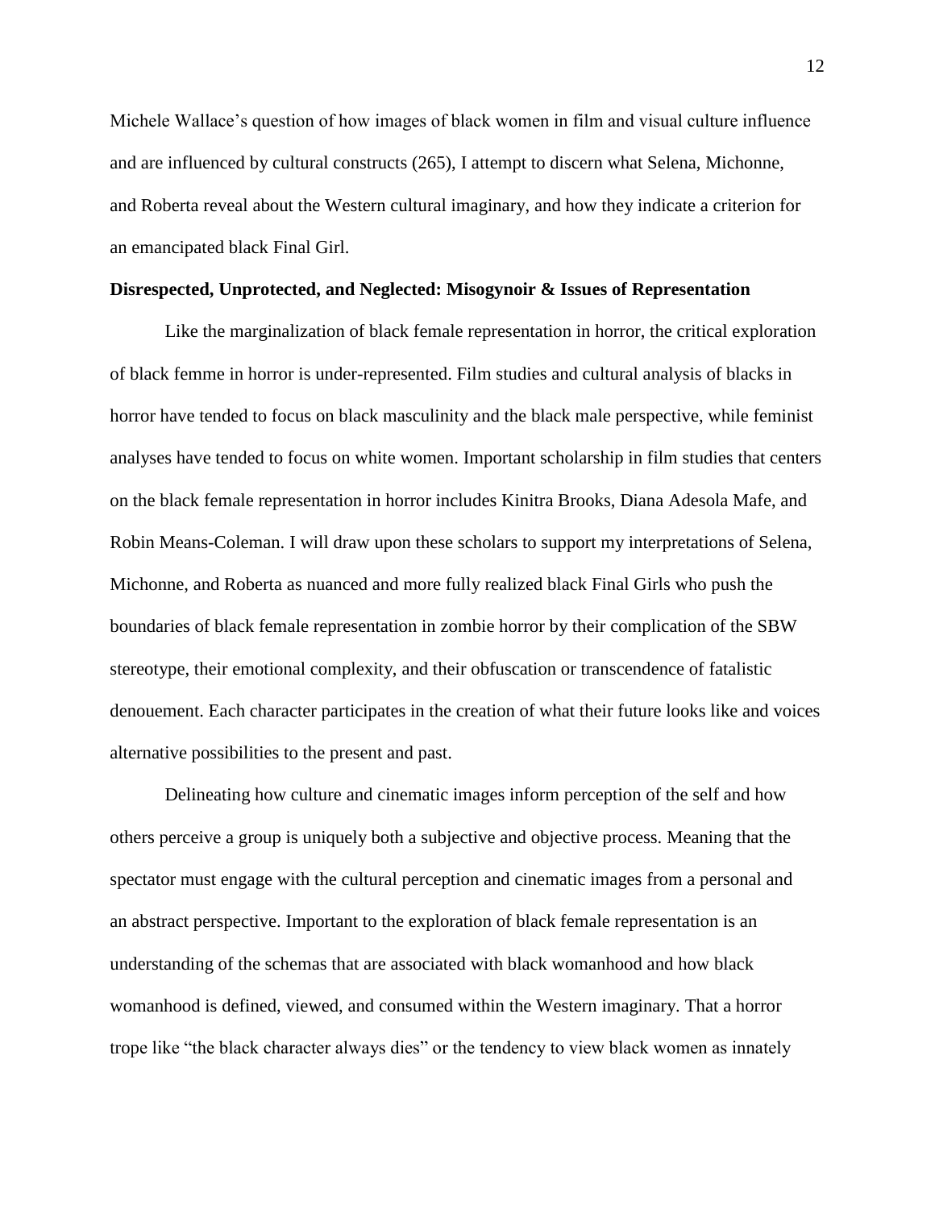Michele Wallace's question of how images of black women in film and visual culture influence and are influenced by cultural constructs (265), I attempt to discern what Selena, Michonne, and Roberta reveal about the Western cultural imaginary, and how they indicate a criterion for an emancipated black Final Girl.

**Disrespected, Unprotected, and Neglected: Misogynoir & Issues of Representation**

Like the marginalization of black female representation in horror, the critical exploration of black femme in horror is under-represented. Film studies and cultural analysis of blacks in horror have tended to focus on black masculinity and the black male perspective, while feminist analyses have tended to focus on white women. Important scholarship in film studies that centers on the black female representation in horror includes Kinitra Brooks, Diana Adesola Mafe, and Robin Means-Coleman. I will draw upon these scholars to support my interpretations of Selena, Michonne, and Roberta as nuanced and more fully realized black Final Girls who push the boundaries of black female representation in zombie horror by their complication of the SBW stereotype, their emotional complexity, and their obfuscation or transcendence of fatalistic denouement. Each character participates in the creation of what their future looks like and voices alternative possibilities to the present and past.

Delineating how culture and cinematic images inform perception of the self and how others perceive a group is uniquely both a subjective and objective process. Meaning that the spectator must engage with the cultural perception and cinematic images from a personal and an abstract perspective. Important to the exploration of black female representation is an understanding of the schemas that are associated with black womanhood and how black womanhood is defined, viewed, and consumed within the Western imaginary. That a horror trope like "the black character always dies" or the tendency to view black women as innately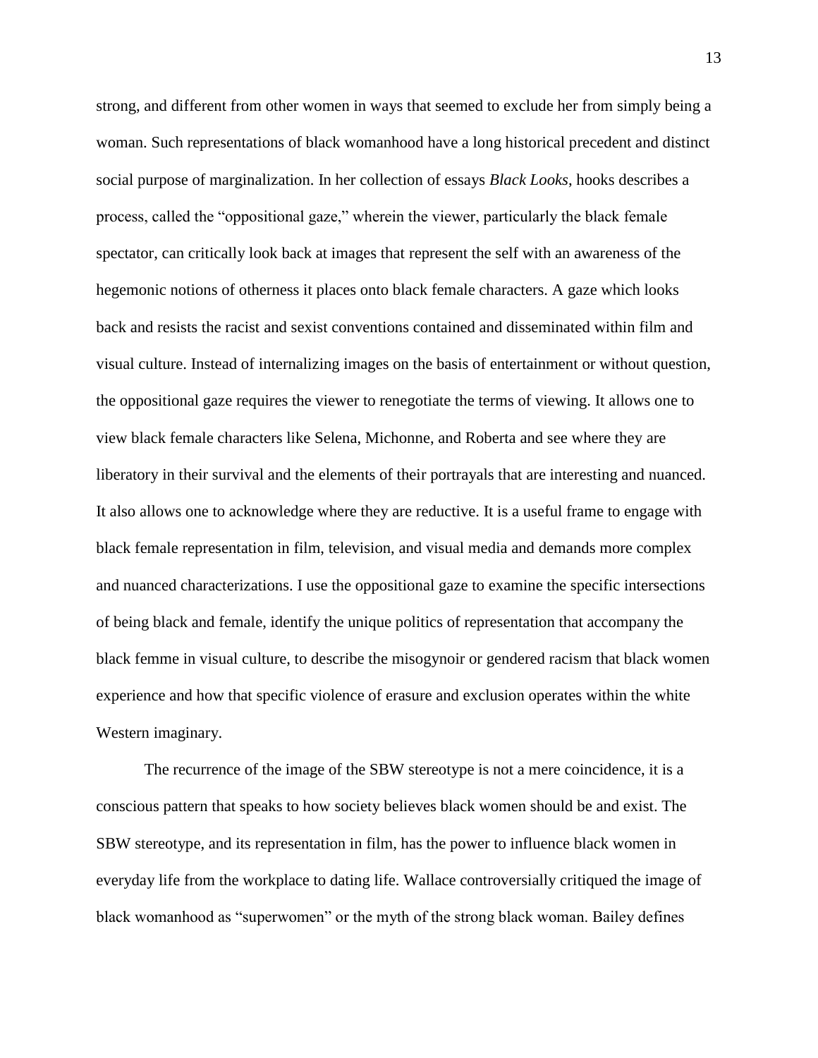strong, and different from other women in ways that seemed to exclude her from simply being a woman. Such representations of black womanhood have a long historical precedent and distinct social purpose of marginalization. In her collection of essays *Black Looks*, hooks describes a process, called the "oppositional gaze," wherein the viewer, particularly the black female spectator, can critically look back at images that represent the self with an awareness of the hegemonic notions of otherness it places onto black female characters. A gaze which looks back and resists the racist and sexist conventions contained and disseminated within film and visual culture. Instead of internalizing images on the basis of entertainment or without question, the oppositional gaze requires the viewer to renegotiate the terms of viewing. It allows one to view black female characters like Selena, Michonne, and Roberta and see where they are liberatory in their survival and the elements of their portrayals that are interesting and nuanced. It also allows one to acknowledge where they are reductive. It is a useful frame to engage with black female representation in film, television, and visual media and demands more complex and nuanced characterizations. I use the oppositional gaze to examine the specific intersections of being black and female, identify the unique politics of representation that accompany the black femme in visual culture, to describe the misogynoir or gendered racism that black women experience and how that specific violence of erasure and exclusion operates within the white Western imaginary.

The recurrence of the image of the SBW stereotype is not a mere coincidence, it is a conscious pattern that speaks to how society believes black women should be and exist. The SBW stereotype, and its representation in film, has the power to influence black women in everyday life from the workplace to dating life. Wallace controversially critiqued the image of black womanhood as "superwomen" or the myth of the strong black woman. Bailey defines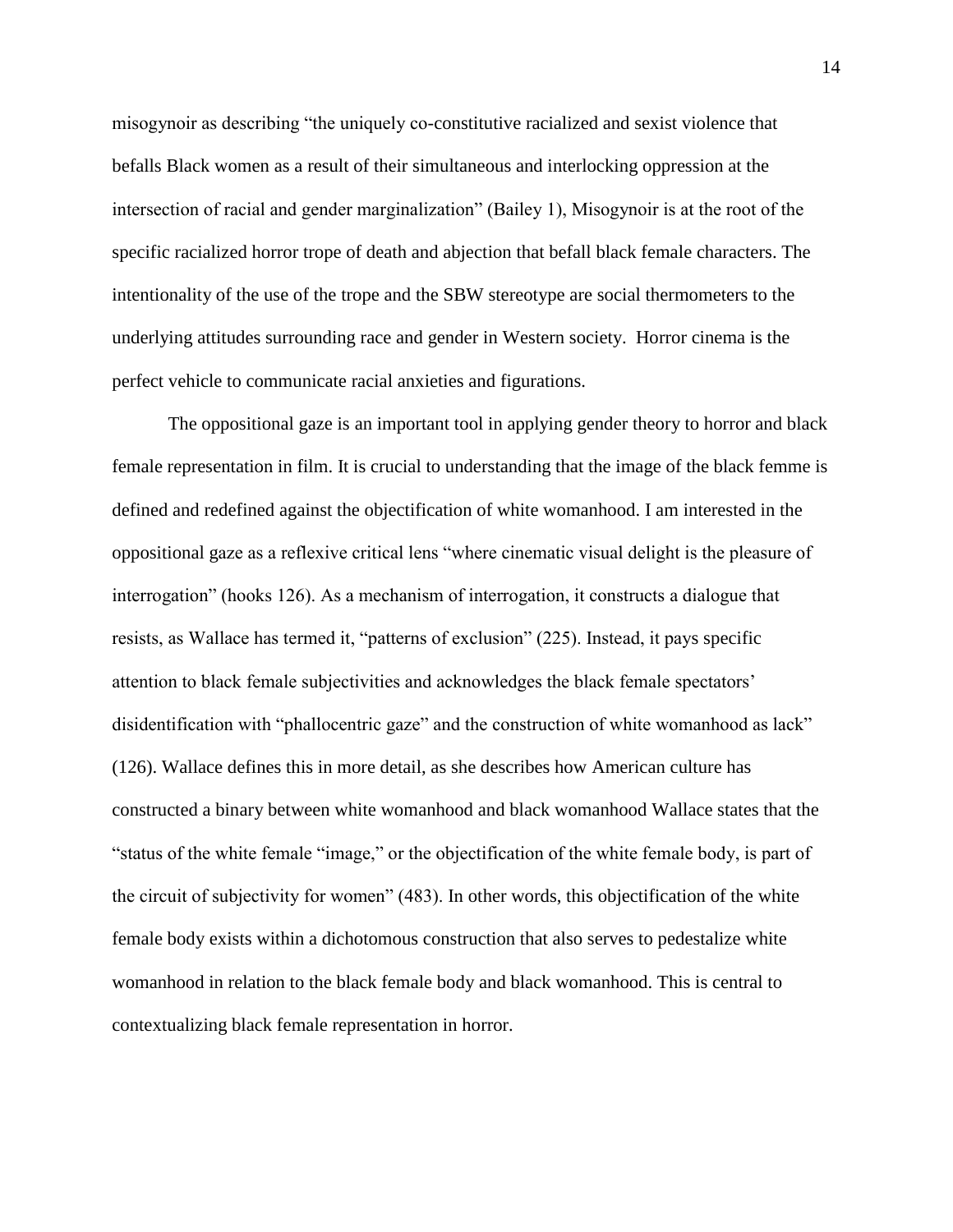misogynoir as describing "the uniquely co-constitutive racialized and sexist violence that befalls Black women as a result of their simultaneous and interlocking oppression at the intersection of racial and gender marginalization" (Bailey 1), Misogynoir is at the root of the specific racialized horror trope of death and abjection that befall black female characters. The intentionality of the use of the trope and the SBW stereotype are social thermometers to the underlying attitudes surrounding race and gender in Western society. Horror cinema is the perfect vehicle to communicate racial anxieties and figurations.

The oppositional gaze is an important tool in applying gender theory to horror and black female representation in film. It is crucial to understanding that the image of the black femme is defined and redefined against the objectification of white womanhood. I am interested in the oppositional gaze as a reflexive critical lens "where cinematic visual delight is the pleasure of interrogation" (hooks 126). As a mechanism of interrogation, it constructs a dialogue that resists, as Wallace has termed it, "patterns of exclusion" (225). Instead, it pays specific attention to black female subjectivities and acknowledges the black female spectators' disidentification with "phallocentric gaze" and the construction of white womanhood as lack" (126). Wallace defines this in more detail, as she describes how American culture has constructed a binary between white womanhood and black womanhood Wallace states that the "status of the white female "image," or the objectification of the white female body, is part of the circuit of subjectivity for women" (483). In other words, this objectification of the white female body exists within a dichotomous construction that also serves to pedestalize white womanhood in relation to the black female body and black womanhood. This is central to contextualizing black female representation in horror.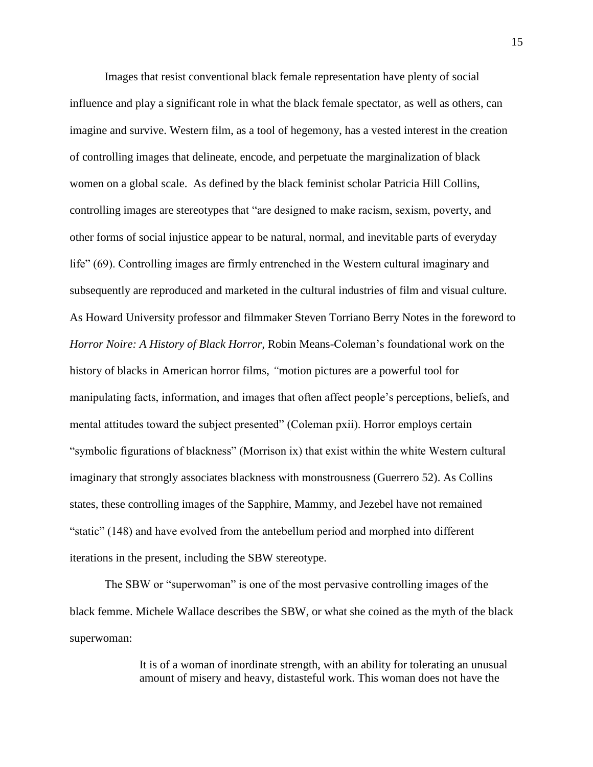Images that resist conventional black female representation have plenty of social influence and play a significant role in what the black female spectator, as well as others, can imagine and survive. Western film, as a tool of hegemony, has a vested interest in the creation of controlling images that delineate, encode, and perpetuate the marginalization of black women on a global scale. As defined by the black feminist scholar Patricia Hill Collins, controlling images are stereotypes that "are designed to make racism, sexism, poverty, and other forms of social injustice appear to be natural, normal, and inevitable parts of everyday life" (69). Controlling images are firmly entrenched in the Western cultural imaginary and subsequently are reproduced and marketed in the cultural industries of film and visual culture. As Howard University professor and filmmaker Steven Torriano Berry Notes in the foreword to *Horror Noire: A History of Black Horror,* Robin Means-Coleman's foundational work on the history of blacks in American horror films, *"*motion pictures are a powerful tool for manipulating facts, information, and images that often affect people's perceptions, beliefs, and mental attitudes toward the subject presented" (Coleman pxii). Horror employs certain "symbolic figurations of blackness" (Morrison ix) that exist within the white Western cultural imaginary that strongly associates blackness with monstrousness (Guerrero 52). As Collins states, these controlling images of the Sapphire, Mammy, and Jezebel have not remained "static" (148) and have evolved from the antebellum period and morphed into different iterations in the present, including the SBW stereotype.

The SBW or "superwoman" is one of the most pervasive controlling images of the black femme. Michele Wallace describes the SBW, or what she coined as the myth of the black superwoman:

> It is of a woman of inordinate strength, with an ability for tolerating an unusual amount of misery and heavy, distasteful work. This woman does not have the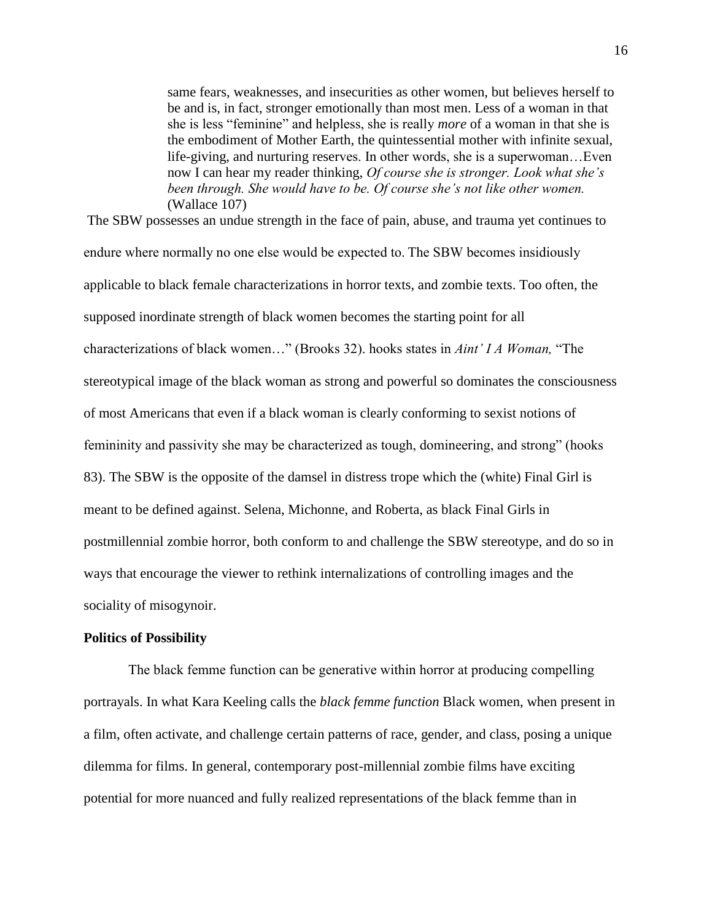> same fears, weaknesses, and insecurities as other women, but believes herself to be and is, in fact, stronger emotionally than most men. Less of a woman in that she is less "feminine" and helpless, she is really *more* of a woman in that she is the embodiment of Mother Earth, the quintessential mother with infinite sexual, life-giving, and nurturing reserves. In other words, she is a superwoman…Even now I can hear my reader thinking, *Of course she is stronger. Look what she's been through. She would have to be. Of course she's not like other women.* (Wallace 107)

The SBW possesses an undue strength in the face of pain, abuse, and trauma yet continues to endure where normally no one else would be expected to. The SBW becomes insidiously applicable to black female characterizations in horror texts, and zombie texts. Too often, the supposed inordinate strength of black women becomes the starting point for all characterizations of black women…" (Brooks 32). hooks states in *Aint' I A Woman,* "The stereotypical image of the black woman as strong and powerful so dominates the consciousness of most Americans that even if a black woman is clearly conforming to sexist notions of femininity and passivity she may be characterized as tough, domineering, and strong" (hooks 83). The SBW is the opposite of the damsel in distress trope which the (white) Final Girl is meant to be defined against. Selena, Michonne, and Roberta, as black Final Girls in postmillennial zombie horror, both conform to and challenge the SBW stereotype, and do so in ways that encourage the viewer to rethink internalizations of controlling images and the sociality of misogynoir.

**Politics of Possibility**

The black femme function can be generative within horror at producing compelling portrayals. In what Kara Keeling calls the *black femme function* Black women, when present in a film, often activate, and challenge certain patterns of race, gender, and class, posing a unique dilemma for films. In general, contemporary post-millennial zombie films have exciting potential for more nuanced and fully realized representations of the black femme than in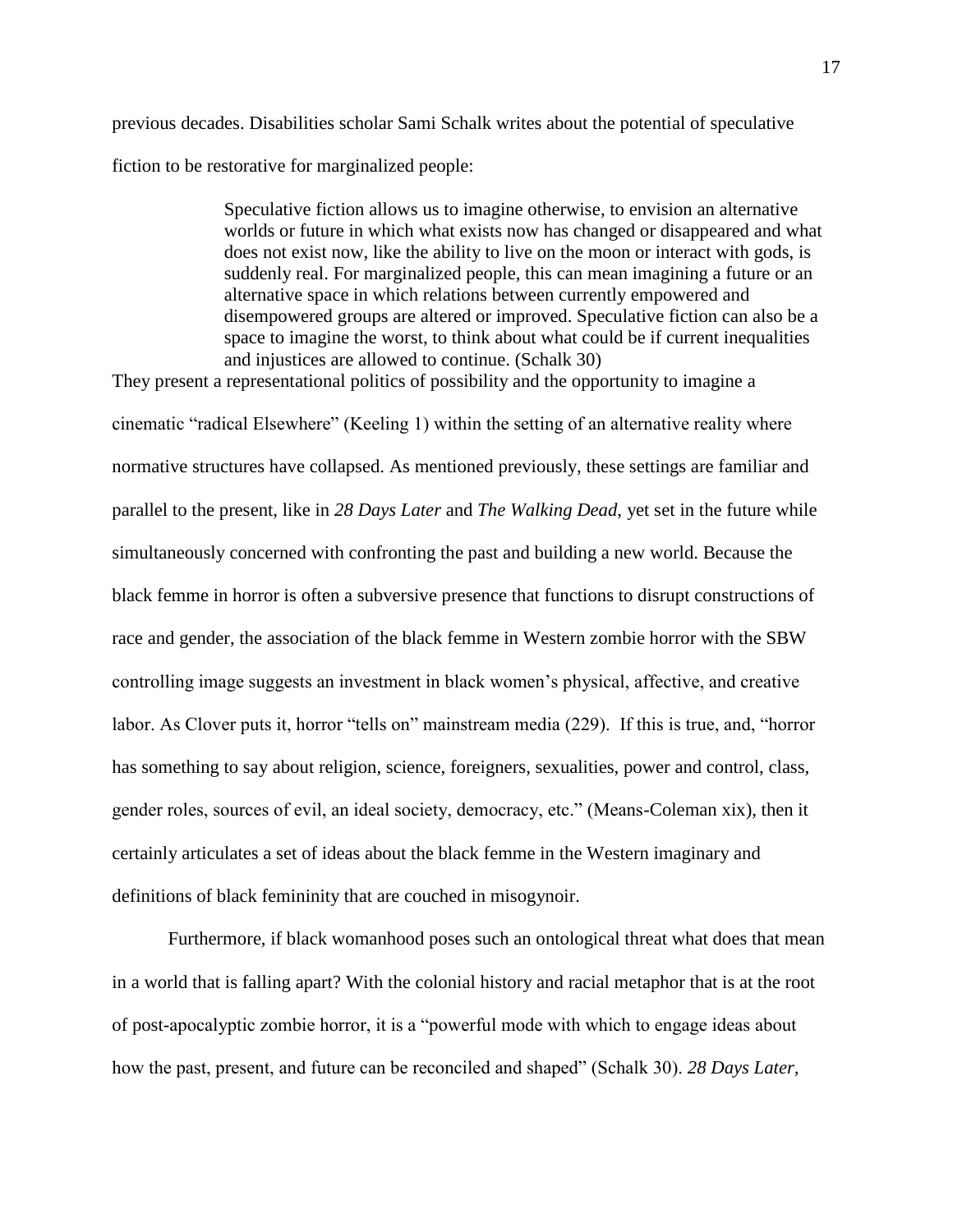previous decades. Disabilities scholar Sami Schalk writes about the potential of speculative fiction to be restorative for marginalized people:

> Speculative fiction allows us to imagine otherwise, to envision an alternative worlds or future in which what exists now has changed or disappeared and what does not exist now, like the ability to live on the moon or interact with gods, is suddenly real. For marginalized people, this can mean imagining a future or an alternative space in which relations between currently empowered and disempowered groups are altered or improved. Speculative fiction can also be a space to imagine the worst, to think about what could be if current inequalities and injustices are allowed to continue. (Schalk 30)

They present a representational politics of possibility and the opportunity to imagine a cinematic "radical Elsewhere" (Keeling 1) within the setting of an alternative reality where normative structures have collapsed. As mentioned previously, these settings are familiar and parallel to the present, like in *28 Days Later* and *The Walking Dead*, yet set in the future while simultaneously concerned with confronting the past and building a new world. Because the black femme in horror is often a subversive presence that functions to disrupt constructions of race and gender, the association of the black femme in Western zombie horror with the SBW controlling image suggests an investment in black women's physical, affective, and creative labor. As Clover puts it, horror "tells on" mainstream media (229). If this is true, and, "horror has something to say about religion, science, foreigners, sexualities, power and control, class, gender roles, sources of evil, an ideal society, democracy, etc." (Means-Coleman xix), then it certainly articulates a set of ideas about the black femme in the Western imaginary and definitions of black femininity that are couched in misogynoir.

Furthermore, if black womanhood poses such an ontological threat what does that mean in a world that is falling apart? With the colonial history and racial metaphor that is at the root of post-apocalyptic zombie horror, it is a "powerful mode with which to engage ideas about how the past, present, and future can be reconciled and shaped" (Schalk 30). *28 Days Later,*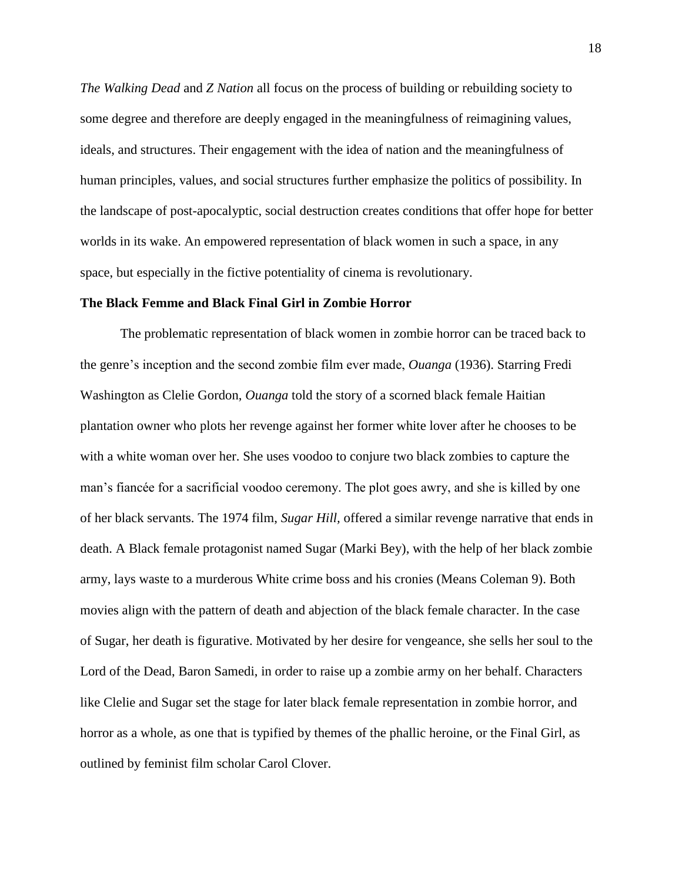*The Walking Dead* and *Z Nation* all focus on the process of building or rebuilding society to some degree and therefore are deeply engaged in the meaningfulness of reimagining values, ideals, and structures. Their engagement with the idea of nation and the meaningfulness of human principles, values, and social structures further emphasize the politics of possibility. In the landscape of post-apocalyptic, social destruction creates conditions that offer hope for better worlds in its wake. An empowered representation of black women in such a space, in any space, but especially in the fictive potentiality of cinema is revolutionary.

**The Black Femme and Black Final Girl in Zombie Horror**

The problematic representation of black women in zombie horror can be traced back to the genre's inception and the second zombie film ever made, *Ouanga* (1936). Starring Fredi Washington as Clelie Gordon, *Ouanga* told the story of a scorned black female Haitian plantation owner who plots her revenge against her former white lover after he chooses to be with a white woman over her. She uses voodoo to conjure two black zombies to capture the man's fiancée for a sacrificial voodoo ceremony. The plot goes awry, and she is killed by one of her black servants. The 1974 film, *Sugar Hill,* offered a similar revenge narrative that ends in death. A Black female protagonist named Sugar (Marki Bey), with the help of her black zombie army, lays waste to a murderous White crime boss and his cronies (Means Coleman 9). Both movies align with the pattern of death and abjection of the black female character. In the case of Sugar, her death is figurative. Motivated by her desire for vengeance, she sells her soul to the Lord of the Dead, Baron Samedi, in order to raise up a zombie army on her behalf. Characters like Clelie and Sugar set the stage for later black female representation in zombie horror, and horror as a whole, as one that is typified by themes of the phallic heroine, or the Final Girl, as outlined by feminist film scholar Carol Clover.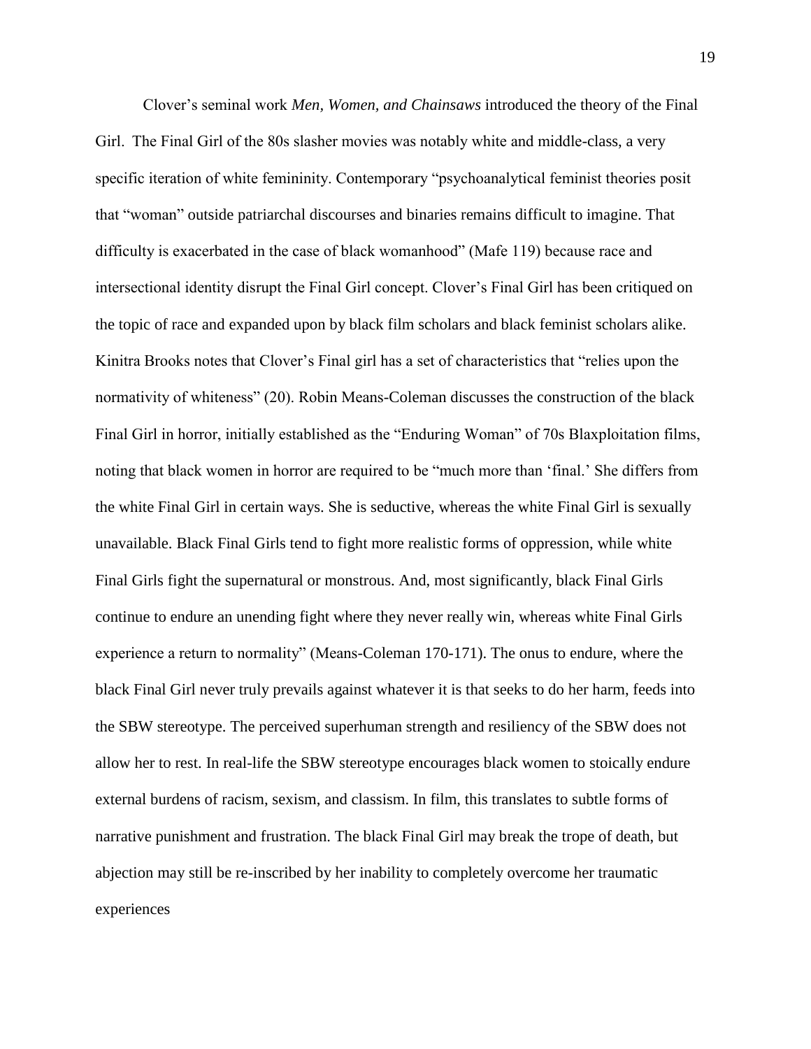Clover's seminal work *Men, Women, and Chainsaws* introduced the theory of the Final Girl. The Final Girl of the 80s slasher movies was notably white and middle-class, a very specific iteration of white femininity. Contemporary "psychoanalytical feminist theories posit that "woman" outside patriarchal discourses and binaries remains difficult to imagine. That difficulty is exacerbated in the case of black womanhood" (Mafe 119) because race and intersectional identity disrupt the Final Girl concept. Clover's Final Girl has been critiqued on the topic of race and expanded upon by black film scholars and black feminist scholars alike. Kinitra Brooks notes that Clover's Final girl has a set of characteristics that "relies upon the normativity of whiteness" (20). Robin Means-Coleman discusses the construction of the black Final Girl in horror, initially established as the "Enduring Woman" of 70s Blaxploitation films, noting that black women in horror are required to be "much more than 'final.' She differs from the white Final Girl in certain ways. She is seductive, whereas the white Final Girl is sexually unavailable. Black Final Girls tend to fight more realistic forms of oppression, while white Final Girls fight the supernatural or monstrous. And, most significantly, black Final Girls continue to endure an unending fight where they never really win, whereas white Final Girls experience a return to normality" (Means-Coleman 170-171). The onus to endure, where the black Final Girl never truly prevails against whatever it is that seeks to do her harm, feeds into the SBW stereotype. The perceived superhuman strength and resiliency of the SBW does not allow her to rest. In real-life the SBW stereotype encourages black women to stoically endure external burdens of racism, sexism, and classism. In film, this translates to subtle forms of narrative punishment and frustration. The black Final Girl may break the trope of death, but abjection may still be re-inscribed by her inability to completely overcome her traumatic experiences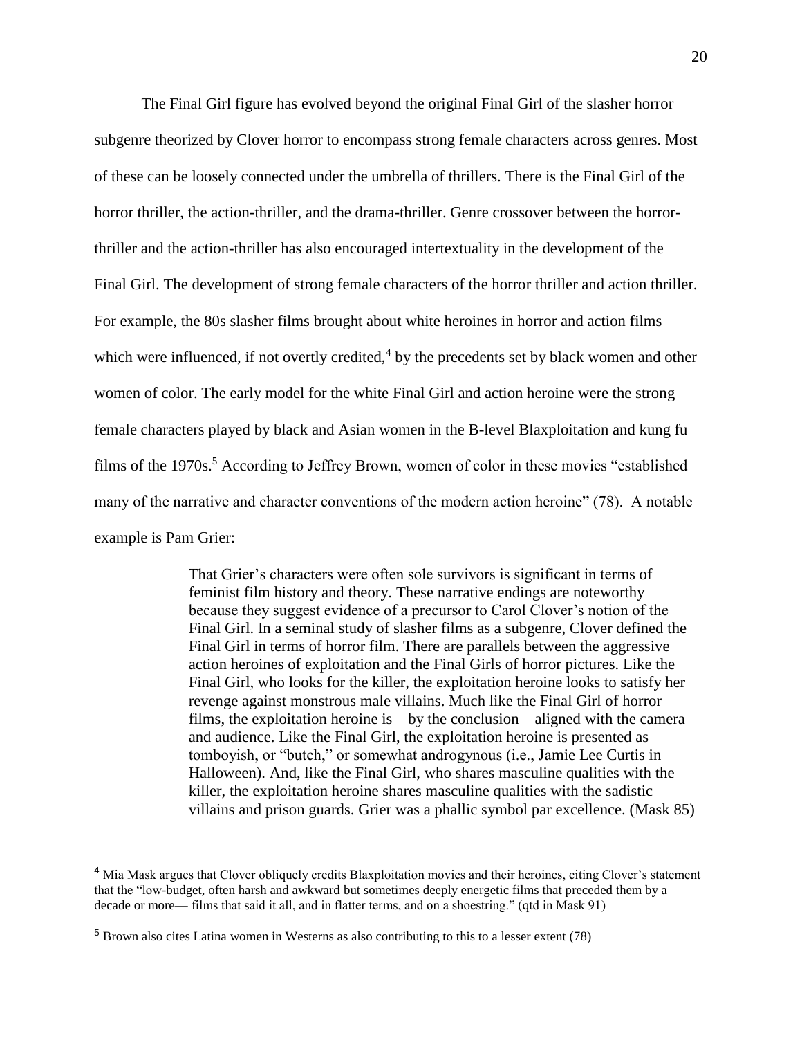The Final Girl figure has evolved beyond the original Final Girl of the slasher horror subgenre theorized by Clover horror to encompass strong female characters across genres. Most of these can be loosely connected under the umbrella of thrillers. There is the Final Girl of the horror thriller, the action-thriller, and the drama-thriller. Genre crossover between the horror-thriller and the action-thriller has also encouraged intertextuality in the development of the Final Girl. The development of strong female characters of the horror thriller and action thriller. For example, the 80s slasher films brought about white heroines in horror and action films which were influenced, if not overtly credited,[4] by the precedents set by black women and other women of color. The early model for the white Final Girl and action heroine were the strong female characters played by black and Asian women in the B-level Blaxploitation and kung fu films of the 1970s.[5] According to Jeffrey Brown, women of color in these movies "established many of the narrative and character conventions of the modern action heroine" (78). A notable example is Pam Grier:

> That Grier's characters were often sole survivors is significant in terms of feminist film history and theory. These narrative endings are noteworthy because they suggest evidence of a precursor to Carol Clover's notion of the Final Girl. In a seminal study of slasher films as a subgenre, Clover defined the Final Girl in terms of horror film. There are parallels between the aggressive action heroines of exploitation and the Final Girls of horror pictures. Like the Final Girl, who looks for the killer, the exploitation heroine looks to satisfy her revenge against monstrous male villains. Much like the Final Girl of horror films, the exploitation heroine is—by the conclusion—aligned with the camera and audience. Like the Final Girl, the exploitation heroine is presented as tomboyish, or "butch," or somewhat androgynous (i.e., Jamie Lee Curtis in Halloween). And, like the Final Girl, who shares masculine qualities with the killer, the exploitation heroine shares masculine qualities with the sadistic villains and prison guards. Grier was a phallic symbol par excellence. (Mask 85)

---

[4] Mia Mask argues that Clover obliquely credits Blaxploitation movies and their heroines, citing Clover's statement that the "low-budget, often harsh and awkward but sometimes deeply energetic films that preceded them by a decade or more— films that said it all, and in flatter terms, and on a shoestring." (qtd in Mask 91)

[5] Brown also cites Latina women in Westerns as also contributing to this to a lesser extent (78)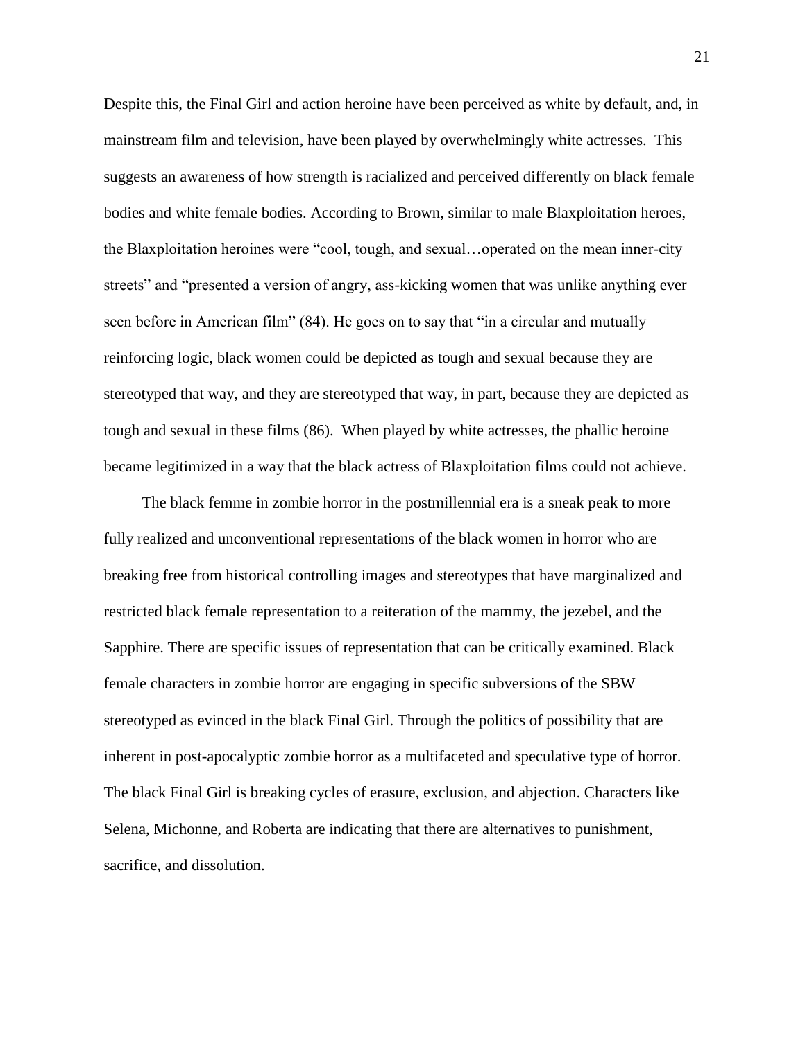Despite this, the Final Girl and action heroine have been perceived as white by default, and, in mainstream film and television, have been played by overwhelmingly white actresses. This suggests an awareness of how strength is racialized and perceived differently on black female bodies and white female bodies. According to Brown, similar to male Blaxploitation heroes, the Blaxploitation heroines were "cool, tough, and sexual…operated on the mean inner-city streets" and "presented a version of angry, ass-kicking women that was unlike anything ever seen before in American film" (84). He goes on to say that "in a circular and mutually reinforcing logic, black women could be depicted as tough and sexual because they are stereotyped that way, and they are stereotyped that way, in part, because they are depicted as tough and sexual in these films (86). When played by white actresses, the phallic heroine became legitimized in a way that the black actress of Blaxploitation films could not achieve.

The black femme in zombie horror in the postmillennial era is a sneak peak to more fully realized and unconventional representations of the black women in horror who are breaking free from historical controlling images and stereotypes that have marginalized and restricted black female representation to a reiteration of the mammy, the jezebel, and the Sapphire. There are specific issues of representation that can be critically examined. Black female characters in zombie horror are engaging in specific subversions of the SBW stereotyped as evinced in the black Final Girl. Through the politics of possibility that are inherent in post-apocalyptic zombie horror as a multifaceted and speculative type of horror. The black Final Girl is breaking cycles of erasure, exclusion, and abjection. Characters like Selena, Michonne, and Roberta are indicating that there are alternatives to punishment, sacrifice, and dissolution.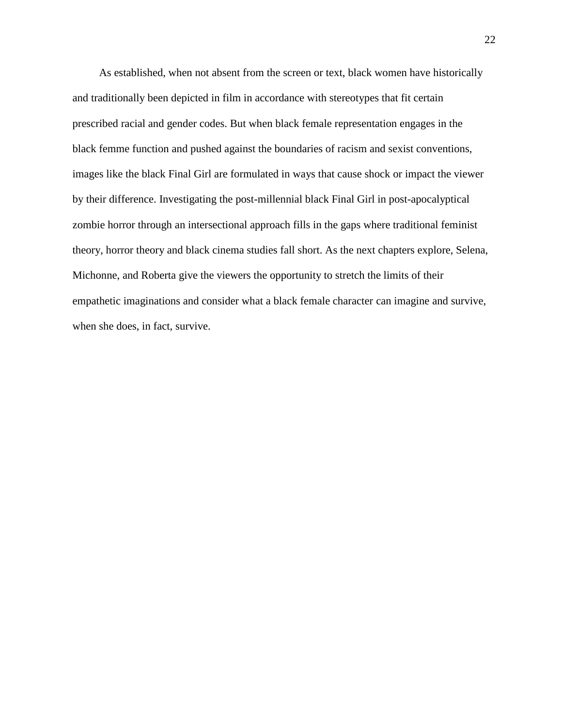As established, when not absent from the screen or text, black women have historically and traditionally been depicted in film in accordance with stereotypes that fit certain prescribed racial and gender codes. But when black female representation engages in the black femme function and pushed against the boundaries of racism and sexist conventions, images like the black Final Girl are formulated in ways that cause shock or impact the viewer by their difference. Investigating the post-millennial black Final Girl in post-apocalyptical zombie horror through an intersectional approach fills in the gaps where traditional feminist theory, horror theory and black cinema studies fall short. As the next chapters explore, Selena, Michonne, and Roberta give the viewers the opportunity to stretch the limits of their empathetic imaginations and consider what a black female character can imagine and survive, when she does, in fact, survive.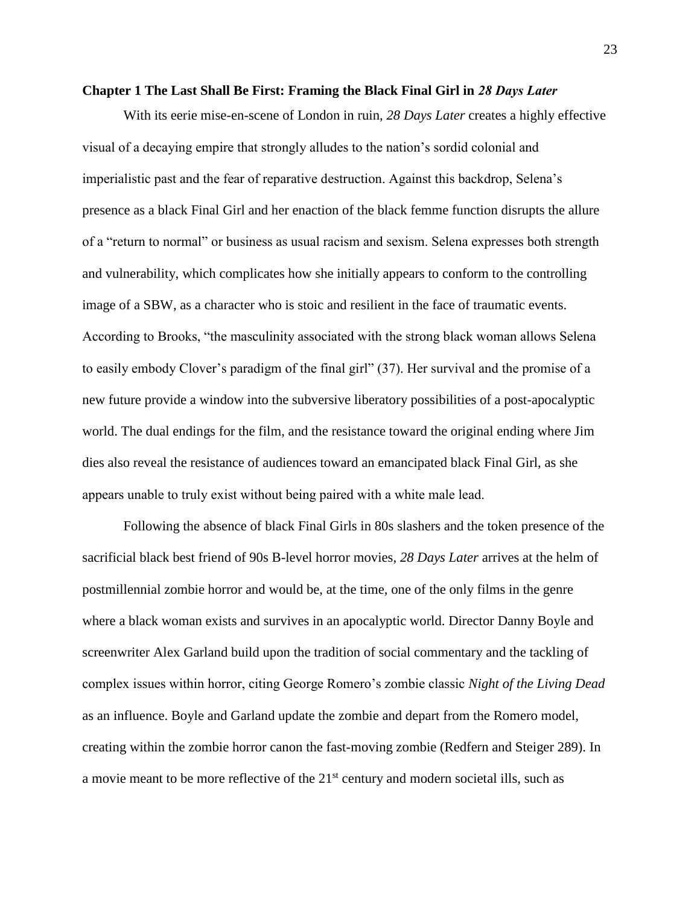## Chapter 1 The Last Shall Be First: Framing the Black Final Girl in *28 Days Later*

With its eerie mise-en-scene of London in ruin, *28 Days Later* creates a highly effective visual of a decaying empire that strongly alludes to the nation's sordid colonial and imperialistic past and the fear of reparative destruction. Against this backdrop, Selena's presence as a black Final Girl and her enaction of the black femme function disrupts the allure of a "return to normal" or business as usual racism and sexism. Selena expresses both strength and vulnerability, which complicates how she initially appears to conform to the controlling image of a SBW, as a character who is stoic and resilient in the face of traumatic events. According to Brooks, "the masculinity associated with the strong black woman allows Selena to easily embody Clover's paradigm of the final girl" (37). Her survival and the promise of a new future provide a window into the subversive liberatory possibilities of a post-apocalyptic world. The dual endings for the film, and the resistance toward the original ending where Jim dies also reveal the resistance of audiences toward an emancipated black Final Girl, as she appears unable to truly exist without being paired with a white male lead.

Following the absence of black Final Girls in 80s slashers and the token presence of the sacrificial black best friend of 90s B-level horror movies, *28 Days Later* arrives at the helm of postmillennial zombie horror and would be, at the time, one of the only films in the genre where a black woman exists and survives in an apocalyptic world. Director Danny Boyle and screenwriter Alex Garland build upon the tradition of social commentary and the tackling of complex issues within horror, citing George Romero's zombie classic *Night of the Living Dead* as an influence. Boyle and Garland update the zombie and depart from the Romero model, creating within the zombie horror canon the fast-moving zombie (Redfern and Steiger 289). In a movie meant to be more reflective of the 21st century and modern societal ills, such as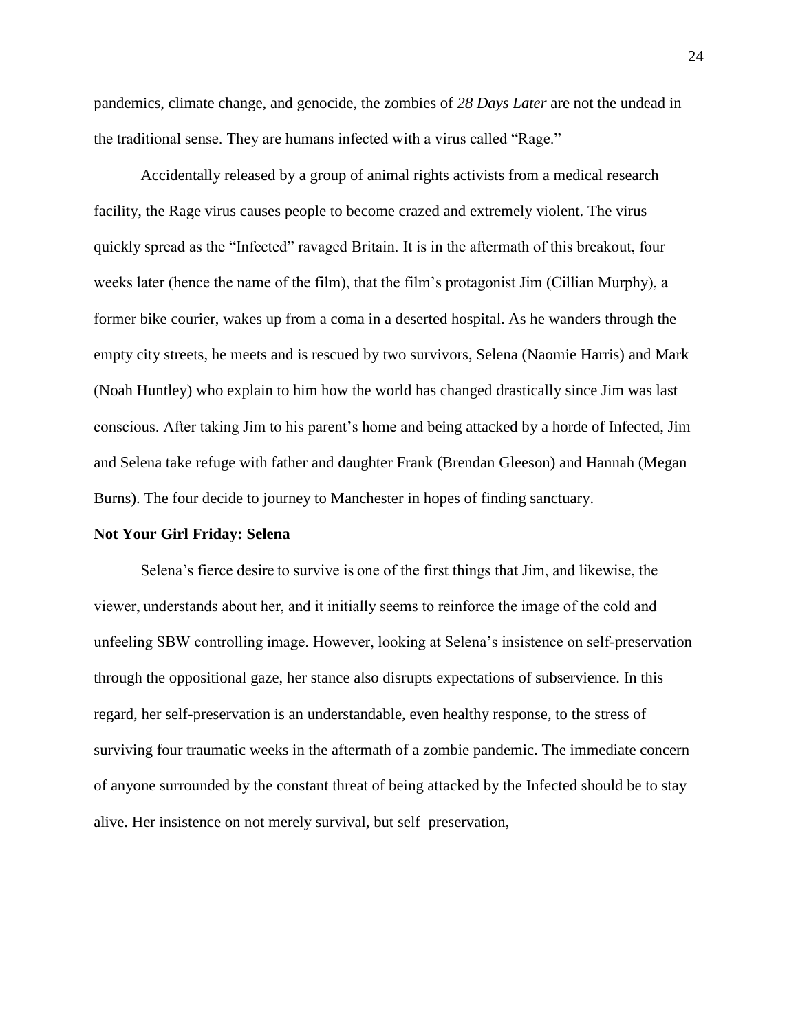pandemics, climate change, and genocide, the zombies of *28 Days Later* are not the undead in the traditional sense. They are humans infected with a virus called "Rage."

Accidentally released by a group of animal rights activists from a medical research facility, the Rage virus causes people to become crazed and extremely violent. The virus quickly spread as the "Infected" ravaged Britain. It is in the aftermath of this breakout, four weeks later (hence the name of the film), that the film's protagonist Jim (Cillian Murphy), a former bike courier, wakes up from a coma in a deserted hospital. As he wanders through the empty city streets, he meets and is rescued by two survivors, Selena (Naomie Harris) and Mark (Noah Huntley) who explain to him how the world has changed drastically since Jim was last conscious. After taking Jim to his parent's home and being attacked by a horde of Infected, Jim and Selena take refuge with father and daughter Frank (Brendan Gleeson) and Hannah (Megan Burns). The four decide to journey to Manchester in hopes of finding sanctuary.

**Not Your Girl Friday: Selena**

Selena's fierce desire to survive is one of the first things that Jim, and likewise, the viewer, understands about her, and it initially seems to reinforce the image of the cold and unfeeling SBW controlling image. However, looking at Selena's insistence on self-preservation through the oppositional gaze, her stance also disrupts expectations of subservience. In this regard, her self-preservation is an understandable, even healthy response, to the stress of surviving four traumatic weeks in the aftermath of a zombie pandemic. The immediate concern of anyone surrounded by the constant threat of being attacked by the Infected should be to stay alive. Her insistence on not merely survival, but self–preservation,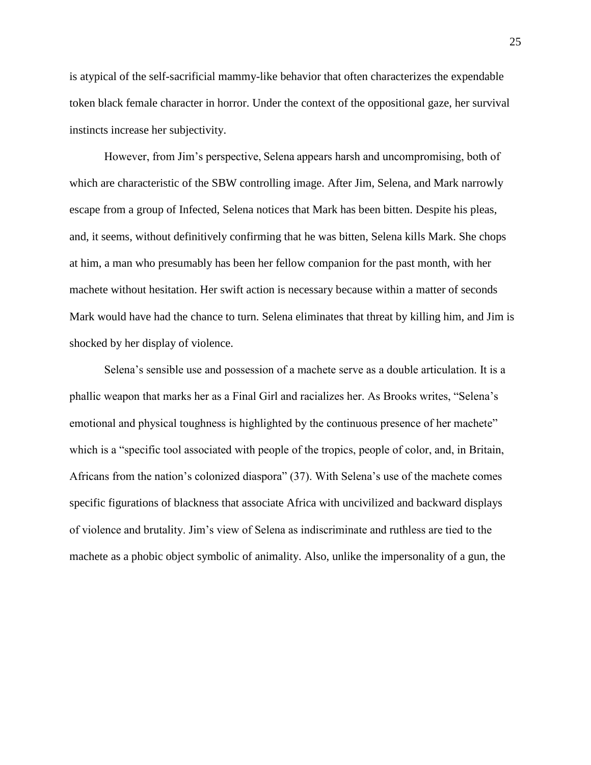is atypical of the self-sacrificial mammy-like behavior that often characterizes the expendable token black female character in horror. Under the context of the oppositional gaze, her survival instincts increase her subjectivity.

However, from Jim's perspective, Selena appears harsh and uncompromising, both of which are characteristic of the SBW controlling image. After Jim, Selena, and Mark narrowly escape from a group of Infected, Selena notices that Mark has been bitten. Despite his pleas, and, it seems, without definitively confirming that he was bitten, Selena kills Mark. She chops at him, a man who presumably has been her fellow companion for the past month, with her machete without hesitation. Her swift action is necessary because within a matter of seconds Mark would have had the chance to turn. Selena eliminates that threat by killing him, and Jim is shocked by her display of violence.

Selena's sensible use and possession of a machete serve as a double articulation. It is a phallic weapon that marks her as a Final Girl and racializes her. As Brooks writes, "Selena's emotional and physical toughness is highlighted by the continuous presence of her machete" which is a "specific tool associated with people of the tropics, people of color, and, in Britain, Africans from the nation's colonized diaspora" (37). With Selena's use of the machete comes specific figurations of blackness that associate Africa with uncivilized and backward displays of violence and brutality. Jim's view of Selena as indiscriminate and ruthless are tied to the machete as a phobic object symbolic of animality. Also, unlike the impersonality of a gun, the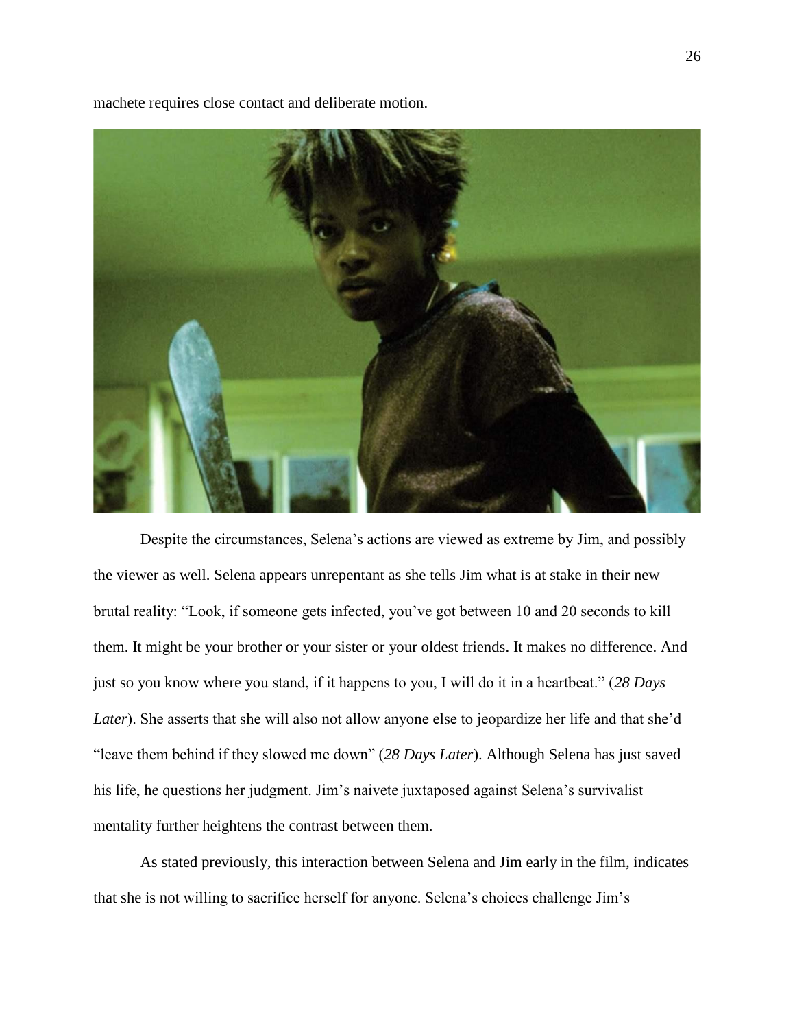machete requires close contact and deliberate motion.

Despite the circumstances, Selena's actions are viewed as extreme by Jim, and possibly the viewer as well. Selena appears unrepentant as she tells Jim what is at stake in their new brutal reality: "Look, if someone gets infected, you've got between 10 and 20 seconds to kill them. It might be your brother or your sister or your oldest friends. It makes no difference. And just so you know where you stand, if it happens to you, I will do it in a heartbeat." (*28 Days Later*). She asserts that she will also not allow anyone else to jeopardize her life and that she'd "leave them behind if they slowed me down" (*28 Days Later*). Although Selena has just saved his life, he questions her judgment. Jim's naivete juxtaposed against Selena's survivalist mentality further heightens the contrast between them.

As stated previously, this interaction between Selena and Jim early in the film, indicates that she is not willing to sacrifice herself for anyone. Selena's choices challenge Jim's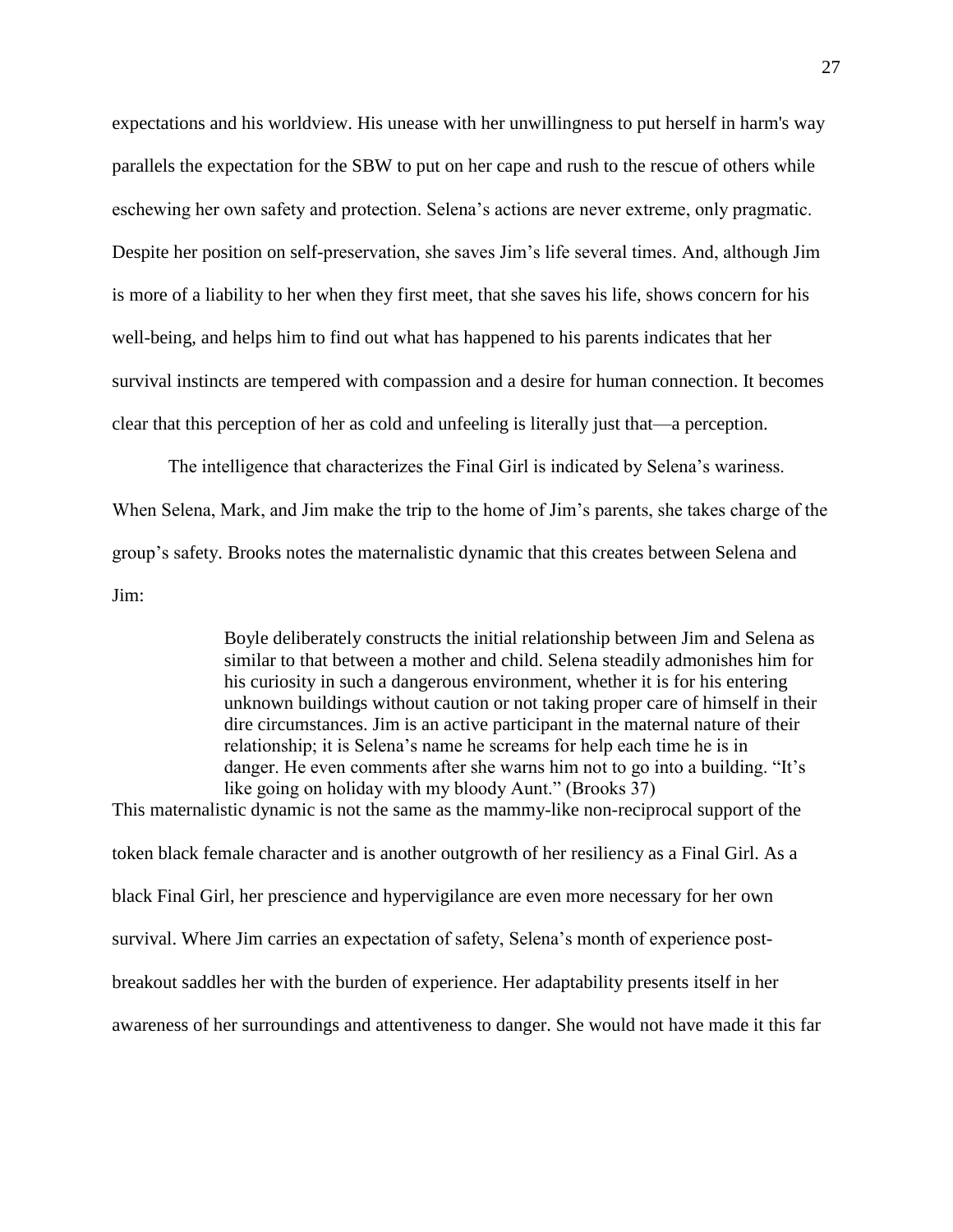expectations and his worldview. His unease with her unwillingness to put herself in harm's way parallels the expectation for the SBW to put on her cape and rush to the rescue of others while eschewing her own safety and protection. Selena's actions are never extreme, only pragmatic. Despite her position on self-preservation, she saves Jim's life several times. And, although Jim is more of a liability to her when they first meet, that she saves his life, shows concern for his well-being, and helps him to find out what has happened to his parents indicates that her survival instincts are tempered with compassion and a desire for human connection. It becomes clear that this perception of her as cold and unfeeling is literally just that—a perception.

The intelligence that characterizes the Final Girl is indicated by Selena's wariness. When Selena, Mark, and Jim make the trip to the home of Jim's parents, she takes charge of the group's safety. Brooks notes the maternalistic dynamic that this creates between Selena and Jim:

> Boyle deliberately constructs the initial relationship between Jim and Selena as similar to that between a mother and child. Selena steadily admonishes him for his curiosity in such a dangerous environment, whether it is for his entering unknown buildings without caution or not taking proper care of himself in their dire circumstances. Jim is an active participant in the maternal nature of their relationship; it is Selena's name he screams for help each time he is in danger. He even comments after she warns him not to go into a building. "It's like going on holiday with my bloody Aunt." (Brooks 37)

This maternalistic dynamic is not the same as the mammy-like non-reciprocal support of the token black female character and is another outgrowth of her resiliency as a Final Girl. As a black Final Girl, her prescience and hypervigilance are even more necessary for her own survival. Where Jim carries an expectation of safety, Selena's month of experience post-breakout saddles her with the burden of experience. Her adaptability presents itself in her awareness of her surroundings and attentiveness to danger. She would not have made it this far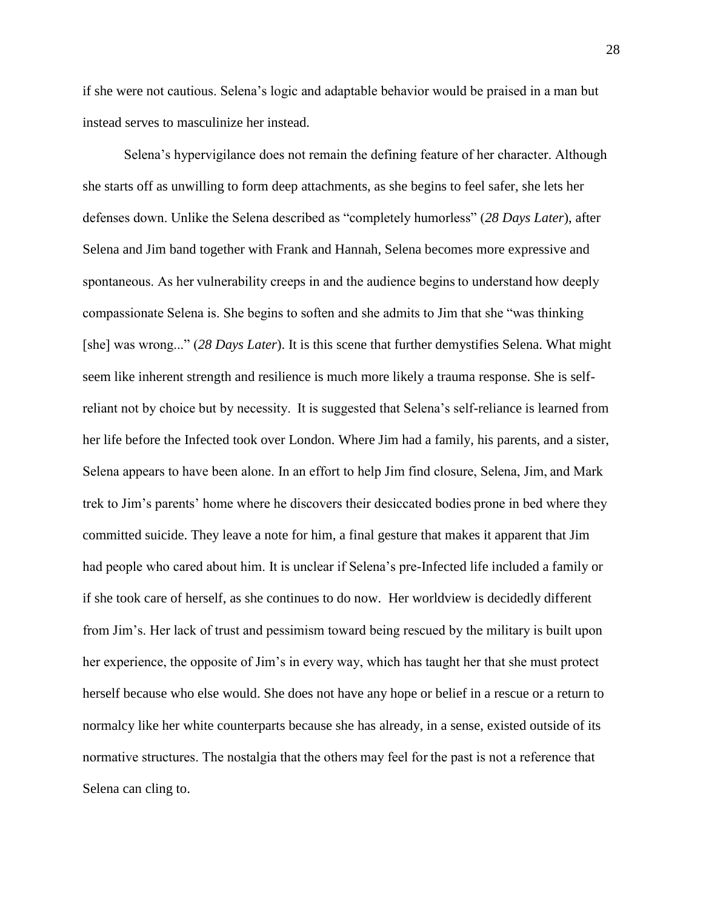if she were not cautious. Selena's logic and adaptable behavior would be praised in a man but instead serves to masculinize her instead.

Selena's hypervigilance does not remain the defining feature of her character. Although she starts off as unwilling to form deep attachments, as she begins to feel safer, she lets her defenses down. Unlike the Selena described as "completely humorless" (*28 Days Later*), after Selena and Jim band together with Frank and Hannah, Selena becomes more expressive and spontaneous. As her vulnerability creeps in and the audience begins to understand how deeply compassionate Selena is. She begins to soften and she admits to Jim that she "was thinking [she] was wrong..." (*28 Days Later*). It is this scene that further demystifies Selena. What might seem like inherent strength and resilience is much more likely a trauma response. She is self-reliant not by choice but by necessity. It is suggested that Selena's self-reliance is learned from her life before the Infected took over London. Where Jim had a family, his parents, and a sister, Selena appears to have been alone. In an effort to help Jim find closure, Selena, Jim, and Mark trek to Jim's parents' home where he discovers their desiccated bodies prone in bed where they committed suicide. They leave a note for him, a final gesture that makes it apparent that Jim had people who cared about him. It is unclear if Selena's pre-Infected life included a family or if she took care of herself, as she continues to do now. Her worldview is decidedly different from Jim's. Her lack of trust and pessimism toward being rescued by the military is built upon her experience, the opposite of Jim's in every way, which has taught her that she must protect herself because who else would. She does not have any hope or belief in a rescue or a return to normalcy like her white counterparts because she has already, in a sense, existed outside of its normative structures. The nostalgia that the others may feel for the past is not a reference that Selena can cling to.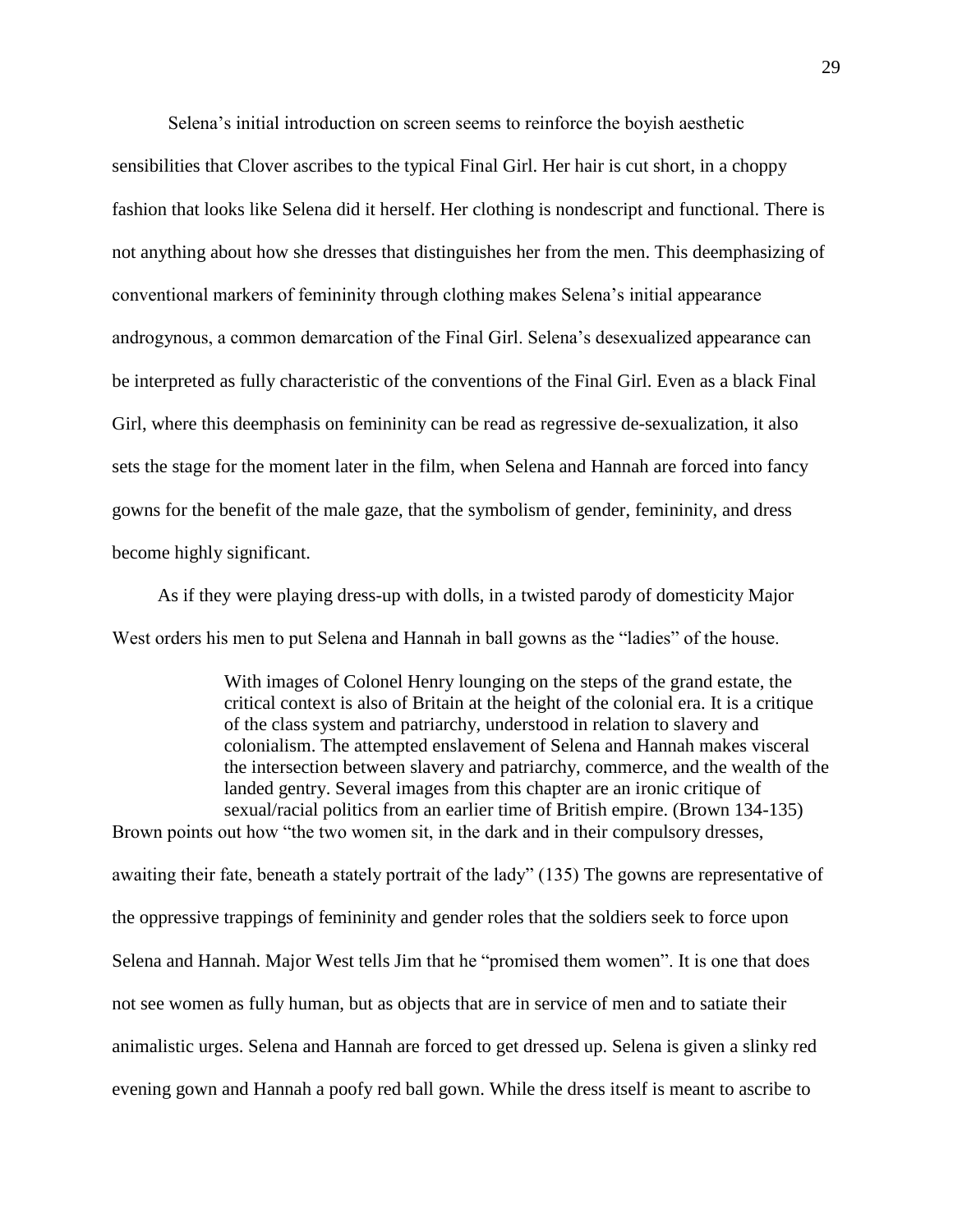Selena's initial introduction on screen seems to reinforce the boyish aesthetic sensibilities that Clover ascribes to the typical Final Girl. Her hair is cut short, in a choppy fashion that looks like Selena did it herself. Her clothing is nondescript and functional. There is not anything about how she dresses that distinguishes her from the men. This deemphasizing of conventional markers of femininity through clothing makes Selena's initial appearance androgynous, a common demarcation of the Final Girl. Selena's desexualized appearance can be interpreted as fully characteristic of the conventions of the Final Girl. Even as a black Final Girl, where this deemphasis on femininity can be read as regressive de-sexualization, it also sets the stage for the moment later in the film, when Selena and Hannah are forced into fancy gowns for the benefit of the male gaze, that the symbolism of gender, femininity, and dress become highly significant.

As if they were playing dress-up with dolls, in a twisted parody of domesticity Major West orders his men to put Selena and Hannah in ball gowns as the "ladies" of the house.

> With images of Colonel Henry lounging on the steps of the grand estate, the critical context is also of Britain at the height of the colonial era. It is a critique of the class system and patriarchy, understood in relation to slavery and colonialism. The attempted enslavement of Selena and Hannah makes visceral the intersection between slavery and patriarchy, commerce, and the wealth of the landed gentry. Several images from this chapter are an ironic critique of sexual/racial politics from an earlier time of British empire. (Brown 134-135)

Brown points out how "the two women sit, in the dark and in their compulsory dresses, awaiting their fate, beneath a stately portrait of the lady" (135) The gowns are representative of the oppressive trappings of femininity and gender roles that the soldiers seek to force upon Selena and Hannah. Major West tells Jim that he "promised them women". It is one that does not see women as fully human, but as objects that are in service of men and to satiate their animalistic urges. Selena and Hannah are forced to get dressed up. Selena is given a slinky red evening gown and Hannah a poofy red ball gown. While the dress itself is meant to ascribe to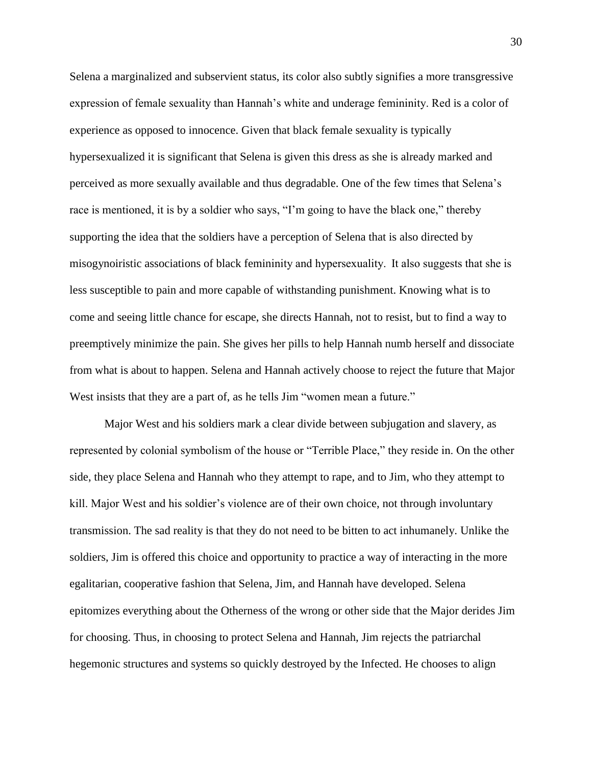Selena a marginalized and subservient status, its color also subtly signifies a more transgressive expression of female sexuality than Hannah's white and underage femininity. Red is a color of experience as opposed to innocence. Given that black female sexuality is typically hypersexualized it is significant that Selena is given this dress as she is already marked and perceived as more sexually available and thus degradable. One of the few times that Selena's race is mentioned, it is by a soldier who says, "I'm going to have the black one," thereby supporting the idea that the soldiers have a perception of Selena that is also directed by misogynoiristic associations of black femininity and hypersexuality. It also suggests that she is less susceptible to pain and more capable of withstanding punishment. Knowing what is to come and seeing little chance for escape, she directs Hannah, not to resist, but to find a way to preemptively minimize the pain. She gives her pills to help Hannah numb herself and dissociate from what is about to happen. Selena and Hannah actively choose to reject the future that Major West insists that they are a part of, as he tells Jim "women mean a future."

Major West and his soldiers mark a clear divide between subjugation and slavery, as represented by colonial symbolism of the house or "Terrible Place," they reside in. On the other side, they place Selena and Hannah who they attempt to rape, and to Jim, who they attempt to kill. Major West and his soldier's violence are of their own choice, not through involuntary transmission. The sad reality is that they do not need to be bitten to act inhumanely. Unlike the soldiers, Jim is offered this choice and opportunity to practice a way of interacting in the more egalitarian, cooperative fashion that Selena, Jim, and Hannah have developed. Selena epitomizes everything about the Otherness of the wrong or other side that the Major derides Jim for choosing. Thus, in choosing to protect Selena and Hannah, Jim rejects the patriarchal hegemonic structures and systems so quickly destroyed by the Infected. He chooses to align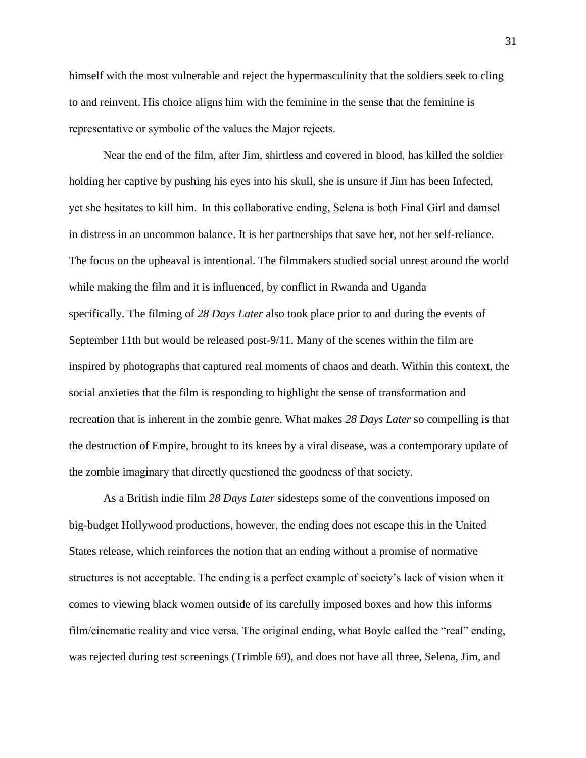himself with the most vulnerable and reject the hypermasculinity that the soldiers seek to cling to and reinvent. His choice aligns him with the feminine in the sense that the feminine is representative or symbolic of the values the Major rejects.

Near the end of the film, after Jim, shirtless and covered in blood, has killed the soldier holding her captive by pushing his eyes into his skull, she is unsure if Jim has been Infected, yet she hesitates to kill him. In this collaborative ending, Selena is both Final Girl and damsel in distress in an uncommon balance. It is her partnerships that save her, not her self-reliance. The focus on the upheaval is intentional. The filmmakers studied social unrest around the world while making the film and it is influenced, by conflict in Rwanda and Uganda specifically. The filming of *28 Days Later* also took place prior to and during the events of September 11th but would be released post-9/11. Many of the scenes within the film are inspired by photographs that captured real moments of chaos and death. Within this context, the social anxieties that the film is responding to highlight the sense of transformation and recreation that is inherent in the zombie genre. What makes *28 Days Later* so compelling is that the destruction of Empire, brought to its knees by a viral disease, was a contemporary update of the zombie imaginary that directly questioned the goodness of that society.

As a British indie film *28 Days Later* sidesteps some of the conventions imposed on big-budget Hollywood productions, however, the ending does not escape this in the United States release, which reinforces the notion that an ending without a promise of normative structures is not acceptable. The ending is a perfect example of society's lack of vision when it comes to viewing black women outside of its carefully imposed boxes and how this informs film/cinematic reality and vice versa. The original ending, what Boyle called the "real" ending, was rejected during test screenings (Trimble 69), and does not have all three, Selena, Jim, and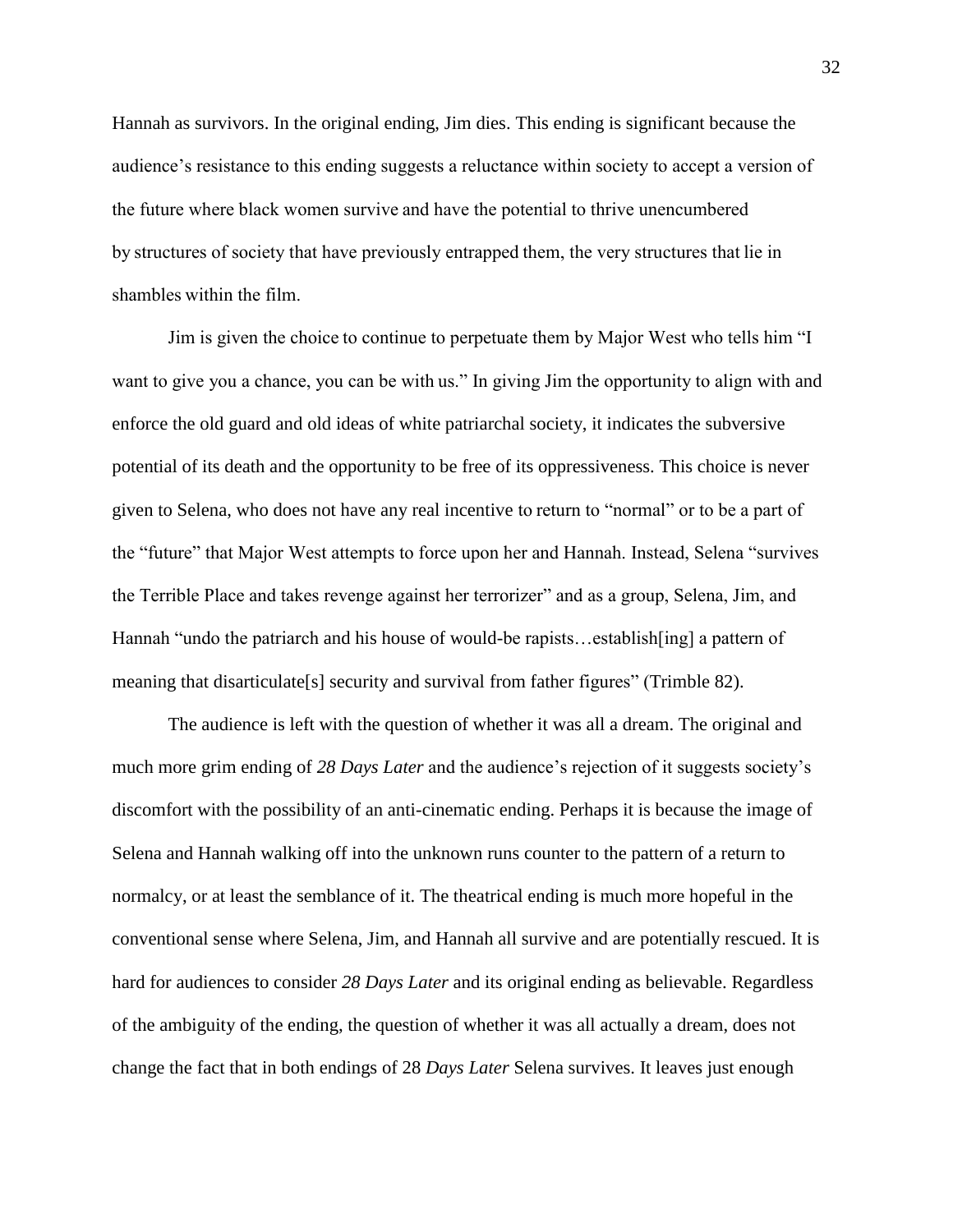Hannah as survivors. In the original ending, Jim dies. This ending is significant because the audience's resistance to this ending suggests a reluctance within society to accept a version of the future where black women survive and have the potential to thrive unencumbered by structures of society that have previously entrapped them, the very structures that lie in shambles within the film.

Jim is given the choice to continue to perpetuate them by Major West who tells him "I want to give you a chance, you can be with us." In giving Jim the opportunity to align with and enforce the old guard and old ideas of white patriarchal society, it indicates the subversive potential of its death and the opportunity to be free of its oppressiveness. This choice is never given to Selena, who does not have any real incentive to return to "normal" or to be a part of the "future" that Major West attempts to force upon her and Hannah. Instead, Selena "survives the Terrible Place and takes revenge against her terrorizer" and as a group, Selena, Jim, and Hannah "undo the patriarch and his house of would-be rapists…establish[ing] a pattern of meaning that disarticulate[s] security and survival from father figures" (Trimble 82).

The audience is left with the question of whether it was all a dream. The original and much more grim ending of *28 Days Later* and the audience's rejection of it suggests society's discomfort with the possibility of an anti-cinematic ending. Perhaps it is because the image of Selena and Hannah walking off into the unknown runs counter to the pattern of a return to normalcy, or at least the semblance of it. The theatrical ending is much more hopeful in the conventional sense where Selena, Jim, and Hannah all survive and are potentially rescued. It is hard for audiences to consider *28 Days Later* and its original ending as believable. Regardless of the ambiguity of the ending, the question of whether it was all actually a dream, does not change the fact that in both endings of 28 *Days Later* Selena survives. It leaves just enough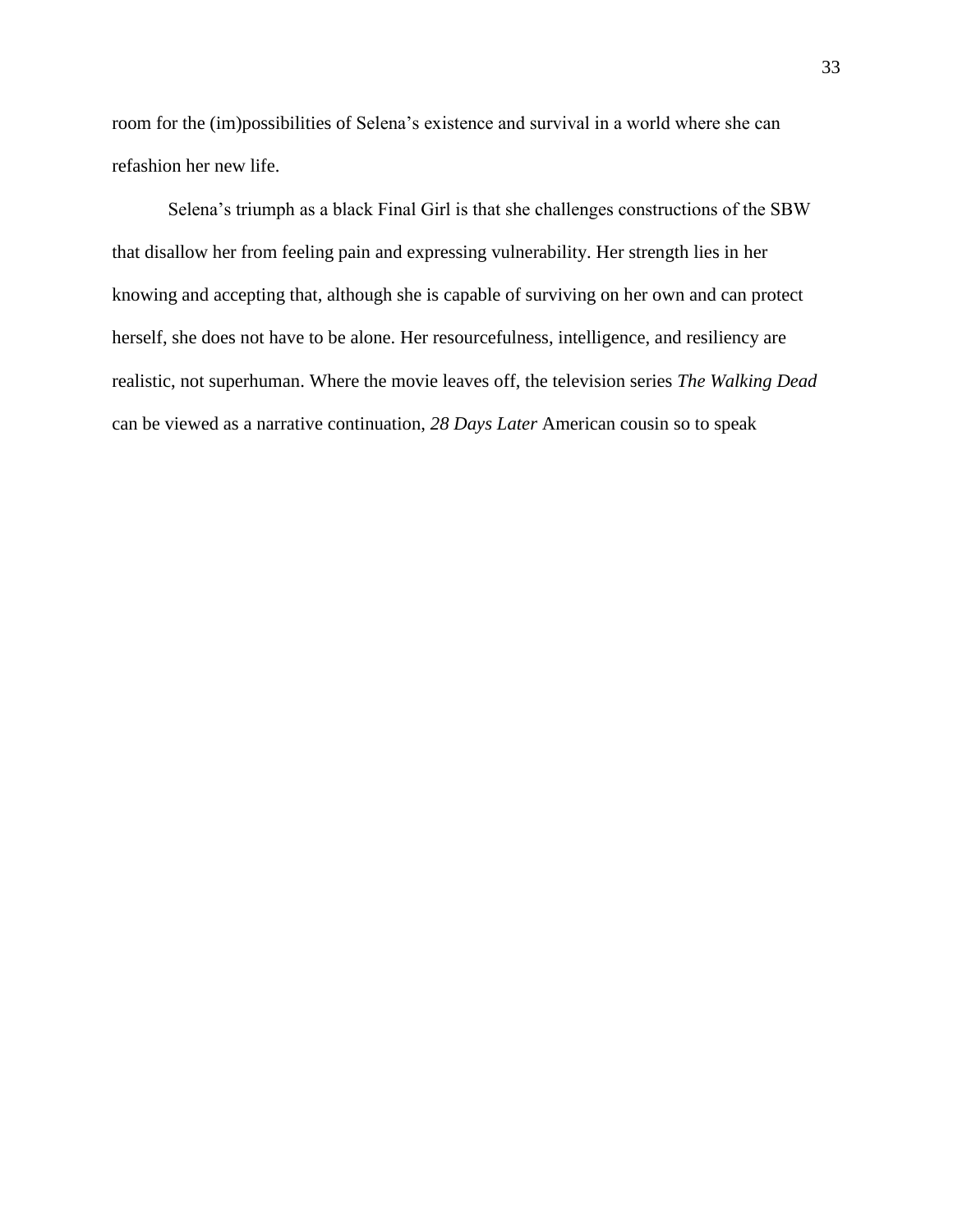room for the (im)possibilities of Selena's existence and survival in a world where she can refashion her new life.

Selena's triumph as a black Final Girl is that she challenges constructions of the SBW that disallow her from feeling pain and expressing vulnerability. Her strength lies in her knowing and accepting that, although she is capable of surviving on her own and can protect herself, she does not have to be alone. Her resourcefulness, intelligence, and resiliency are realistic, not superhuman. Where the movie leaves off, the television series *The Walking Dead* can be viewed as a narrative continuation, *28 Days Later* American cousin so to speak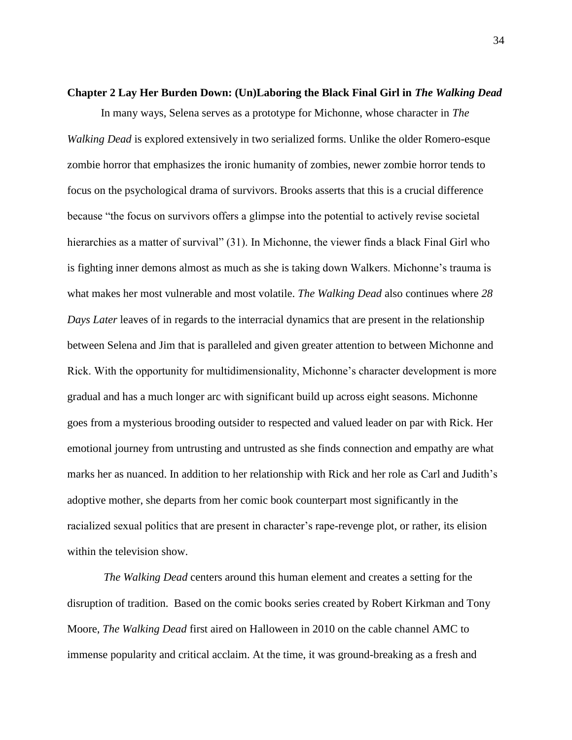## Chapter 2 Lay Her Burden Down: (Un)Laboring the Black Final Girl in *The Walking Dead*

In many ways, Selena serves as a prototype for Michonne, whose character in *The Walking Dead* is explored extensively in two serialized forms. Unlike the older Romero-esque zombie horror that emphasizes the ironic humanity of zombies, newer zombie horror tends to focus on the psychological drama of survivors. Brooks asserts that this is a crucial difference because "the focus on survivors offers a glimpse into the potential to actively revise societal hierarchies as a matter of survival" (31). In Michonne, the viewer finds a black Final Girl who is fighting inner demons almost as much as she is taking down Walkers. Michonne's trauma is what makes her most vulnerable and most volatile. *The Walking Dead* also continues where *28 Days Later* leaves of in regards to the interracial dynamics that are present in the relationship between Selena and Jim that is paralleled and given greater attention to between Michonne and Rick. With the opportunity for multidimensionality, Michonne's character development is more gradual and has a much longer arc with significant build up across eight seasons. Michonne goes from a mysterious brooding outsider to respected and valued leader on par with Rick. Her emotional journey from untrusting and untrusted as she finds connection and empathy are what marks her as nuanced. In addition to her relationship with Rick and her role as Carl and Judith's adoptive mother, she departs from her comic book counterpart most significantly in the racialized sexual politics that are present in character's rape-revenge plot, or rather, its elision within the television show.

*The Walking Dead* centers around this human element and creates a setting for the disruption of tradition. Based on the comic books series created by Robert Kirkman and Tony Moore, *The Walking Dead* first aired on Halloween in 2010 on the cable channel AMC to immense popularity and critical acclaim. At the time, it was ground-breaking as a fresh and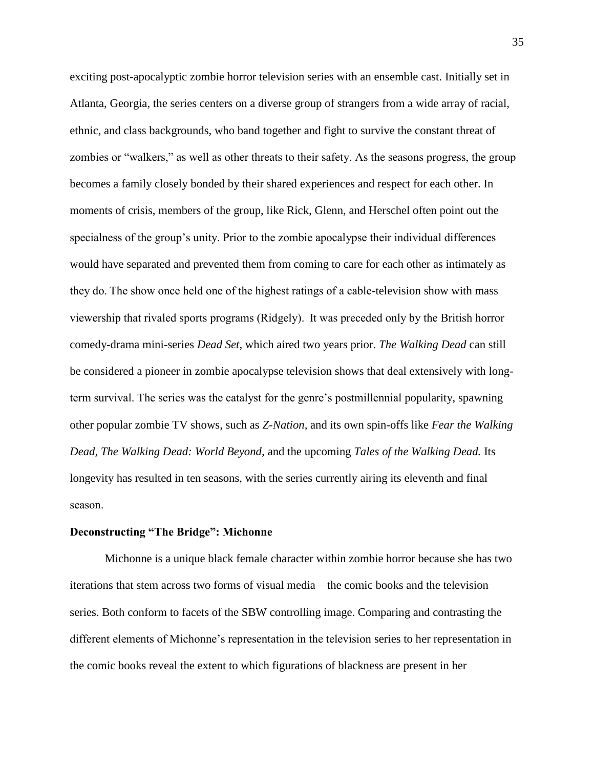exciting post-apocalyptic zombie horror television series with an ensemble cast. Initially set in Atlanta, Georgia, the series centers on a diverse group of strangers from a wide array of racial, ethnic, and class backgrounds, who band together and fight to survive the constant threat of zombies or "walkers," as well as other threats to their safety. As the seasons progress, the group becomes a family closely bonded by their shared experiences and respect for each other. In moments of crisis, members of the group, like Rick, Glenn, and Herschel often point out the specialness of the group's unity. Prior to the zombie apocalypse their individual differences would have separated and prevented them from coming to care for each other as intimately as they do. The show once held one of the highest ratings of a cable-television show with mass viewership that rivaled sports programs (Ridgely). It was preceded only by the British horror comedy-drama mini-series *Dead Set*, which aired two years prior. *The Walking Dead* can still be considered a pioneer in zombie apocalypse television shows that deal extensively with long-term survival. The series was the catalyst for the genre's postmillennial popularity, spawning other popular zombie TV shows, such as *Z-Nation,* and its own spin-offs like *Fear the Walking Dead, The Walking Dead: World Beyond,* and the upcoming *Tales of the Walking Dead.* Its longevity has resulted in ten seasons, with the series currently airing its eleventh and final season.

**Deconstructing "The Bridge": Michonne**

Michonne is a unique black female character within zombie horror because she has two iterations that stem across two forms of visual media—the comic books and the television series. Both conform to facets of the SBW controlling image. Comparing and contrasting the different elements of Michonne's representation in the television series to her representation in the comic books reveal the extent to which figurations of blackness are present in her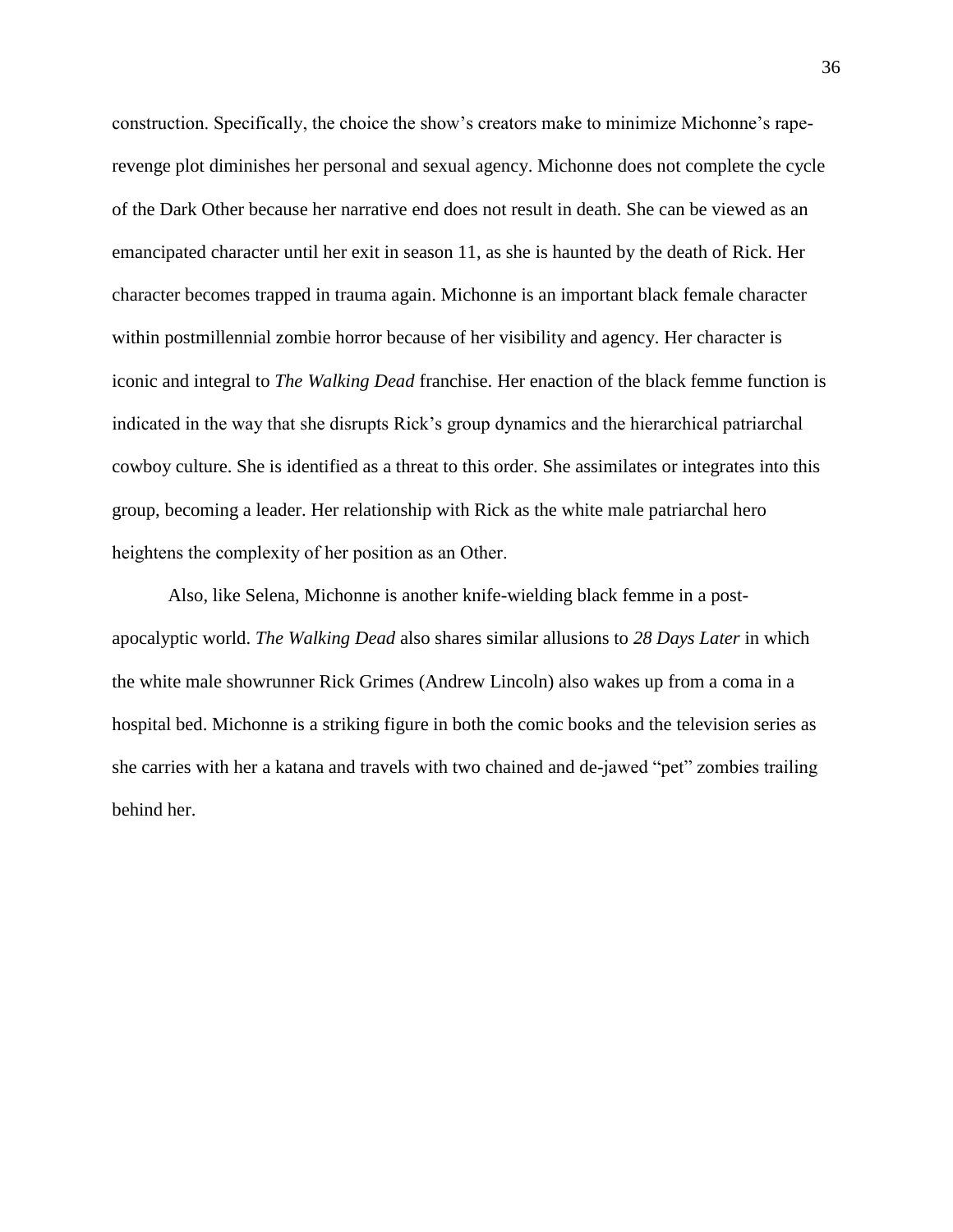construction. Specifically, the choice the show's creators make to minimize Michonne's rape-revenge plot diminishes her personal and sexual agency. Michonne does not complete the cycle of the Dark Other because her narrative end does not result in death. She can be viewed as an emancipated character until her exit in season 11, as she is haunted by the death of Rick. Her character becomes trapped in trauma again. Michonne is an important black female character within postmillennial zombie horror because of her visibility and agency. Her character is iconic and integral to *The Walking Dead* franchise. Her enaction of the black femme function is indicated in the way that she disrupts Rick's group dynamics and the hierarchical patriarchal cowboy culture. She is identified as a threat to this order. She assimilates or integrates into this group, becoming a leader. Her relationship with Rick as the white male patriarchal hero heightens the complexity of her position as an Other.

Also, like Selena, Michonne is another knife-wielding black femme in a post-apocalyptic world. *The Walking Dead* also shares similar allusions to *28 Days Later* in which the white male showrunner Rick Grimes (Andrew Lincoln) also wakes up from a coma in a hospital bed. Michonne is a striking figure in both the comic books and the television series as she carries with her a katana and travels with two chained and de-jawed "pet" zombies trailing behind her.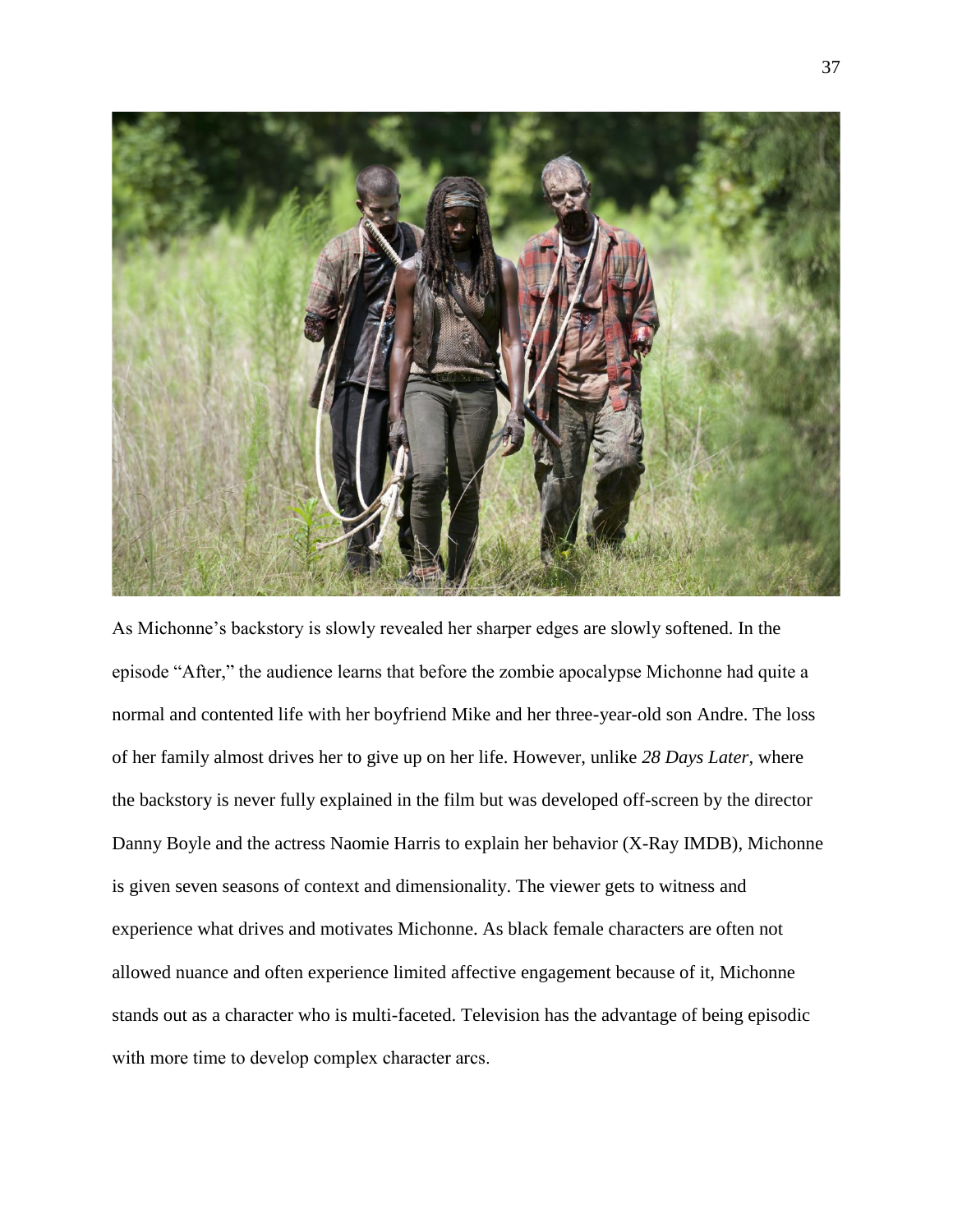As Michonne's backstory is slowly revealed her sharper edges are slowly softened. In the episode "After," the audience learns that before the zombie apocalypse Michonne had quite a normal and contented life with her boyfriend Mike and her three-year-old son Andre. The loss of her family almost drives her to give up on her life. However, unlike *28 Days Later*, where the backstory is never fully explained in the film but was developed off-screen by the director Danny Boyle and the actress Naomie Harris to explain her behavior (X-Ray IMDB), Michonne is given seven seasons of context and dimensionality. The viewer gets to witness and experience what drives and motivates Michonne. As black female characters are often not allowed nuance and often experience limited affective engagement because of it, Michonne stands out as a character who is multi-faceted. Television has the advantage of being episodic with more time to develop complex character arcs.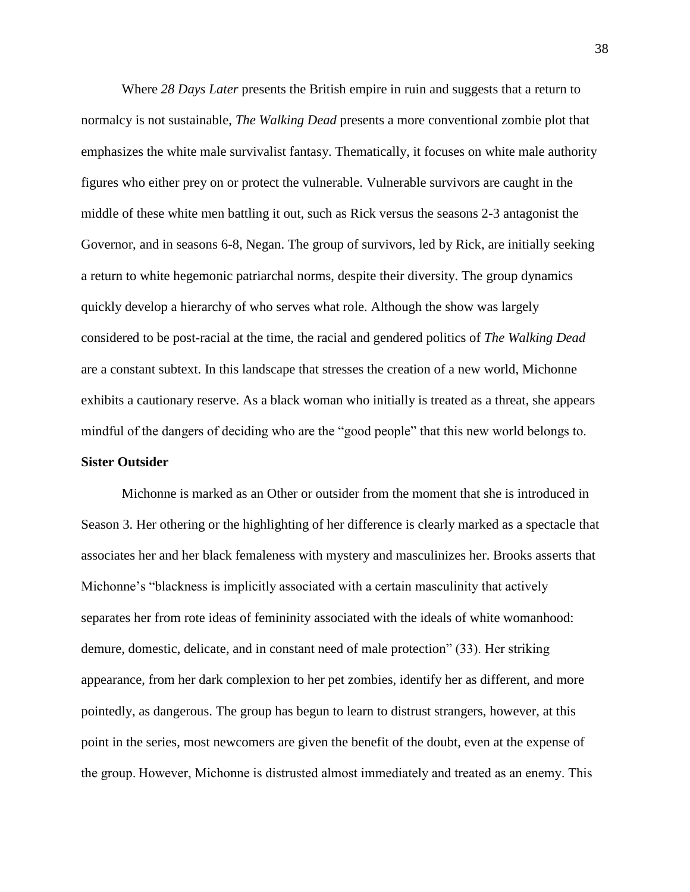Where *28 Days Later* presents the British empire in ruin and suggests that a return to normalcy is not sustainable, *The Walking Dead* presents a more conventional zombie plot that emphasizes the white male survivalist fantasy. Thematically, it focuses on white male authority figures who either prey on or protect the vulnerable. Vulnerable survivors are caught in the middle of these white men battling it out, such as Rick versus the seasons 2-3 antagonist the Governor, and in seasons 6-8, Negan. The group of survivors, led by Rick, are initially seeking a return to white hegemonic patriarchal norms, despite their diversity. The group dynamics quickly develop a hierarchy of who serves what role. Although the show was largely considered to be post-racial at the time, the racial and gendered politics of *The Walking Dead* are a constant subtext. In this landscape that stresses the creation of a new world, Michonne exhibits a cautionary reserve. As a black woman who initially is treated as a threat, she appears mindful of the dangers of deciding who are the "good people" that this new world belongs to.

**Sister Outsider**

Michonne is marked as an Other or outsider from the moment that she is introduced in Season 3. Her othering or the highlighting of her difference is clearly marked as a spectacle that associates her and her black femaleness with mystery and masculinizes her. Brooks asserts that Michonne's "blackness is implicitly associated with a certain masculinity that actively separates her from rote ideas of femininity associated with the ideals of white womanhood: demure, domestic, delicate, and in constant need of male protection" (33). Her striking appearance, from her dark complexion to her pet zombies, identify her as different, and more pointedly, as dangerous. The group has begun to learn to distrust strangers, however, at this point in the series, most newcomers are given the benefit of the doubt, even at the expense of the group. However, Michonne is distrusted almost immediately and treated as an enemy. This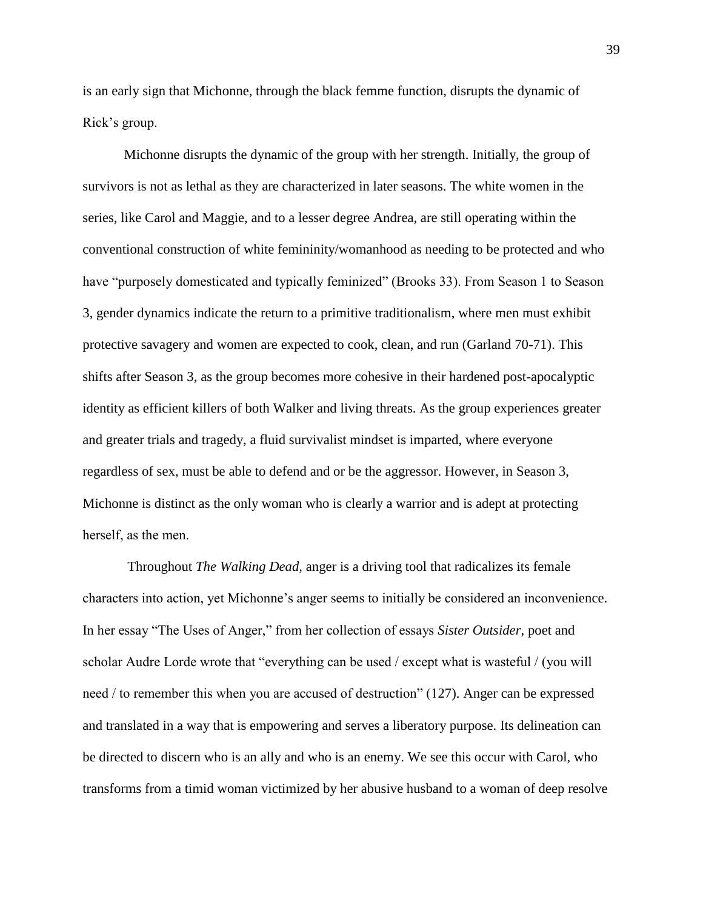is an early sign that Michonne, through the black femme function, disrupts the dynamic of Rick's group.

Michonne disrupts the dynamic of the group with her strength. Initially, the group of survivors is not as lethal as they are characterized in later seasons. The white women in the series, like Carol and Maggie, and to a lesser degree Andrea, are still operating within the conventional construction of white femininity/womanhood as needing to be protected and who have "purposely domesticated and typically feminized" (Brooks 33). From Season 1 to Season 3, gender dynamics indicate the return to a primitive traditionalism, where men must exhibit protective savagery and women are expected to cook, clean, and run (Garland 70-71). This shifts after Season 3, as the group becomes more cohesive in their hardened post-apocalyptic identity as efficient killers of both Walker and living threats. As the group experiences greater and greater trials and tragedy, a fluid survivalist mindset is imparted, where everyone regardless of sex, must be able to defend and or be the aggressor. However, in Season 3, Michonne is distinct as the only woman who is clearly a warrior and is adept at protecting herself, as the men.

Throughout *The Walking Dead,* anger is a driving tool that radicalizes its female characters into action, yet Michonne's anger seems to initially be considered an inconvenience. In her essay "The Uses of Anger," from her collection of essays *Sister Outsider*, poet and scholar Audre Lorde wrote that "everything can be used / except what is wasteful / (you will need / to remember this when you are accused of destruction" (127). Anger can be expressed and translated in a way that is empowering and serves a liberatory purpose. Its delineation can be directed to discern who is an ally and who is an enemy. We see this occur with Carol, who transforms from a timid woman victimized by her abusive husband to a woman of deep resolve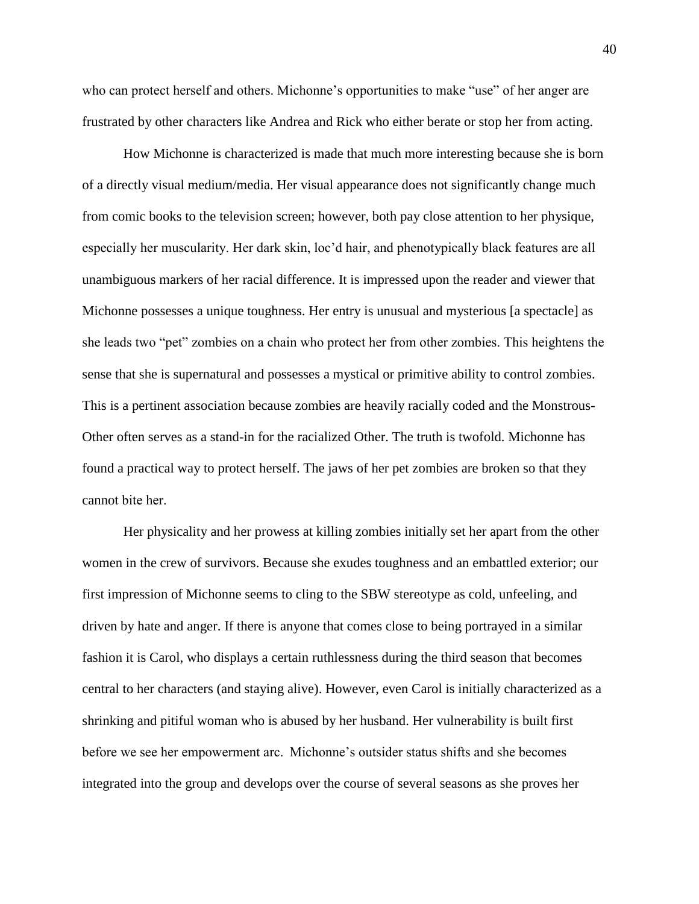who can protect herself and others. Michonne's opportunities to make "use" of her anger are frustrated by other characters like Andrea and Rick who either berate or stop her from acting.

How Michonne is characterized is made that much more interesting because she is born of a directly visual medium/media. Her visual appearance does not significantly change much from comic books to the television screen; however, both pay close attention to her physique, especially her muscularity. Her dark skin, loc'd hair, and phenotypically black features are all unambiguous markers of her racial difference. It is impressed upon the reader and viewer that Michonne possesses a unique toughness. Her entry is unusual and mysterious [a spectacle] as she leads two "pet" zombies on a chain who protect her from other zombies. This heightens the sense that she is supernatural and possesses a mystical or primitive ability to control zombies. This is a pertinent association because zombies are heavily racially coded and the Monstrous-Other often serves as a stand-in for the racialized Other. The truth is twofold. Michonne has found a practical way to protect herself. The jaws of her pet zombies are broken so that they cannot bite her.

Her physicality and her prowess at killing zombies initially set her apart from the other women in the crew of survivors. Because she exudes toughness and an embattled exterior; our first impression of Michonne seems to cling to the SBW stereotype as cold, unfeeling, and driven by hate and anger. If there is anyone that comes close to being portrayed in a similar fashion it is Carol, who displays a certain ruthlessness during the third season that becomes central to her characters (and staying alive). However, even Carol is initially characterized as a shrinking and pitiful woman who is abused by her husband. Her vulnerability is built first before we see her empowerment arc. Michonne's outsider status shifts and she becomes integrated into the group and develops over the course of several seasons as she proves her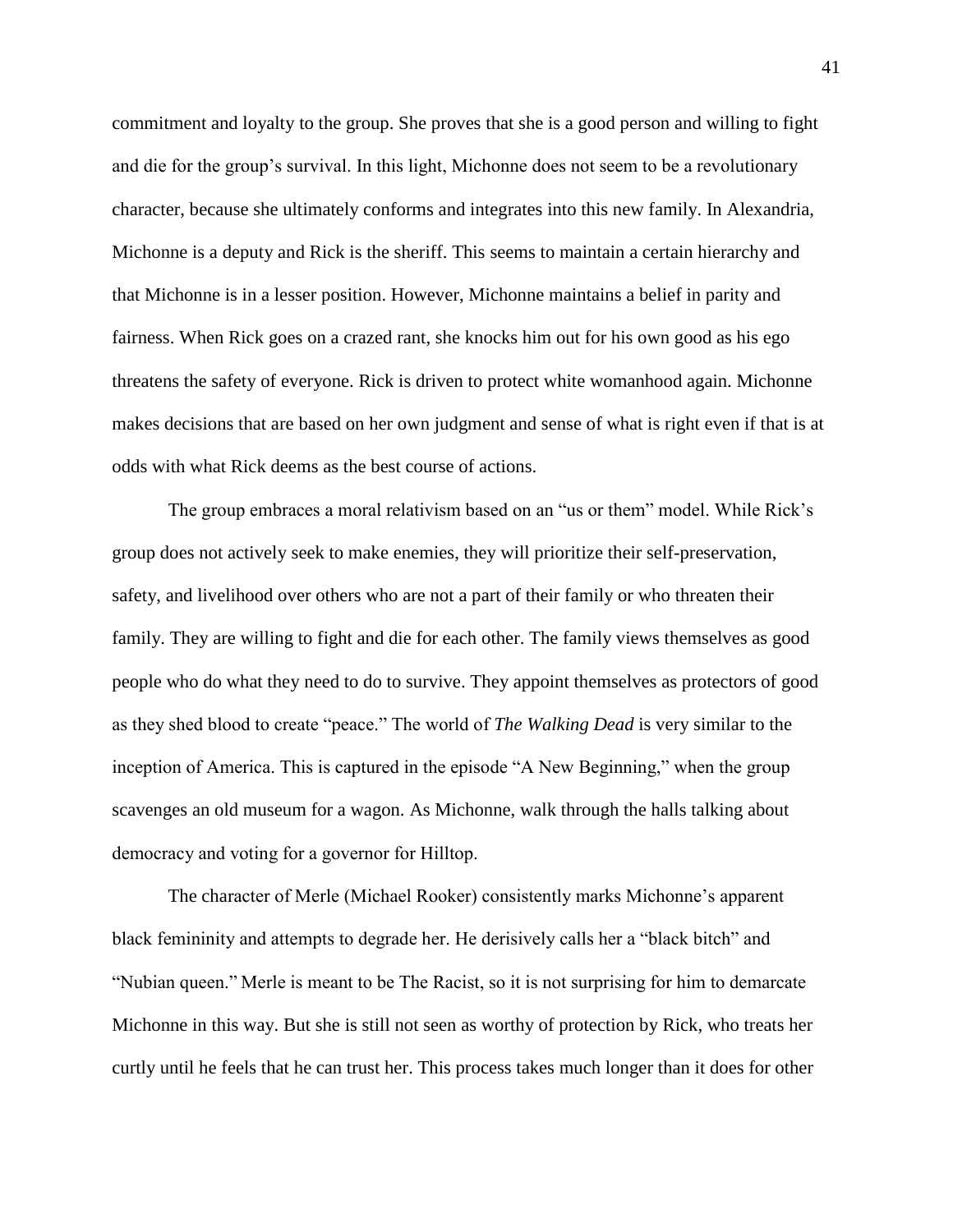commitment and loyalty to the group. She proves that she is a good person and willing to fight and die for the group's survival. In this light, Michonne does not seem to be a revolutionary character, because she ultimately conforms and integrates into this new family. In Alexandria, Michonne is a deputy and Rick is the sheriff. This seems to maintain a certain hierarchy and that Michonne is in a lesser position. However, Michonne maintains a belief in parity and fairness. When Rick goes on a crazed rant, she knocks him out for his own good as his ego threatens the safety of everyone. Rick is driven to protect white womanhood again. Michonne makes decisions that are based on her own judgment and sense of what is right even if that is at odds with what Rick deems as the best course of actions.

The group embraces a moral relativism based on an "us or them" model. While Rick's group does not actively seek to make enemies, they will prioritize their self-preservation, safety, and livelihood over others who are not a part of their family or who threaten their family. They are willing to fight and die for each other. The family views themselves as good people who do what they need to do to survive. They appoint themselves as protectors of good as they shed blood to create "peace." The world of *The Walking Dead* is very similar to the inception of America. This is captured in the episode "A New Beginning," when the group scavenges an old museum for a wagon. As Michonne, walk through the halls talking about democracy and voting for a governor for Hilltop.

The character of Merle (Michael Rooker) consistently marks Michonne's apparent black femininity and attempts to degrade her. He derisively calls her a "black bitch" and "Nubian queen." Merle is meant to be The Racist, so it is not surprising for him to demarcate Michonne in this way. But she is still not seen as worthy of protection by Rick, who treats her curtly until he feels that he can trust her. This process takes much longer than it does for other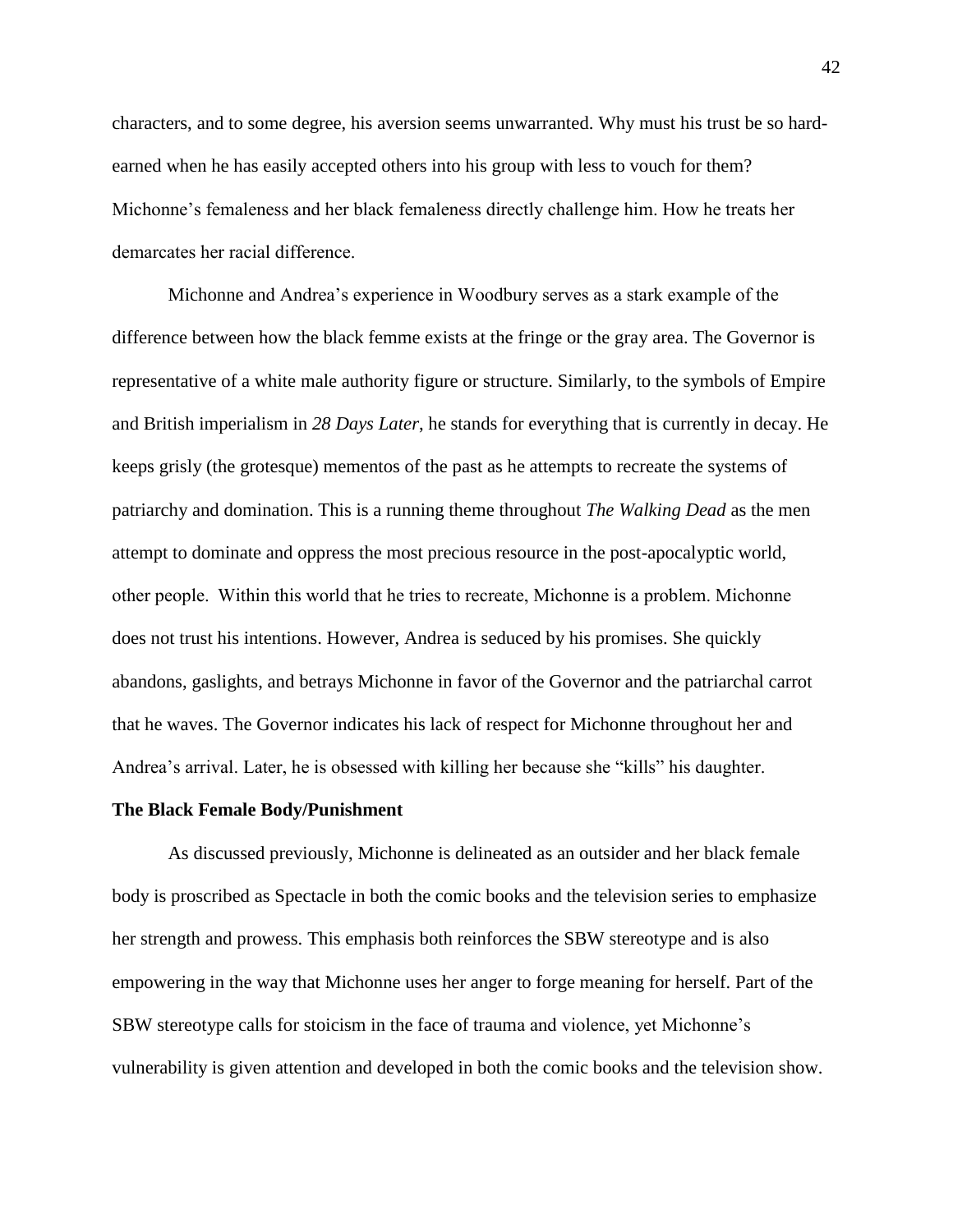characters, and to some degree, his aversion seems unwarranted. Why must his trust be so hard-earned when he has easily accepted others into his group with less to vouch for them? Michonne's femaleness and her black femaleness directly challenge him. How he treats her demarcates her racial difference.

Michonne and Andrea's experience in Woodbury serves as a stark example of the difference between how the black femme exists at the fringe or the gray area. The Governor is representative of a white male authority figure or structure. Similarly, to the symbols of Empire and British imperialism in *28 Days Later*, he stands for everything that is currently in decay. He keeps grisly (the grotesque) mementos of the past as he attempts to recreate the systems of patriarchy and domination. This is a running theme throughout *The Walking Dead* as the men attempt to dominate and oppress the most precious resource in the post-apocalyptic world, other people. Within this world that he tries to recreate, Michonne is a problem. Michonne does not trust his intentions. However, Andrea is seduced by his promises. She quickly abandons, gaslights, and betrays Michonne in favor of the Governor and the patriarchal carrot that he waves. The Governor indicates his lack of respect for Michonne throughout her and Andrea's arrival. Later, he is obsessed with killing her because she "kills" his daughter.

**The Black Female Body/Punishment**

As discussed previously, Michonne is delineated as an outsider and her black female body is proscribed as Spectacle in both the comic books and the television series to emphasize her strength and prowess. This emphasis both reinforces the SBW stereotype and is also empowering in the way that Michonne uses her anger to forge meaning for herself. Part of the SBW stereotype calls for stoicism in the face of trauma and violence, yet Michonne's vulnerability is given attention and developed in both the comic books and the television show.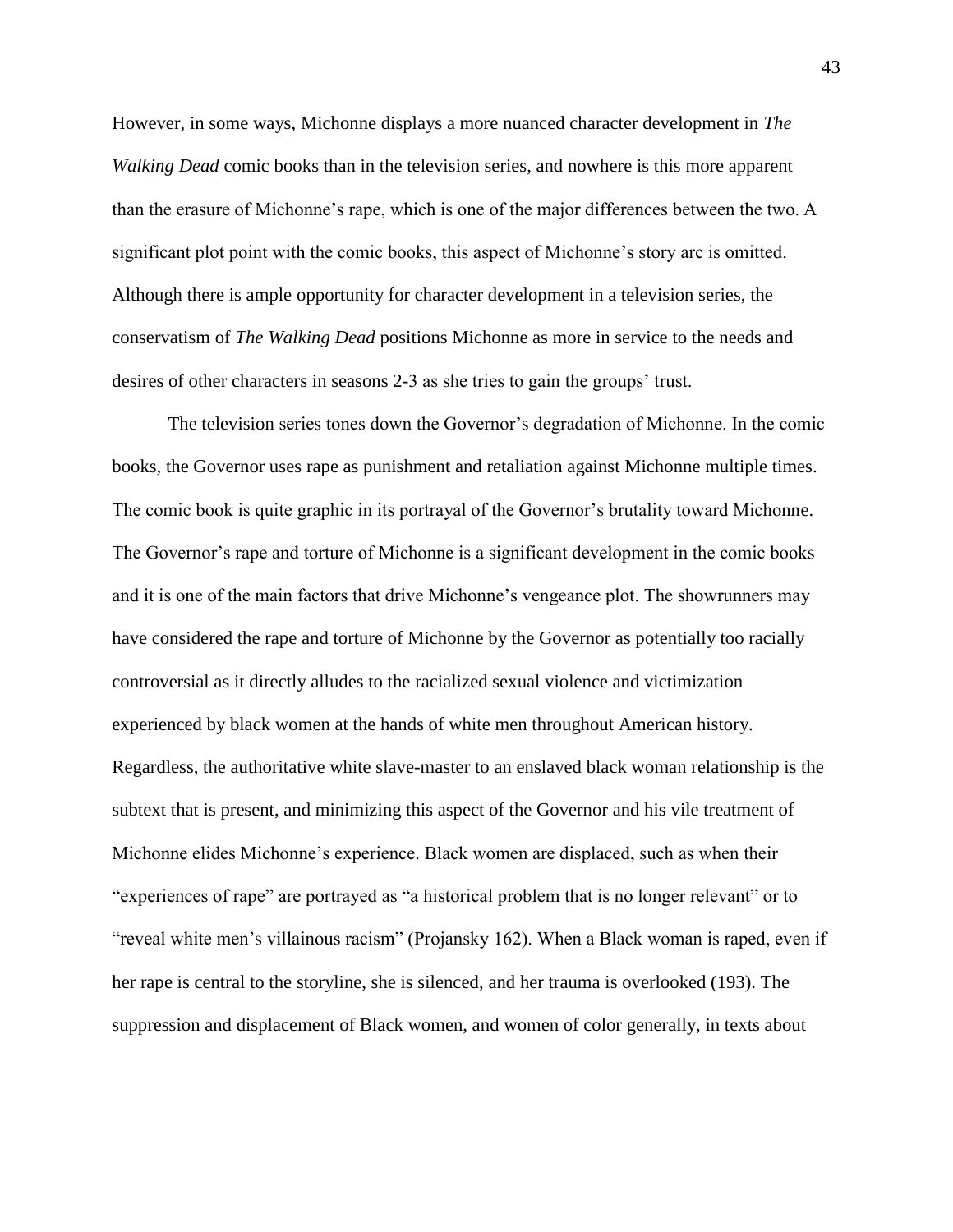However, in some ways, Michonne displays a more nuanced character development in *The Walking Dead* comic books than in the television series, and nowhere is this more apparent than the erasure of Michonne's rape, which is one of the major differences between the two. A significant plot point with the comic books, this aspect of Michonne's story arc is omitted. Although there is ample opportunity for character development in a television series, the conservatism of *The Walking Dead* positions Michonne as more in service to the needs and desires of other characters in seasons 2-3 as she tries to gain the groups' trust.

The television series tones down the Governor's degradation of Michonne. In the comic books, the Governor uses rape as punishment and retaliation against Michonne multiple times. The comic book is quite graphic in its portrayal of the Governor's brutality toward Michonne. The Governor's rape and torture of Michonne is a significant development in the comic books and it is one of the main factors that drive Michonne's vengeance plot. The showrunners may have considered the rape and torture of Michonne by the Governor as potentially too racially controversial as it directly alludes to the racialized sexual violence and victimization experienced by black women at the hands of white men throughout American history. Regardless, the authoritative white slave-master to an enslaved black woman relationship is the subtext that is present, and minimizing this aspect of the Governor and his vile treatment of Michonne elides Michonne's experience. Black women are displaced, such as when their "experiences of rape" are portrayed as "a historical problem that is no longer relevant" or to "reveal white men's villainous racism" (Projansky 162). When a Black woman is raped, even if her rape is central to the storyline, she is silenced, and her trauma is overlooked (193). The suppression and displacement of Black women, and women of color generally, in texts about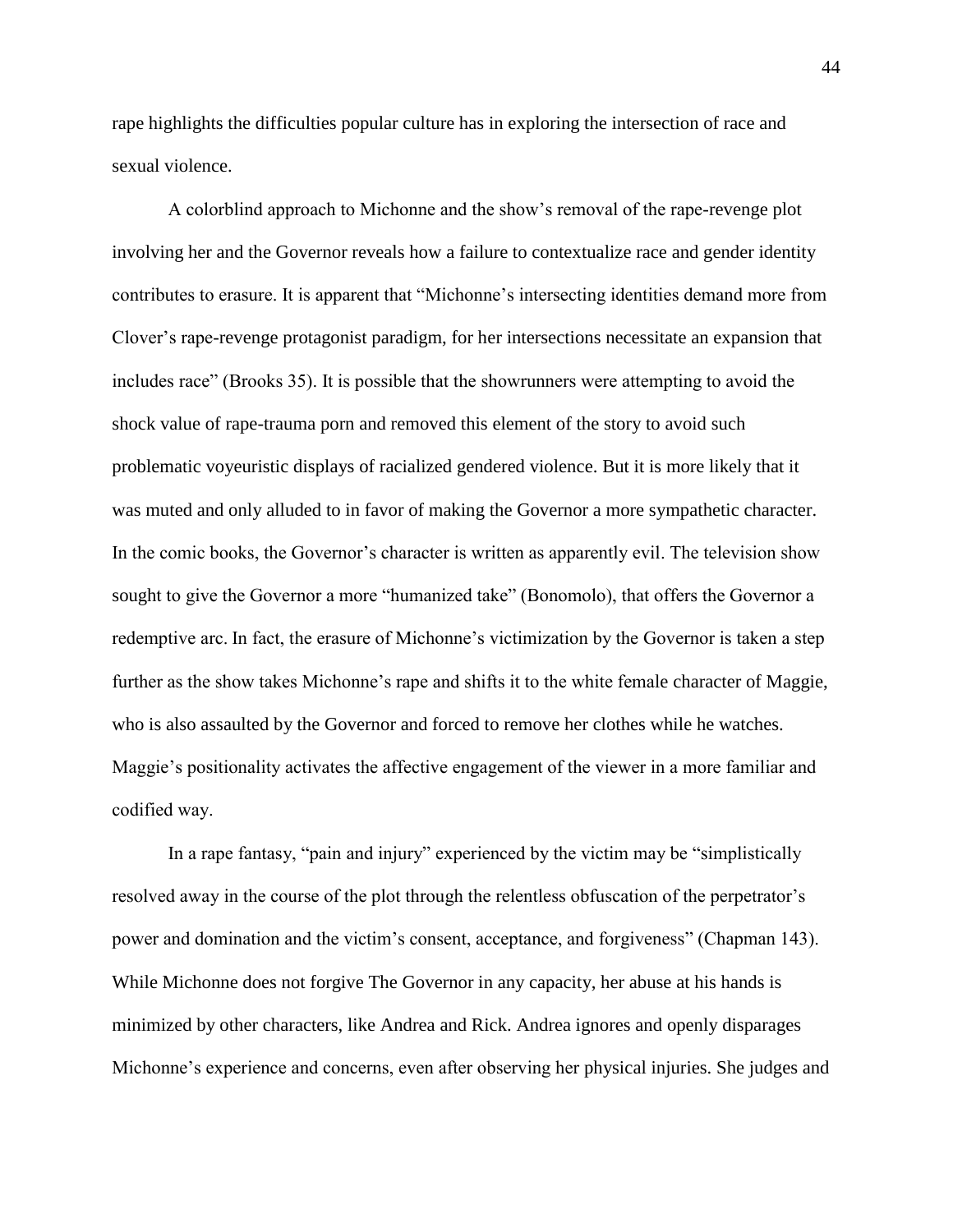rape highlights the difficulties popular culture has in exploring the intersection of race and sexual violence.

A colorblind approach to Michonne and the show's removal of the rape-revenge plot involving her and the Governor reveals how a failure to contextualize race and gender identity contributes to erasure. It is apparent that "Michonne's intersecting identities demand more from Clover's rape-revenge protagonist paradigm, for her intersections necessitate an expansion that includes race" (Brooks 35). It is possible that the showrunners were attempting to avoid the shock value of rape-trauma porn and removed this element of the story to avoid such problematic voyeuristic displays of racialized gendered violence. But it is more likely that it was muted and only alluded to in favor of making the Governor a more sympathetic character. In the comic books, the Governor's character is written as apparently evil. The television show sought to give the Governor a more "humanized take" (Bonomolo), that offers the Governor a redemptive arc. In fact, the erasure of Michonne's victimization by the Governor is taken a step further as the show takes Michonne's rape and shifts it to the white female character of Maggie, who is also assaulted by the Governor and forced to remove her clothes while he watches. Maggie's positionality activates the affective engagement of the viewer in a more familiar and codified way.

In a rape fantasy, "pain and injury" experienced by the victim may be "simplistically resolved away in the course of the plot through the relentless obfuscation of the perpetrator's power and domination and the victim's consent, acceptance, and forgiveness" (Chapman 143). While Michonne does not forgive The Governor in any capacity, her abuse at his hands is minimized by other characters, like Andrea and Rick. Andrea ignores and openly disparages Michonne's experience and concerns, even after observing her physical injuries. She judges and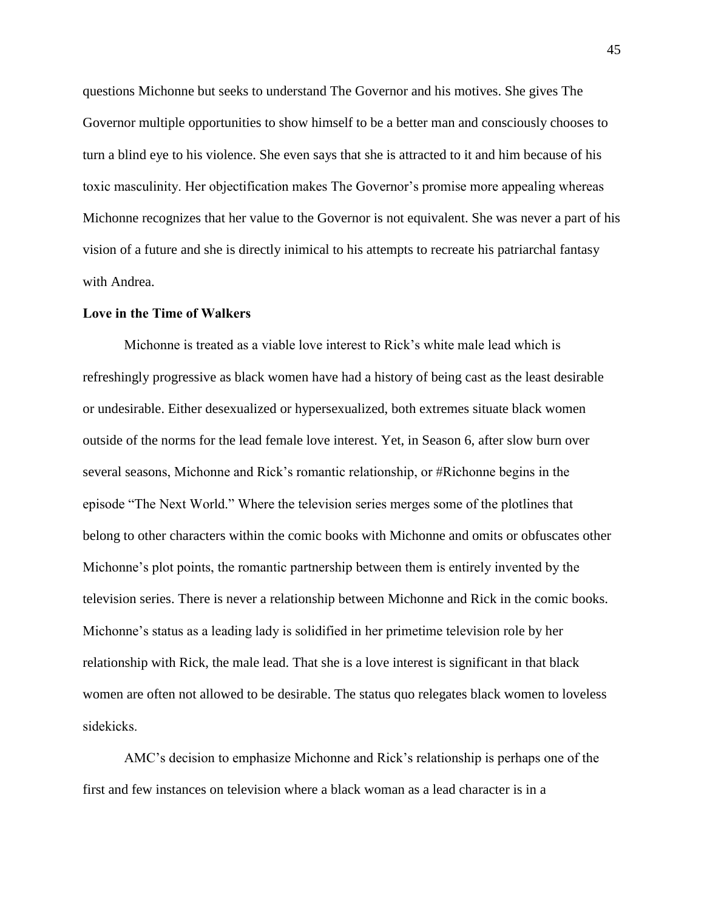questions Michonne but seeks to understand The Governor and his motives. She gives The Governor multiple opportunities to show himself to be a better man and consciously chooses to turn a blind eye to his violence. She even says that she is attracted to it and him because of his toxic masculinity. Her objectification makes The Governor's promise more appealing whereas Michonne recognizes that her value to the Governor is not equivalent. She was never a part of his vision of a future and she is directly inimical to his attempts to recreate his patriarchal fantasy with Andrea.

**Love in the Time of Walkers**

Michonne is treated as a viable love interest to Rick's white male lead which is refreshingly progressive as black women have had a history of being cast as the least desirable or undesirable. Either desexualized or hypersexualized, both extremes situate black women outside of the norms for the lead female love interest. Yet, in Season 6, after slow burn over several seasons, Michonne and Rick's romantic relationship, or #Richonne begins in the episode "The Next World." Where the television series merges some of the plotlines that belong to other characters within the comic books with Michonne and omits or obfuscates other Michonne's plot points, the romantic partnership between them is entirely invented by the television series. There is never a relationship between Michonne and Rick in the comic books. Michonne's status as a leading lady is solidified in her primetime television role by her relationship with Rick, the male lead. That she is a love interest is significant in that black women are often not allowed to be desirable. The status quo relegates black women to loveless sidekicks.

AMC's decision to emphasize Michonne and Rick's relationship is perhaps one of the first and few instances on television where a black woman as a lead character is in a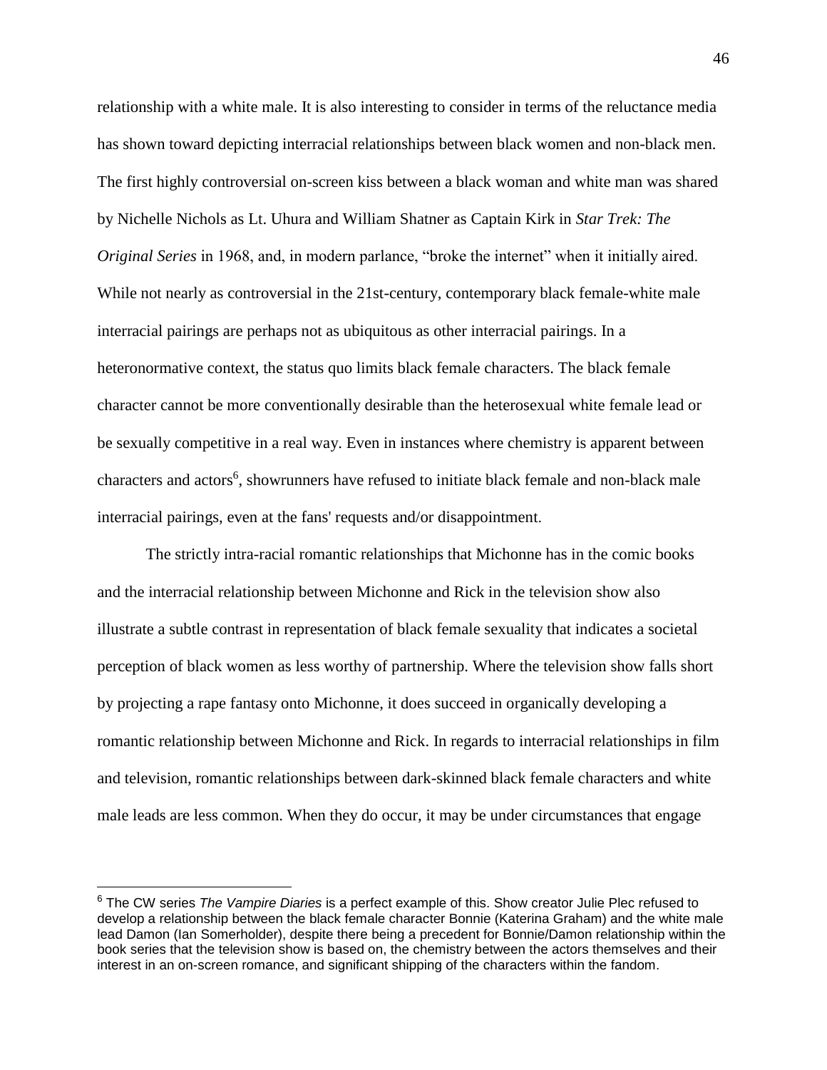relationship with a white male. It is also interesting to consider in terms of the reluctance media has shown toward depicting interracial relationships between black women and non-black men. The first highly controversial on-screen kiss between a black woman and white man was shared by Nichelle Nichols as Lt. Uhura and William Shatner as Captain Kirk in *Star Trek: The Original Series* in 1968, and, in modern parlance, "broke the internet" when it initially aired. While not nearly as controversial in the 21st-century, contemporary black female-white male interracial pairings are perhaps not as ubiquitous as other interracial pairings. In a heteronormative context, the status quo limits black female characters. The black female character cannot be more conventionally desirable than the heterosexual white female lead or be sexually competitive in a real way. Even in instances where chemistry is apparent between characters and actors[6], showrunners have refused to initiate black female and non-black male interracial pairings, even at the fans' requests and/or disappointment.

The strictly intra-racial romantic relationships that Michonne has in the comic books and the interracial relationship between Michonne and Rick in the television show also illustrate a subtle contrast in representation of black female sexuality that indicates a societal perception of black women as less worthy of partnership. Where the television show falls short by projecting a rape fantasy onto Michonne, it does succeed in organically developing a romantic relationship between Michonne and Rick. In regards to interracial relationships in film and television, romantic relationships between dark-skinned black female characters and white male leads are less common. When they do occur, it may be under circumstances that engage

---

[6] The CW series *The Vampire Diaries* is a perfect example of this. Show creator Julie Plec refused to develop a relationship between the black female character Bonnie (Katerina Graham) and the white male lead Damon (Ian Somerholder), despite there being a precedent for Bonnie/Damon relationship within the book series that the television show is based on, the chemistry between the actors themselves and their interest in an on-screen romance, and significant shipping of the characters within the fandom.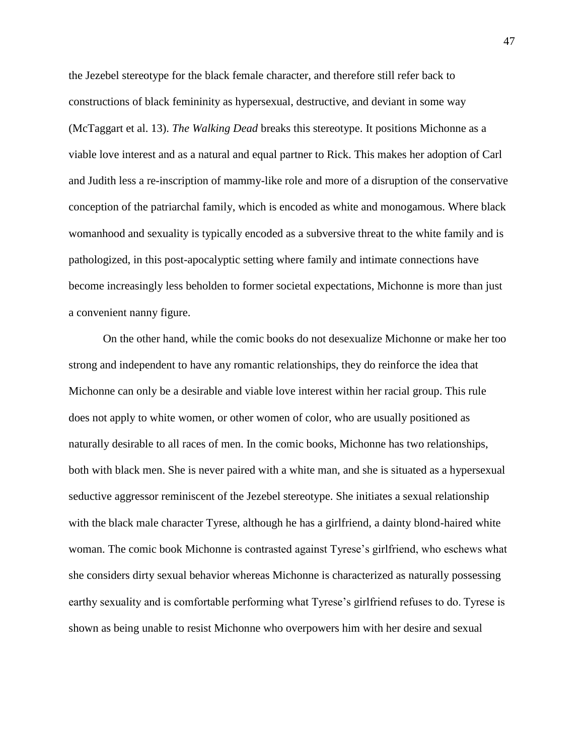the Jezebel stereotype for the black female character, and therefore still refer back to constructions of black femininity as hypersexual, destructive, and deviant in some way (McTaggart et al. 13). *The Walking Dead* breaks this stereotype. It positions Michonne as a viable love interest and as a natural and equal partner to Rick. This makes her adoption of Carl and Judith less a re-inscription of mammy-like role and more of a disruption of the conservative conception of the patriarchal family, which is encoded as white and monogamous. Where black womanhood and sexuality is typically encoded as a subversive threat to the white family and is pathologized, in this post-apocalyptic setting where family and intimate connections have become increasingly less beholden to former societal expectations, Michonne is more than just a convenient nanny figure.

On the other hand, while the comic books do not desexualize Michonne or make her too strong and independent to have any romantic relationships, they do reinforce the idea that Michonne can only be a desirable and viable love interest within her racial group. This rule does not apply to white women, or other women of color, who are usually positioned as naturally desirable to all races of men. In the comic books, Michonne has two relationships, both with black men. She is never paired with a white man, and she is situated as a hypersexual seductive aggressor reminiscent of the Jezebel stereotype. She initiates a sexual relationship with the black male character Tyrese, although he has a girlfriend, a dainty blond-haired white woman. The comic book Michonne is contrasted against Tyrese's girlfriend, who eschews what she considers dirty sexual behavior whereas Michonne is characterized as naturally possessing earthy sexuality and is comfortable performing what Tyrese's girlfriend refuses to do. Tyrese is shown as being unable to resist Michonne who overpowers him with her desire and sexual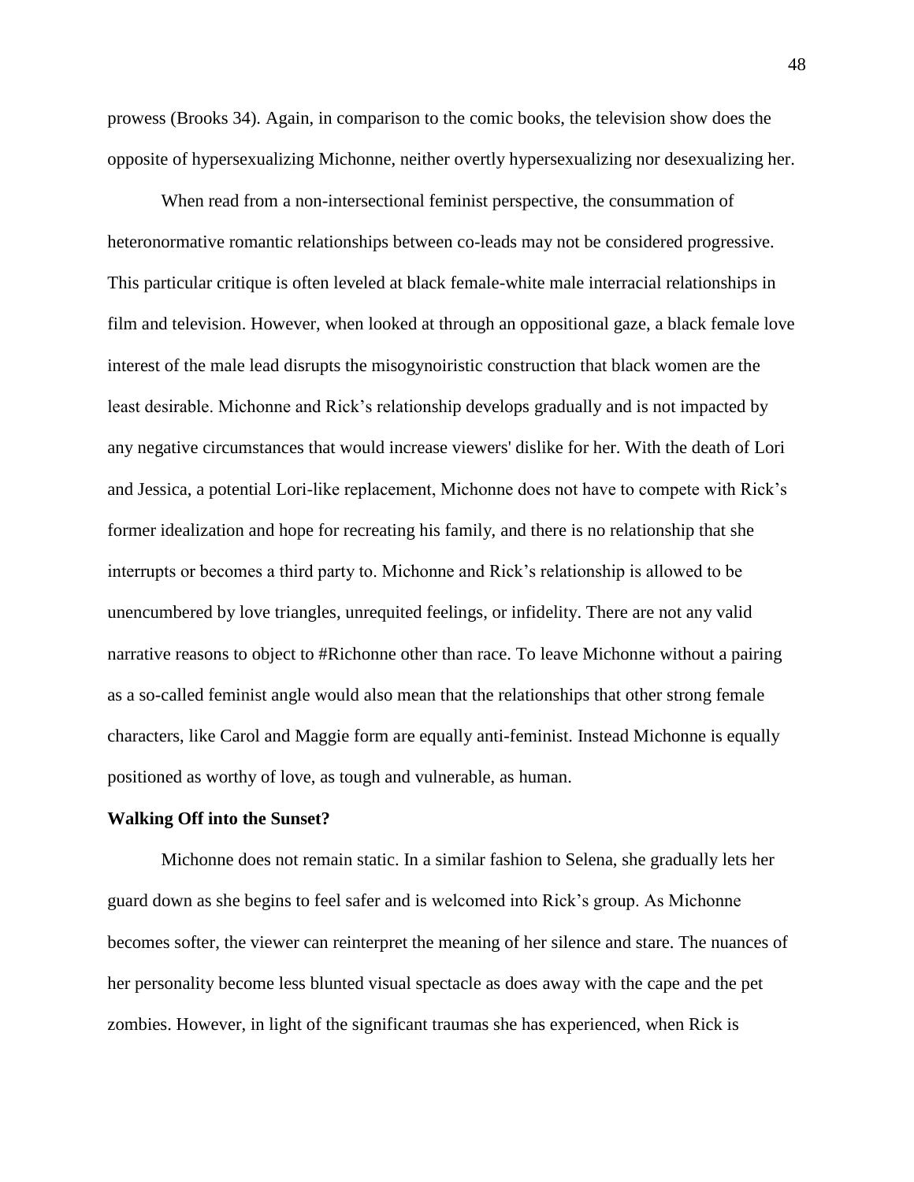prowess (Brooks 34). Again, in comparison to the comic books, the television show does the opposite of hypersexualizing Michonne, neither overtly hypersexualizing nor desexualizing her.

When read from a non-intersectional feminist perspective, the consummation of heteronormative romantic relationships between co-leads may not be considered progressive. This particular critique is often leveled at black female-white male interracial relationships in film and television. However, when looked at through an oppositional gaze, a black female love interest of the male lead disrupts the misogynoiristic construction that black women are the least desirable. Michonne and Rick's relationship develops gradually and is not impacted by any negative circumstances that would increase viewers' dislike for her. With the death of Lori and Jessica, a potential Lori-like replacement, Michonne does not have to compete with Rick's former idealization and hope for recreating his family, and there is no relationship that she interrupts or becomes a third party to. Michonne and Rick's relationship is allowed to be unencumbered by love triangles, unrequited feelings, or infidelity. There are not any valid narrative reasons to object to #Richonne other than race. To leave Michonne without a pairing as a so-called feminist angle would also mean that the relationships that other strong female characters, like Carol and Maggie form are equally anti-feminist. Instead Michonne is equally positioned as worthy of love, as tough and vulnerable, as human.

**Walking Off into the Sunset?**

Michonne does not remain static. In a similar fashion to Selena, she gradually lets her guard down as she begins to feel safer and is welcomed into Rick's group. As Michonne becomes softer, the viewer can reinterpret the meaning of her silence and stare. The nuances of her personality become less blunted visual spectacle as does away with the cape and the pet zombies. However, in light of the significant traumas she has experienced, when Rick is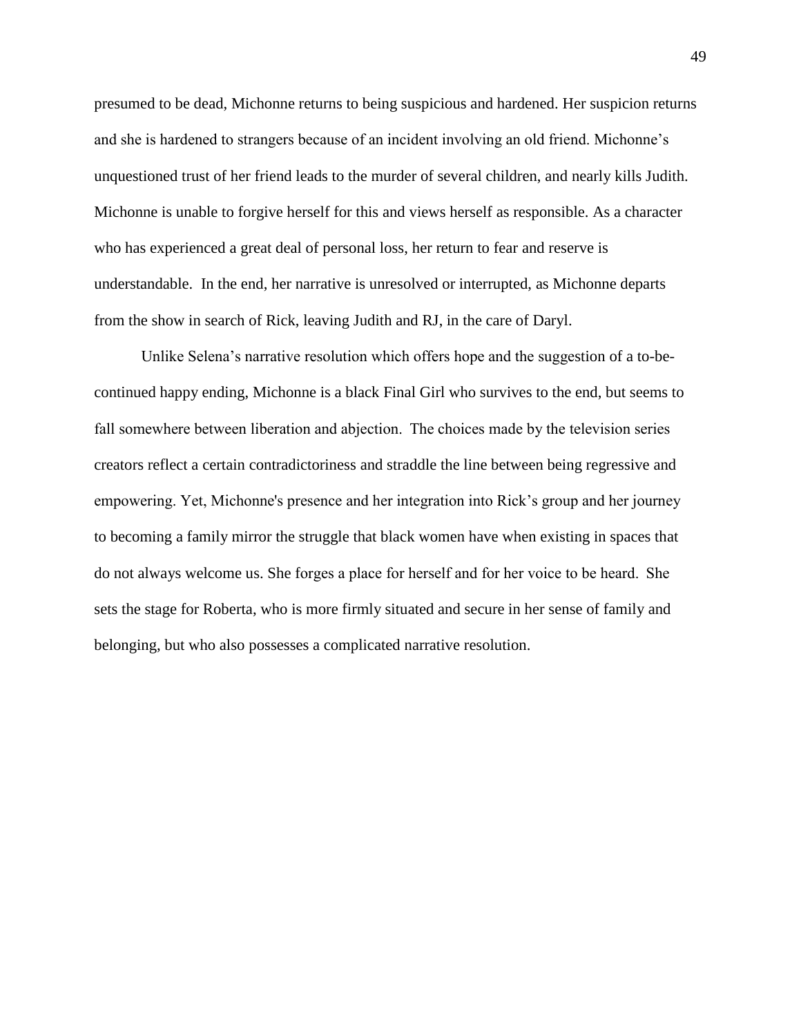presumed to be dead, Michonne returns to being suspicious and hardened. Her suspicion returns and she is hardened to strangers because of an incident involving an old friend. Michonne's unquestioned trust of her friend leads to the murder of several children, and nearly kills Judith. Michonne is unable to forgive herself for this and views herself as responsible. As a character who has experienced a great deal of personal loss, her return to fear and reserve is understandable. In the end, her narrative is unresolved or interrupted, as Michonne departs from the show in search of Rick, leaving Judith and RJ, in the care of Daryl.

Unlike Selena's narrative resolution which offers hope and the suggestion of a to-be-continued happy ending, Michonne is a black Final Girl who survives to the end, but seems to fall somewhere between liberation and abjection. The choices made by the television series creators reflect a certain contradictoriness and straddle the line between being regressive and empowering. Yet, Michonne's presence and her integration into Rick's group and her journey to becoming a family mirror the struggle that black women have when existing in spaces that do not always welcome us. She forges a place for herself and for her voice to be heard. She sets the stage for Roberta, who is more firmly situated and secure in her sense of family and belonging, but who also possesses a complicated narrative resolution.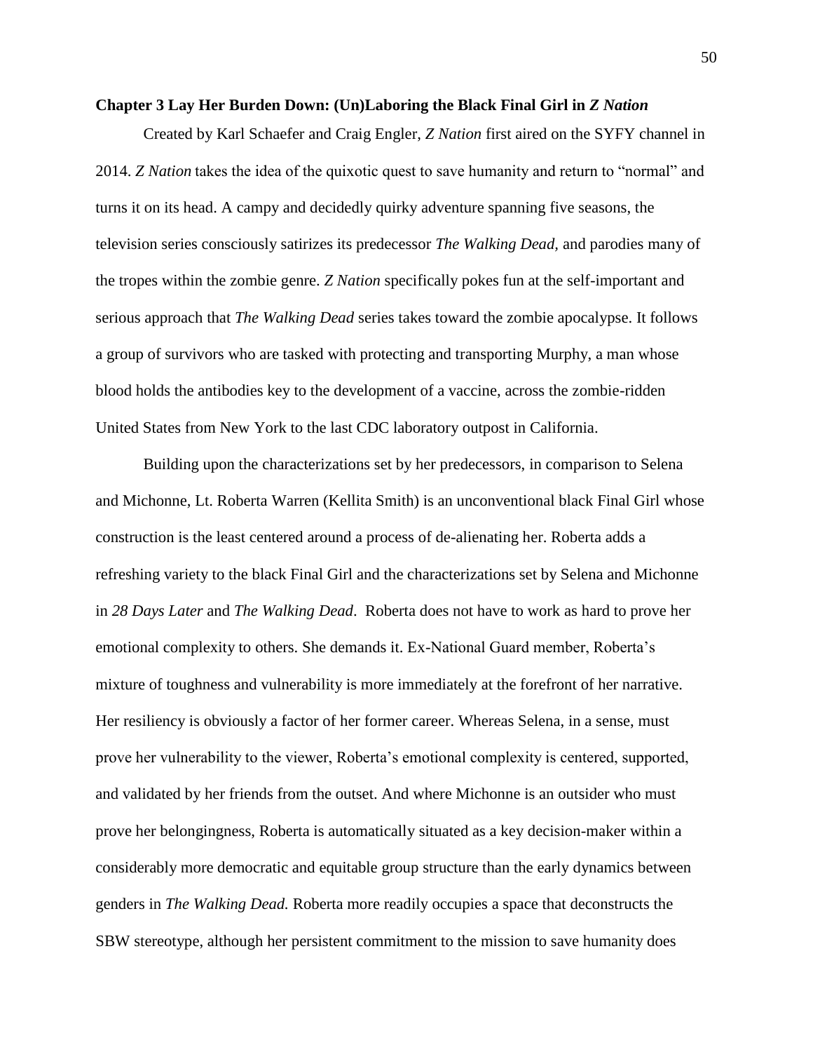## Chapter 3 Lay Her Burden Down: (Un)Laboring the Black Final Girl in *Z Nation*

Created by Karl Schaefer and Craig Engler, *Z Nation* first aired on the SYFY channel in 2014. *Z Nation* takes the idea of the quixotic quest to save humanity and return to "normal" and turns it on its head. A campy and decidedly quirky adventure spanning five seasons, the television series consciously satirizes its predecessor *The Walking Dead,* and parodies many of the tropes within the zombie genre. *Z Nation* specifically pokes fun at the self-important and serious approach that *The Walking Dead* series takes toward the zombie apocalypse. It follows a group of survivors who are tasked with protecting and transporting Murphy, a man whose blood holds the antibodies key to the development of a vaccine, across the zombie-ridden United States from New York to the last CDC laboratory outpost in California.

Building upon the characterizations set by her predecessors, in comparison to Selena and Michonne, Lt. Roberta Warren (Kellita Smith) is an unconventional black Final Girl whose construction is the least centered around a process of de-alienating her. Roberta adds a refreshing variety to the black Final Girl and the characterizations set by Selena and Michonne in *28 Days Later* and *The Walking Dead*. Roberta does not have to work as hard to prove her emotional complexity to others. She demands it. Ex-National Guard member, Roberta's mixture of toughness and vulnerability is more immediately at the forefront of her narrative. Her resiliency is obviously a factor of her former career. Whereas Selena, in a sense, must prove her vulnerability to the viewer, Roberta's emotional complexity is centered, supported, and validated by her friends from the outset. And where Michonne is an outsider who must prove her belongingness, Roberta is automatically situated as a key decision-maker within a considerably more democratic and equitable group structure than the early dynamics between genders in *The Walking Dead.* Roberta more readily occupies a space that deconstructs the SBW stereotype, although her persistent commitment to the mission to save humanity does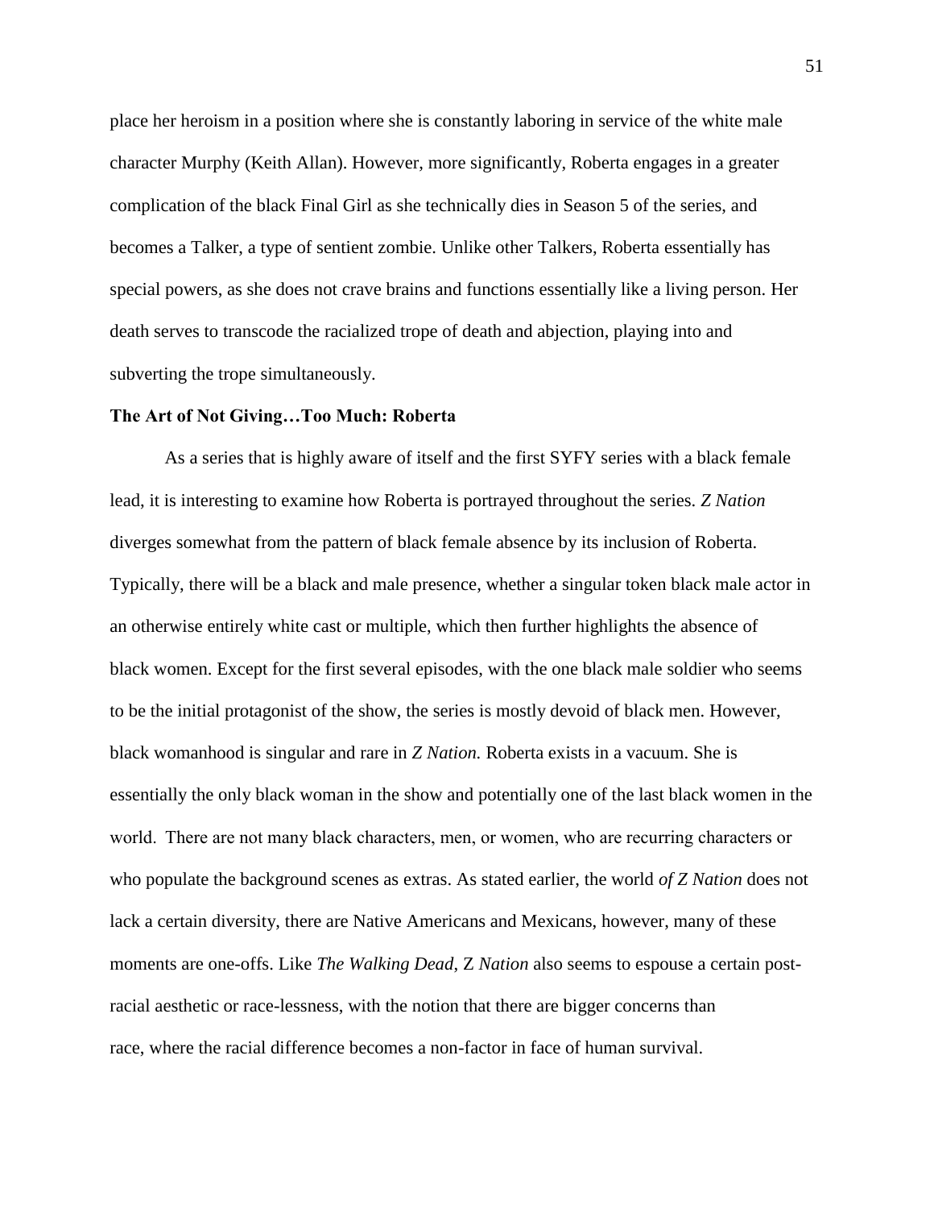place her heroism in a position where she is constantly laboring in service of the white male character Murphy (Keith Allan). However, more significantly, Roberta engages in a greater complication of the black Final Girl as she technically dies in Season 5 of the series, and becomes a Talker, a type of sentient zombie. Unlike other Talkers, Roberta essentially has special powers, as she does not crave brains and functions essentially like a living person. Her death serves to transcode the racialized trope of death and abjection, playing into and subverting the trope simultaneously.

**The Art of Not Giving…Too Much: Roberta**

As a series that is highly aware of itself and the first SYFY series with a black female lead, it is interesting to examine how Roberta is portrayed throughout the series. *Z Nation* diverges somewhat from the pattern of black female absence by its inclusion of Roberta. Typically, there will be a black and male presence, whether a singular token black male actor in an otherwise entirely white cast or multiple, which then further highlights the absence of black women. Except for the first several episodes, with the one black male soldier who seems to be the initial protagonist of the show, the series is mostly devoid of black men. However, black womanhood is singular and rare in *Z Nation.* Roberta exists in a vacuum. She is essentially the only black woman in the show and potentially one of the last black women in the world. There are not many black characters, men, or women, who are recurring characters or who populate the background scenes as extras. As stated earlier, the world *of Z Nation* does not lack a certain diversity, there are Native Americans and Mexicans, however, many of these moments are one-offs. Like *The Walking Dead*, Z *Nation* also seems to espouse a certain post-racial aesthetic or race-lessness, with the notion that there are bigger concerns than race, where the racial difference becomes a non-factor in face of human survival.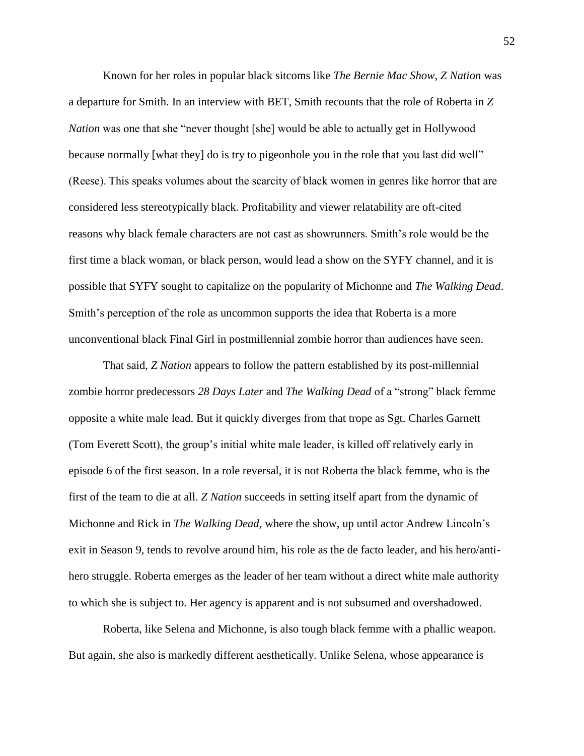Known for her roles in popular black sitcoms like *The Bernie Mac Show*, *Z Nation* was a departure for Smith. In an interview with BET, Smith recounts that the role of Roberta in *Z Nation* was one that she "never thought [she] would be able to actually get in Hollywood because normally [what they] do is try to pigeonhole you in the role that you last did well" (Reese). This speaks volumes about the scarcity of black women in genres like horror that are considered less stereotypically black. Profitability and viewer relatability are oft-cited reasons why black female characters are not cast as showrunners. Smith's role would be the first time a black woman, or black person, would lead a show on the SYFY channel, and it is possible that SYFY sought to capitalize on the popularity of Michonne and *The Walking Dead*. Smith's perception of the role as uncommon supports the idea that Roberta is a more unconventional black Final Girl in postmillennial zombie horror than audiences have seen.

That said, *Z Nation* appears to follow the pattern established by its post-millennial zombie horror predecessors *28 Days Later* and *The Walking Dead* of a "strong" black femme opposite a white male lead. But it quickly diverges from that trope as Sgt. Charles Garnett (Tom Everett Scott), the group's initial white male leader, is killed off relatively early in episode 6 of the first season. In a role reversal, it is not Roberta the black femme, who is the first of the team to die at all. *Z Nation* succeeds in setting itself apart from the dynamic of Michonne and Rick in *The Walking Dead*, where the show, up until actor Andrew Lincoln's exit in Season 9, tends to revolve around him, his role as the de facto leader, and his hero/anti-hero struggle. Roberta emerges as the leader of her team without a direct white male authority to which she is subject to. Her agency is apparent and is not subsumed and overshadowed.

Roberta, like Selena and Michonne, is also tough black femme with a phallic weapon. But again, she also is markedly different aesthetically. Unlike Selena, whose appearance is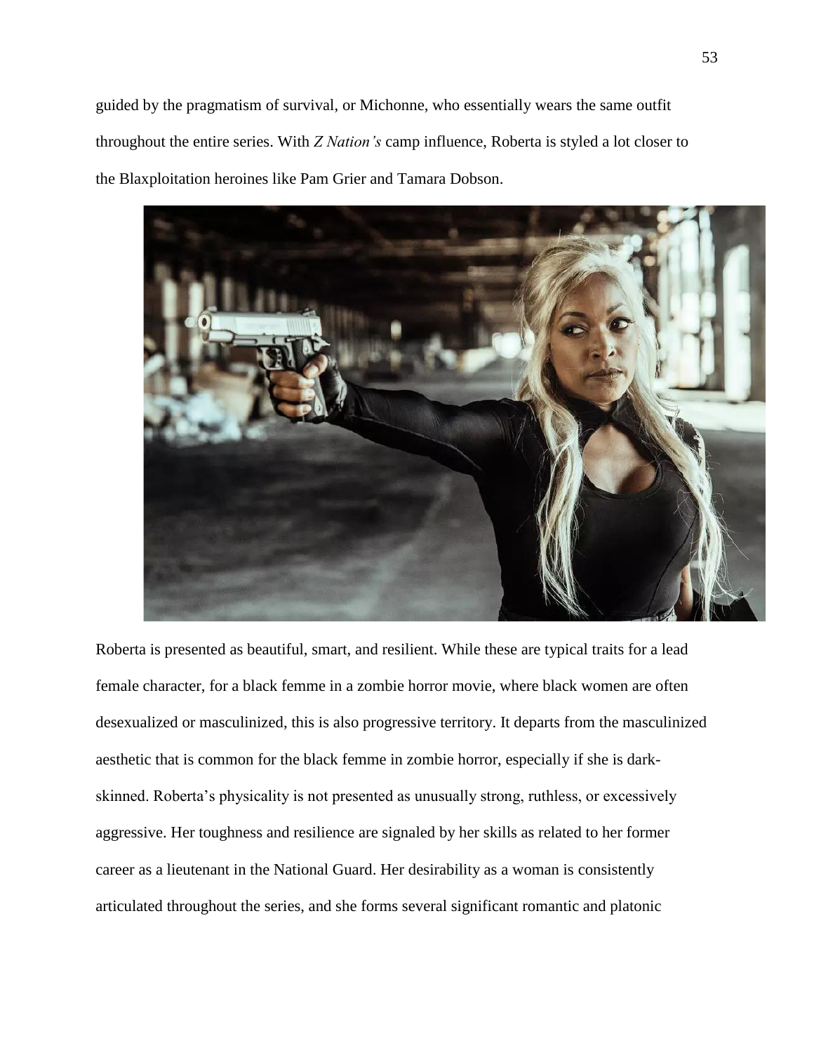guided by the pragmatism of survival, or Michonne, who essentially wears the same outfit throughout the entire series. With *Z Nation's* camp influence, Roberta is styled a lot closer to the Blaxploitation heroines like Pam Grier and Tamara Dobson.

Roberta is presented as beautiful, smart, and resilient. While these are typical traits for a lead female character, for a black femme in a zombie horror movie, where black women are often desexualized or masculinized, this is also progressive territory. It departs from the masculinized aesthetic that is common for the black femme in zombie horror, especially if she is dark-skinned. Roberta's physicality is not presented as unusually strong, ruthless, or excessively aggressive. Her toughness and resilience are signaled by her skills as related to her former career as a lieutenant in the National Guard. Her desirability as a woman is consistently articulated throughout the series, and she forms several significant romantic and platonic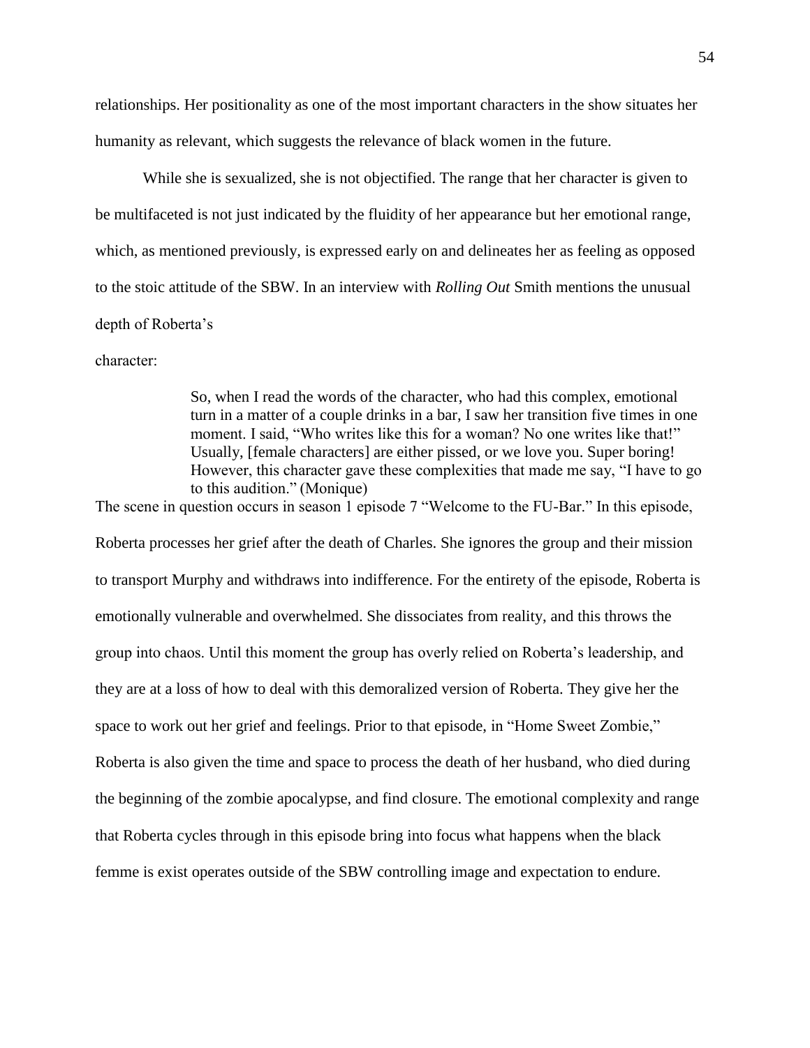relationships. Her positionality as one of the most important characters in the show situates her humanity as relevant, which suggests the relevance of black women in the future.

While she is sexualized, she is not objectified. The range that her character is given to be multifaceted is not just indicated by the fluidity of her appearance but her emotional range, which, as mentioned previously, is expressed early on and delineates her as feeling as opposed to the stoic attitude of the SBW. In an interview with *Rolling Out* Smith mentions the unusual depth of Roberta's character:

> So, when I read the words of the character, who had this complex, emotional turn in a matter of a couple drinks in a bar, I saw her transition five times in one moment. I said, "Who writes like this for a woman? No one writes like that!" Usually, [female characters] are either pissed, or we love you. Super boring! However, this character gave these complexities that made me say, "I have to go to this audition." (Monique)

The scene in question occurs in season 1 episode 7 "Welcome to the FU-Bar." In this episode, Roberta processes her grief after the death of Charles. She ignores the group and their mission to transport Murphy and withdraws into indifference. For the entirety of the episode, Roberta is emotionally vulnerable and overwhelmed. She dissociates from reality, and this throws the group into chaos. Until this moment the group has overly relied on Roberta's leadership, and they are at a loss of how to deal with this demoralized version of Roberta. They give her the space to work out her grief and feelings. Prior to that episode, in "Home Sweet Zombie," Roberta is also given the time and space to process the death of her husband, who died during the beginning of the zombie apocalypse, and find closure. The emotional complexity and range that Roberta cycles through in this episode bring into focus what happens when the black femme is exist operates outside of the SBW controlling image and expectation to endure.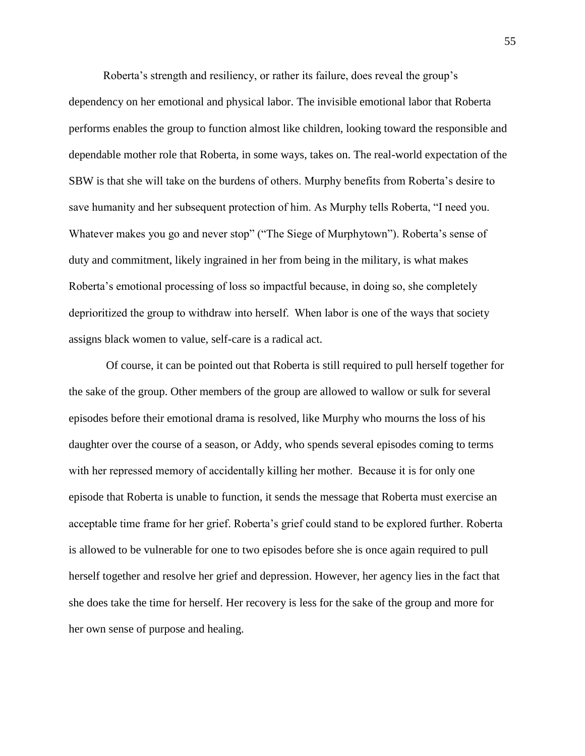Roberta's strength and resiliency, or rather its failure, does reveal the group's dependency on her emotional and physical labor. The invisible emotional labor that Roberta performs enables the group to function almost like children, looking toward the responsible and dependable mother role that Roberta, in some ways, takes on. The real-world expectation of the SBW is that she will take on the burdens of others. Murphy benefits from Roberta's desire to save humanity and her subsequent protection of him. As Murphy tells Roberta, "I need you. Whatever makes you go and never stop" ("The Siege of Murphytown"). Roberta's sense of duty and commitment, likely ingrained in her from being in the military, is what makes Roberta's emotional processing of loss so impactful because, in doing so, she completely deprioritized the group to withdraw into herself. When labor is one of the ways that society assigns black women to value, self-care is a radical act.

Of course, it can be pointed out that Roberta is still required to pull herself together for the sake of the group. Other members of the group are allowed to wallow or sulk for several episodes before their emotional drama is resolved, like Murphy who mourns the loss of his daughter over the course of a season, or Addy, who spends several episodes coming to terms with her repressed memory of accidentally killing her mother. Because it is for only one episode that Roberta is unable to function, it sends the message that Roberta must exercise an acceptable time frame for her grief. Roberta's grief could stand to be explored further. Roberta is allowed to be vulnerable for one to two episodes before she is once again required to pull herself together and resolve her grief and depression. However, her agency lies in the fact that she does take the time for herself. Her recovery is less for the sake of the group and more for her own sense of purpose and healing.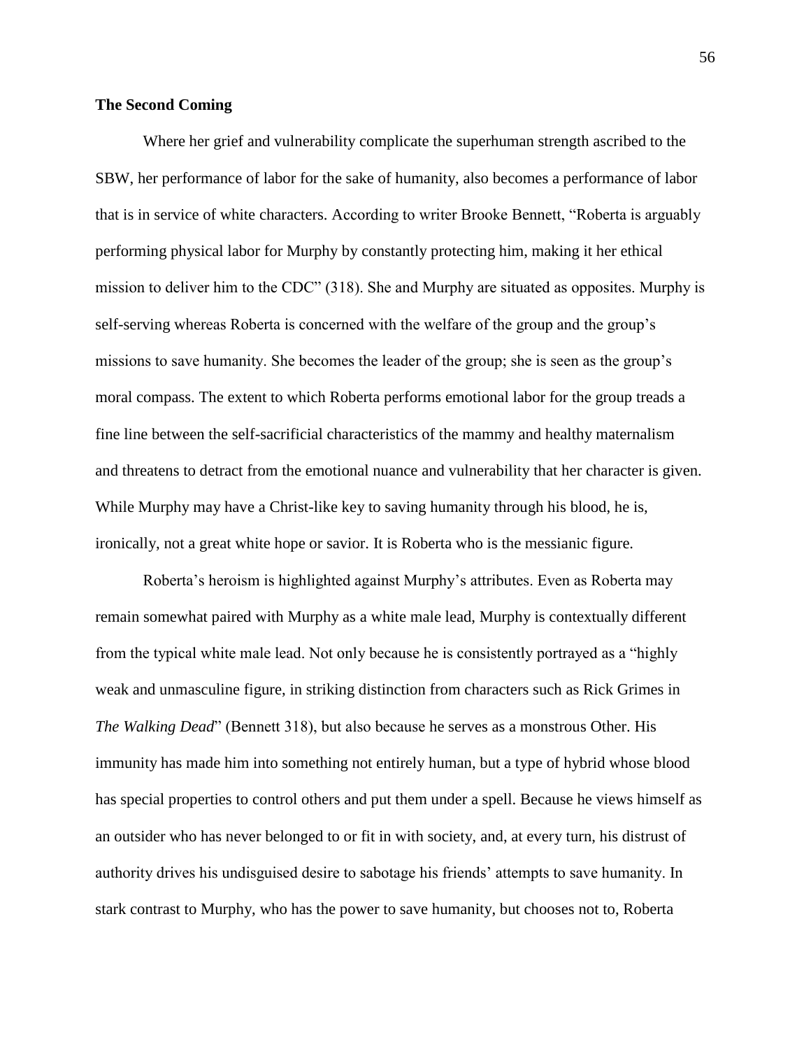### **The Second Coming**

Where her grief and vulnerability complicate the superhuman strength ascribed to the SBW, her performance of labor for the sake of humanity, also becomes a performance of labor that is in service of white characters. According to writer Brooke Bennett, "Roberta is arguably performing physical labor for Murphy by constantly protecting him, making it her ethical mission to deliver him to the CDC" (318). She and Murphy are situated as opposites. Murphy is self-serving whereas Roberta is concerned with the welfare of the group and the group's missions to save humanity. She becomes the leader of the group; she is seen as the group's moral compass. The extent to which Roberta performs emotional labor for the group treads a fine line between the self-sacrificial characteristics of the mammy and healthy maternalism and threatens to detract from the emotional nuance and vulnerability that her character is given. While Murphy may have a Christ-like key to saving humanity through his blood, he is, ironically, not a great white hope or savior. It is Roberta who is the messianic figure.

Roberta's heroism is highlighted against Murphy's attributes. Even as Roberta may remain somewhat paired with Murphy as a white male lead, Murphy is contextually different from the typical white male lead. Not only because he is consistently portrayed as a "highly weak and unmasculine figure, in striking distinction from characters such as Rick Grimes in *The Walking Dead*" (Bennett 318), but also because he serves as a monstrous Other. His immunity has made him into something not entirely human, but a type of hybrid whose blood has special properties to control others and put them under a spell. Because he views himself as an outsider who has never belonged to or fit in with society, and, at every turn, his distrust of authority drives his undisguised desire to sabotage his friends' attempts to save humanity. In stark contrast to Murphy, who has the power to save humanity, but chooses not to, Roberta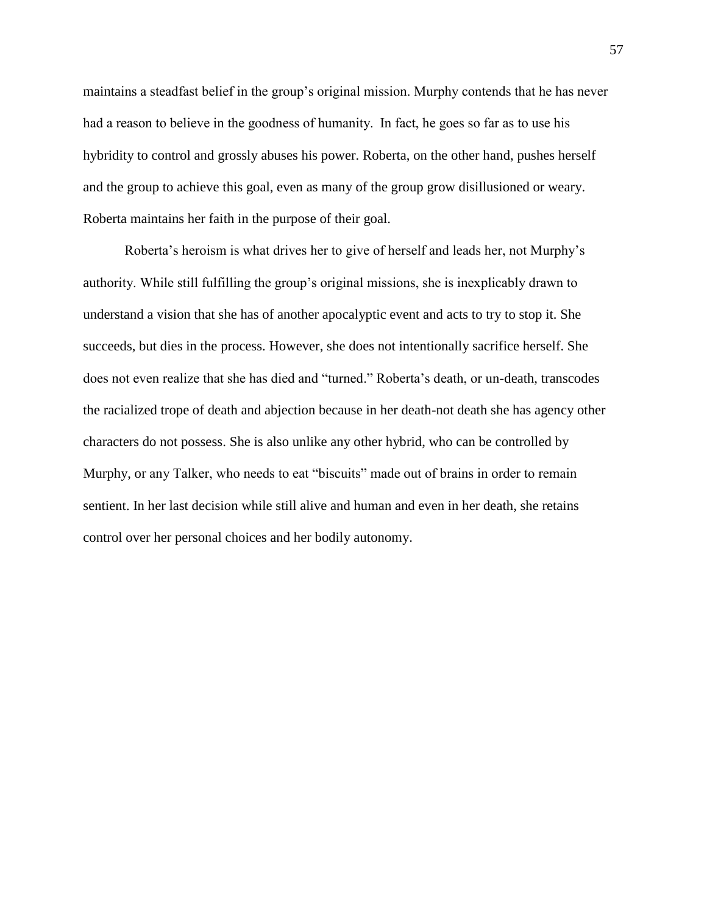maintains a steadfast belief in the group's original mission. Murphy contends that he has never had a reason to believe in the goodness of humanity. In fact, he goes so far as to use his hybridity to control and grossly abuses his power. Roberta, on the other hand, pushes herself and the group to achieve this goal, even as many of the group grow disillusioned or weary. Roberta maintains her faith in the purpose of their goal.

Roberta's heroism is what drives her to give of herself and leads her, not Murphy's authority. While still fulfilling the group's original missions, she is inexplicably drawn to understand a vision that she has of another apocalyptic event and acts to try to stop it. She succeeds, but dies in the process. However, she does not intentionally sacrifice herself. She does not even realize that she has died and "turned." Roberta's death, or un-death, transcodes the racialized trope of death and abjection because in her death-not death she has agency other characters do not possess. She is also unlike any other hybrid, who can be controlled by Murphy, or any Talker, who needs to eat "biscuits" made out of brains in order to remain sentient. In her last decision while still alive and human and even in her death, she retains control over her personal choices and her bodily autonomy.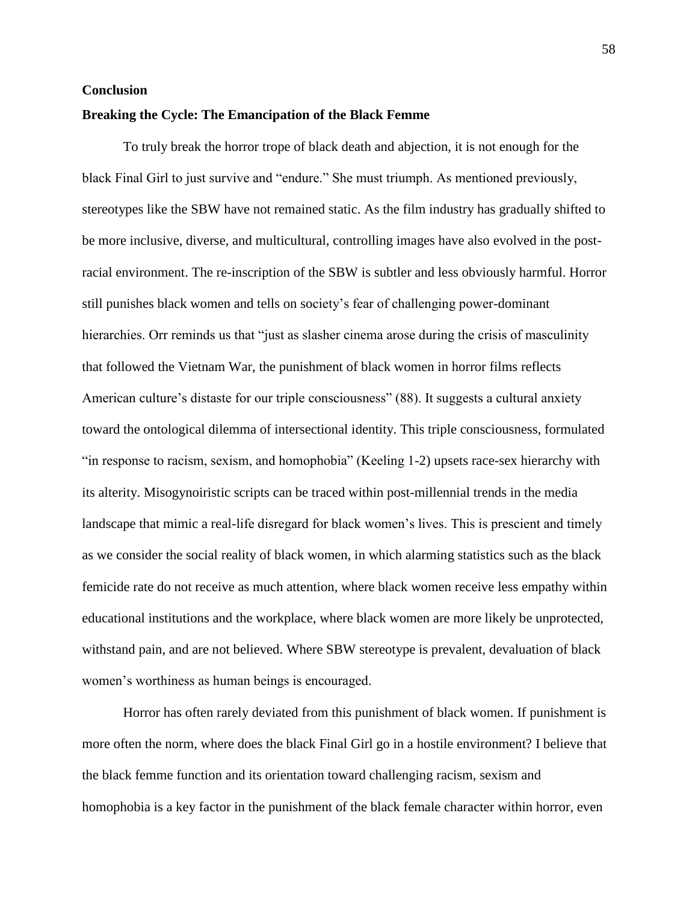## Conclusion

## Breaking the Cycle: The Emancipation of the Black Femme

To truly break the horror trope of black death and abjection, it is not enough for the black Final Girl to just survive and "endure." She must triumph. As mentioned previously, stereotypes like the SBW have not remained static. As the film industry has gradually shifted to be more inclusive, diverse, and multicultural, controlling images have also evolved in the post-racial environment. The re-inscription of the SBW is subtler and less obviously harmful. Horror still punishes black women and tells on society's fear of challenging power-dominant hierarchies. Orr reminds us that "just as slasher cinema arose during the crisis of masculinity that followed the Vietnam War, the punishment of black women in horror films reflects American culture's distaste for our triple consciousness" (88). It suggests a cultural anxiety toward the ontological dilemma of intersectional identity. This triple consciousness, formulated "in response to racism, sexism, and homophobia" (Keeling 1-2) upsets race-sex hierarchy with its alterity. Misogynoiristic scripts can be traced within post-millennial trends in the media landscape that mimic a real-life disregard for black women's lives. This is prescient and timely as we consider the social reality of black women, in which alarming statistics such as the black femicide rate do not receive as much attention, where black women receive less empathy within educational institutions and the workplace, where black women are more likely be unprotected, withstand pain, and are not believed. Where SBW stereotype is prevalent, devaluation of black women's worthiness as human beings is encouraged.

Horror has often rarely deviated from this punishment of black women. If punishment is more often the norm, where does the black Final Girl go in a hostile environment? I believe that the black femme function and its orientation toward challenging racism, sexism and homophobia is a key factor in the punishment of the black female character within horror, even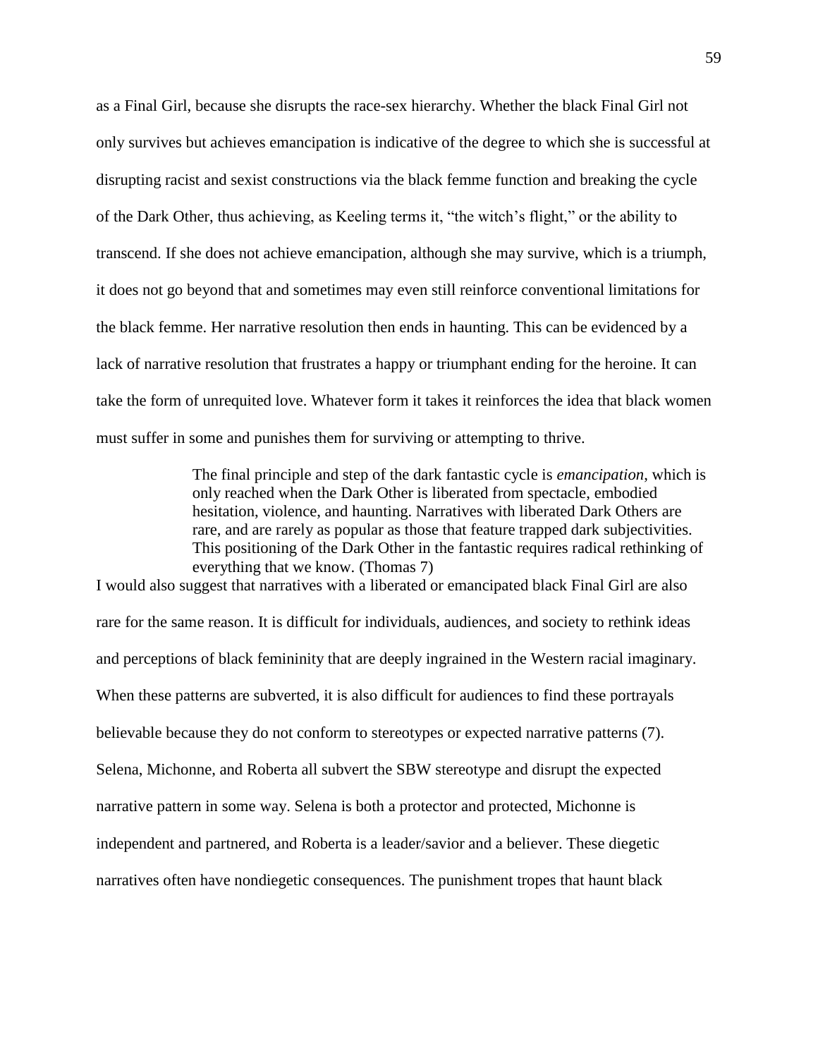as a Final Girl, because she disrupts the race-sex hierarchy. Whether the black Final Girl not only survives but achieves emancipation is indicative of the degree to which she is successful at disrupting racist and sexist constructions via the black femme function and breaking the cycle of the Dark Other, thus achieving, as Keeling terms it, "the witch's flight," or the ability to transcend. If she does not achieve emancipation, although she may survive, which is a triumph, it does not go beyond that and sometimes may even still reinforce conventional limitations for the black femme. Her narrative resolution then ends in haunting. This can be evidenced by a lack of narrative resolution that frustrates a happy or triumphant ending for the heroine. It can take the form of unrequited love. Whatever form it takes it reinforces the idea that black women must suffer in some and punishes them for surviving or attempting to thrive.

> The final principle and step of the dark fantastic cycle is *emancipation*, which is only reached when the Dark Other is liberated from spectacle, embodied hesitation, violence, and haunting. Narratives with liberated Dark Others are rare, and are rarely as popular as those that feature trapped dark subjectivities. This positioning of the Dark Other in the fantastic requires radical rethinking of everything that we know. (Thomas 7)

I would also suggest that narratives with a liberated or emancipated black Final Girl are also rare for the same reason. It is difficult for individuals, audiences, and society to rethink ideas and perceptions of black femininity that are deeply ingrained in the Western racial imaginary. When these patterns are subverted, it is also difficult for audiences to find these portrayals believable because they do not conform to stereotypes or expected narrative patterns (7). Selena, Michonne, and Roberta all subvert the SBW stereotype and disrupt the expected narrative pattern in some way. Selena is both a protector and protected, Michonne is independent and partnered, and Roberta is a leader/savior and a believer. These diegetic narratives often have nondiegetic consequences. The punishment tropes that haunt black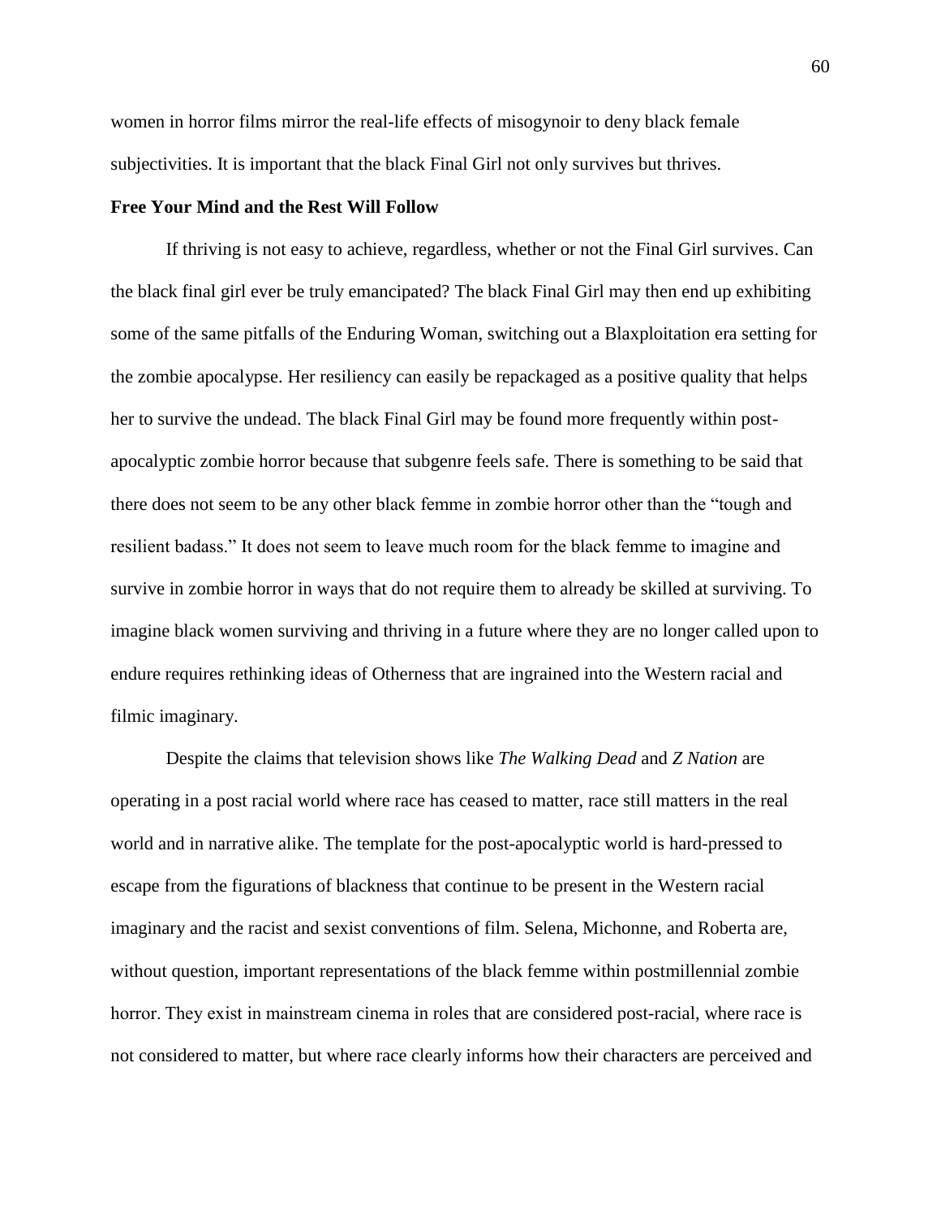women in horror films mirror the real-life effects of misogynoir to deny black female subjectivities. It is important that the black Final Girl not only survives but thrives.

**Free Your Mind and the Rest Will Follow**

If thriving is not easy to achieve, regardless, whether or not the Final Girl survives. Can the black final girl ever be truly emancipated? The black Final Girl may then end up exhibiting some of the same pitfalls of the Enduring Woman, switching out a Blaxploitation era setting for the zombie apocalypse. Her resiliency can easily be repackaged as a positive quality that helps her to survive the undead. The black Final Girl may be found more frequently within post-apocalyptic zombie horror because that subgenre feels safe. There is something to be said that there does not seem to be any other black femme in zombie horror other than the "tough and resilient badass." It does not seem to leave much room for the black femme to imagine and survive in zombie horror in ways that do not require them to already be skilled at surviving. To imagine black women surviving and thriving in a future where they are no longer called upon to endure requires rethinking ideas of Otherness that are ingrained into the Western racial and filmic imaginary.

Despite the claims that television shows like *The Walking Dead* and *Z Nation* are operating in a post racial world where race has ceased to matter, race still matters in the real world and in narrative alike. The template for the post-apocalyptic world is hard-pressed to escape from the figurations of blackness that continue to be present in the Western racial imaginary and the racist and sexist conventions of film. Selena, Michonne, and Roberta are, without question, important representations of the black femme within postmillennial zombie horror. They exist in mainstream cinema in roles that are considered post-racial, where race is not considered to matter, but where race clearly informs how their characters are perceived and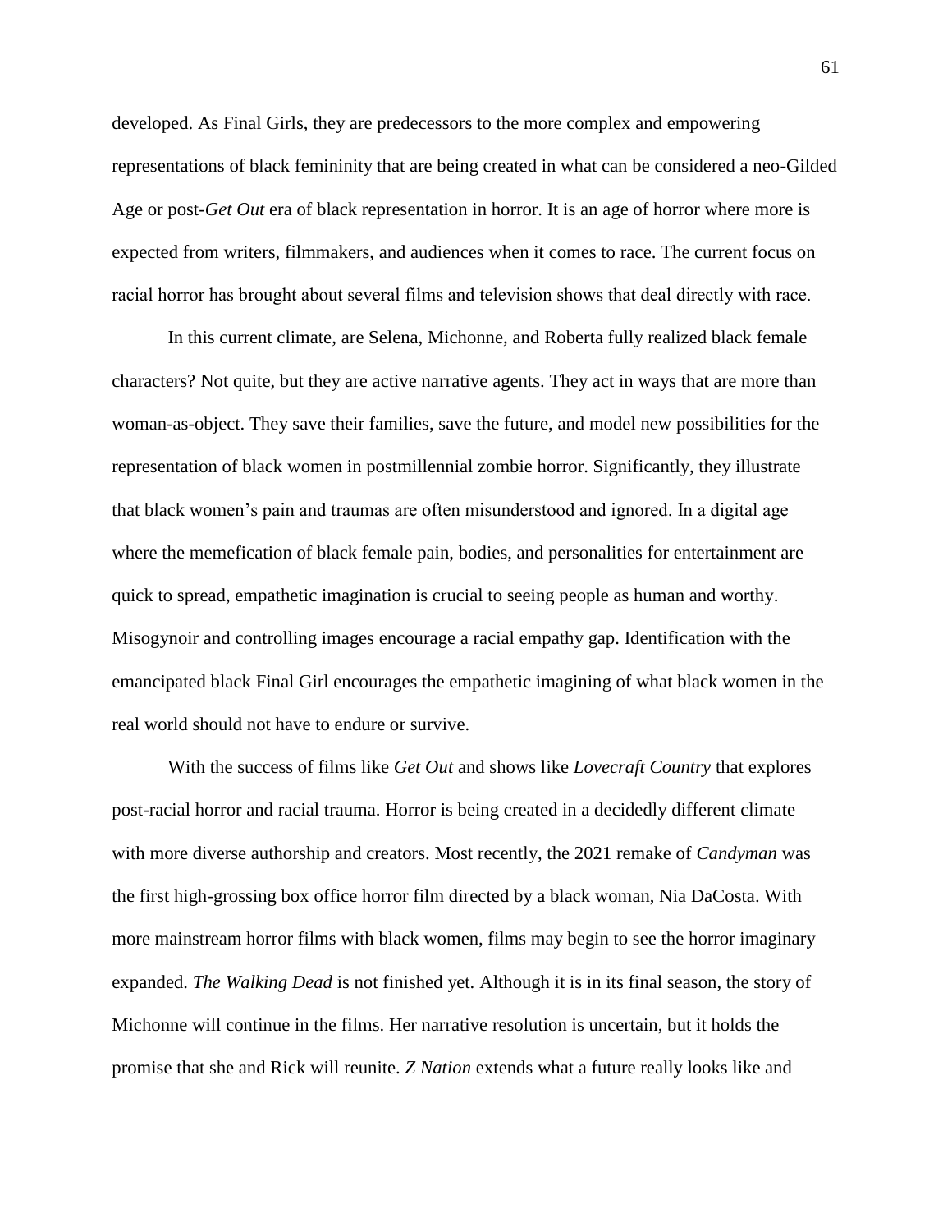developed. As Final Girls, they are predecessors to the more complex and empowering representations of black femininity that are being created in what can be considered a neo-Gilded Age or post-*Get Out* era of black representation in horror. It is an age of horror where more is expected from writers, filmmakers, and audiences when it comes to race. The current focus on racial horror has brought about several films and television shows that deal directly with race.

In this current climate, are Selena, Michonne, and Roberta fully realized black female characters? Not quite, but they are active narrative agents. They act in ways that are more than woman-as-object. They save their families, save the future, and model new possibilities for the representation of black women in postmillennial zombie horror. Significantly, they illustrate that black women's pain and traumas are often misunderstood and ignored. In a digital age where the memefication of black female pain, bodies, and personalities for entertainment are quick to spread, empathetic imagination is crucial to seeing people as human and worthy. Misogynoir and controlling images encourage a racial empathy gap. Identification with the emancipated black Final Girl encourages the empathetic imagining of what black women in the real world should not have to endure or survive.

With the success of films like *Get Out* and shows like *Lovecraft Country* that explores post-racial horror and racial trauma. Horror is being created in a decidedly different climate with more diverse authorship and creators. Most recently, the 2021 remake of *Candyman* was the first high-grossing box office horror film directed by a black woman, Nia DaCosta. With more mainstream horror films with black women, films may begin to see the horror imaginary expanded. *The Walking Dead* is not finished yet. Although it is in its final season, the story of Michonne will continue in the films. Her narrative resolution is uncertain, but it holds the promise that she and Rick will reunite. *Z Nation* extends what a future really looks like and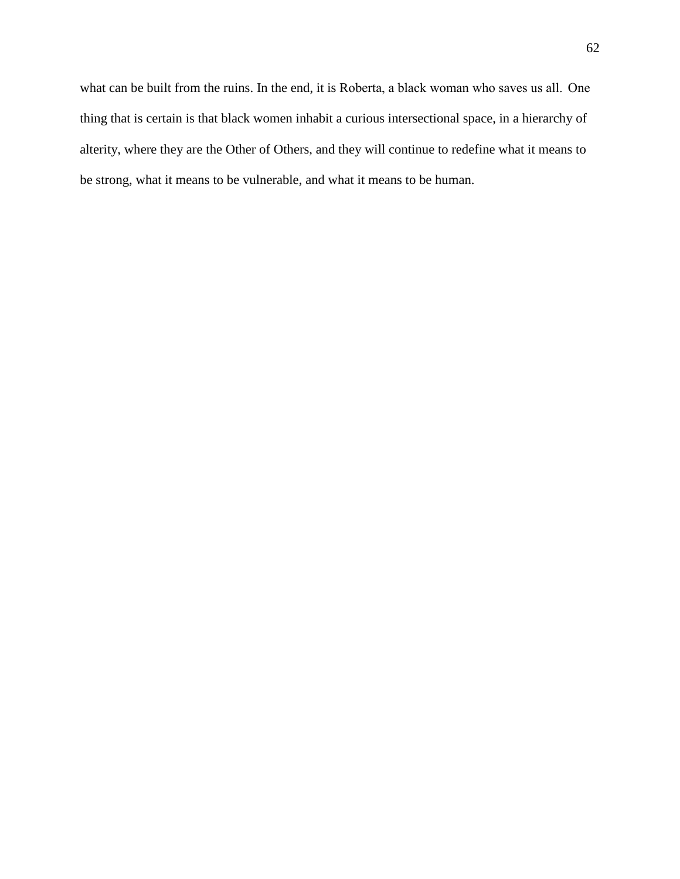what can be built from the ruins. In the end, it is Roberta, a black woman who saves us all. One thing that is certain is that black women inhabit a curious intersectional space, in a hierarchy of alterity, where they are the Other of Others, and they will continue to redefine what it means to be strong, what it means to be vulnerable, and what it means to be human.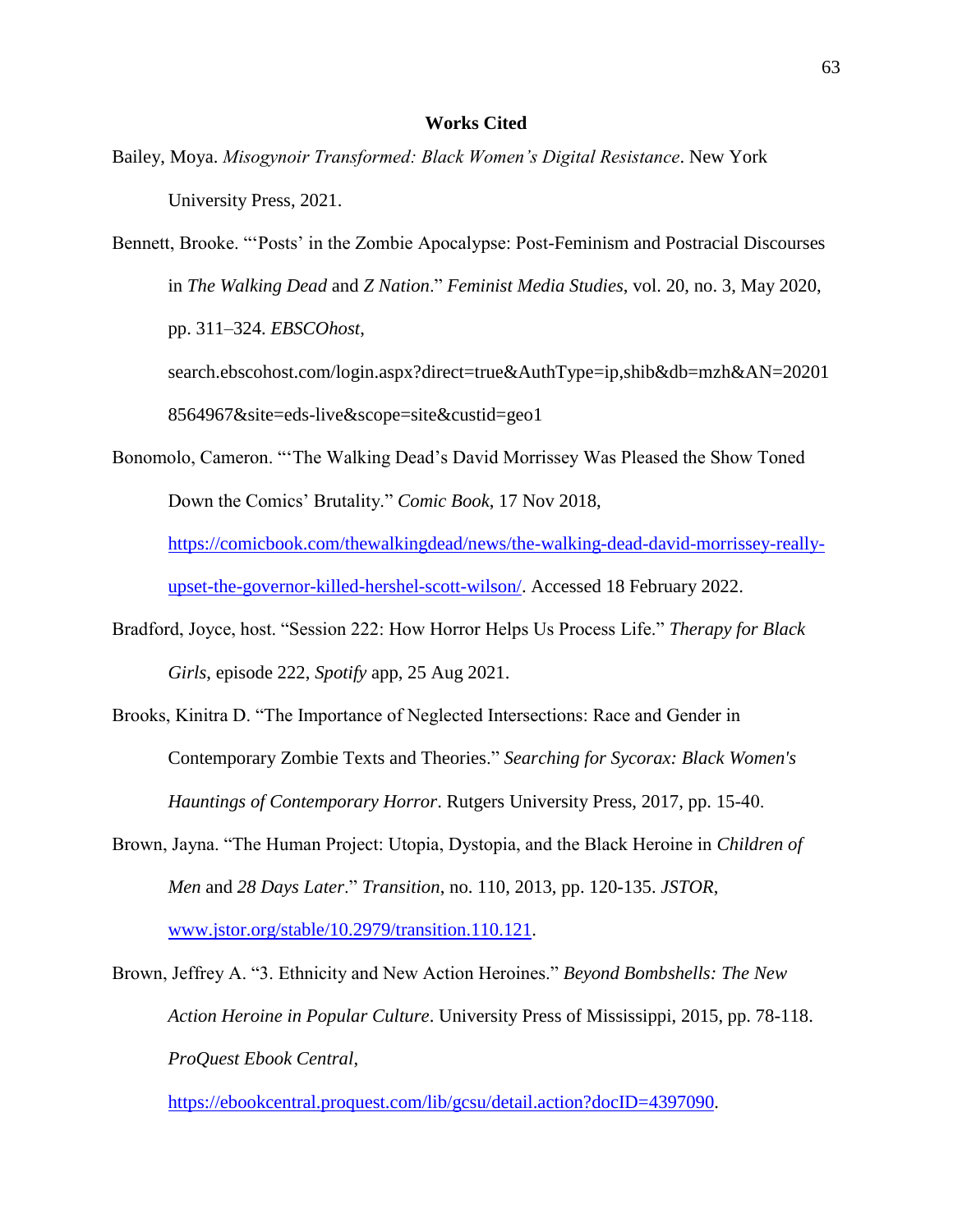## Works Cited

Bailey, Moya. *Misogynoir Transformed: Black Women's Digital Resistance*. New York University Press, 2021.

Bennett, Brooke. "'Posts' in the Zombie Apocalypse: Post-Feminism and Postracial Discourses in *The Walking Dead* and *Z Nation*." *Feminist Media Studies*, vol. 20, no. 3, May 2020, pp. 311–324. *EBSCOhost*, search.ebscohost.com/login.aspx?direct=true&AuthType=ip,shib&db=mzh&AN=202018564967&site=eds-live&scope=site&custid=geo1

Bonomolo, Cameron. "'The Walking Dead's David Morrissey Was Pleased the Show Toned Down the Comics' Brutality." *Comic Book*, 17 Nov 2018, https://comicbook.com/thewalkingdead/news/the-walking-dead-david-morrissey-really-upset-the-governor-killed-hershel-scott-wilson/. Accessed 18 February 2022.

Bradford, Joyce, host. "Session 222: How Horror Helps Us Process Life." *Therapy for Black Girls*, episode 222, *Spotify* app, 25 Aug 2021.

Brooks, Kinitra D. "The Importance of Neglected Intersections: Race and Gender in Contemporary Zombie Texts and Theories." *Searching for Sycorax: Black Women's Hauntings of Contemporary Horror*. Rutgers University Press, 2017, pp. 15-40.

Brown, Jayna. "The Human Project: Utopia, Dystopia, and the Black Heroine in *Children of Men* and *28 Days Later*." *Transition*, no. 110, 2013, pp. 120-135. *JSTOR*, www.jstor.org/stable/10.2979/transition.110.121.

Brown, Jeffrey A. "3. Ethnicity and New Action Heroines." *Beyond Bombshells: The New Action Heroine in Popular Culture*. University Press of Mississippi, 2015, pp. 78-118. *ProQuest Ebook Central*, https://ebookcentral.proquest.com/lib/gcsu/detail.action?docID=4397090.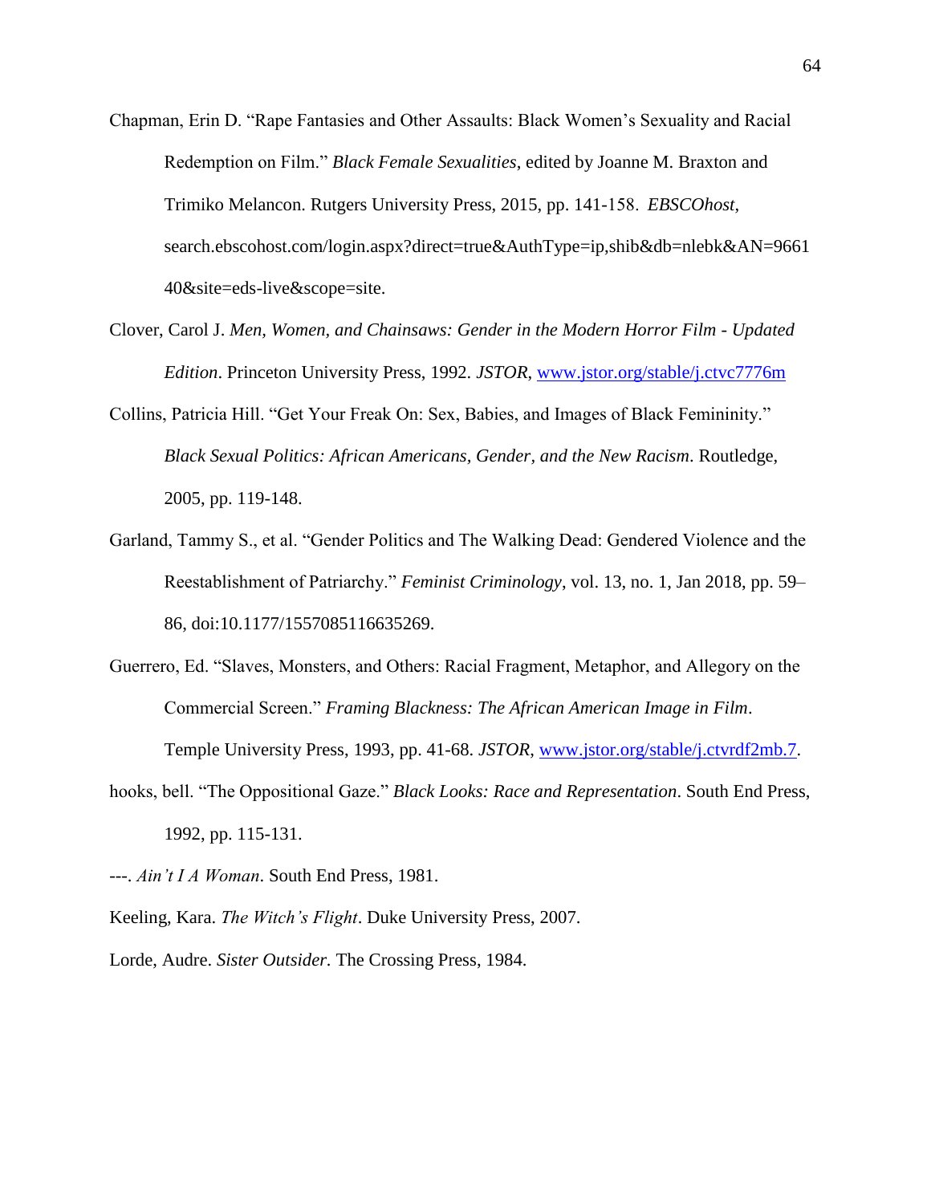Chapman, Erin D. "Rape Fantasies and Other Assaults: Black Women's Sexuality and Racial Redemption on Film." *Black Female Sexualities*, edited by Joanne M. Braxton and Trimiko Melancon. Rutgers University Press, 2015, pp. 141-158. *EBSCOhost*, search.ebscohost.com/login.aspx?direct=true&AuthType=ip,shib&db=nlebk&AN=966140&site=eds-live&scope=site.

Clover, Carol J. *Men, Women, and Chainsaws: Gender in the Modern Horror Film - Updated Edition*. Princeton University Press, 1992. *JSTOR*, www.jstor.org/stable/j.ctvc7776m

Collins, Patricia Hill. "Get Your Freak On: Sex, Babies, and Images of Black Femininity." *Black Sexual Politics: African Americans, Gender, and the New Racism*. Routledge, 2005, pp. 119-148.

Garland, Tammy S., et al. "Gender Politics and The Walking Dead: Gendered Violence and the Reestablishment of Patriarchy." *Feminist Criminology*, vol. 13, no. 1, Jan 2018, pp. 59–86, doi:10.1177/1557085116635269.

Guerrero, Ed. "Slaves, Monsters, and Others: Racial Fragment, Metaphor, and Allegory on the Commercial Screen." *Framing Blackness: The African American Image in Film*. Temple University Press, 1993, pp. 41-68. *JSTOR*, www.jstor.org/stable/j.ctvrdf2mb.7.

hooks, bell. "The Oppositional Gaze." *Black Looks: Race and Representation*. South End Press, 1992, pp. 115-131.

---. *Ain't I A Woman*. South End Press, 1981.

Keeling, Kara. *The Witch's Flight*. Duke University Press, 2007.

Lorde, Audre. *Sister Outsider.* The Crossing Press, 1984.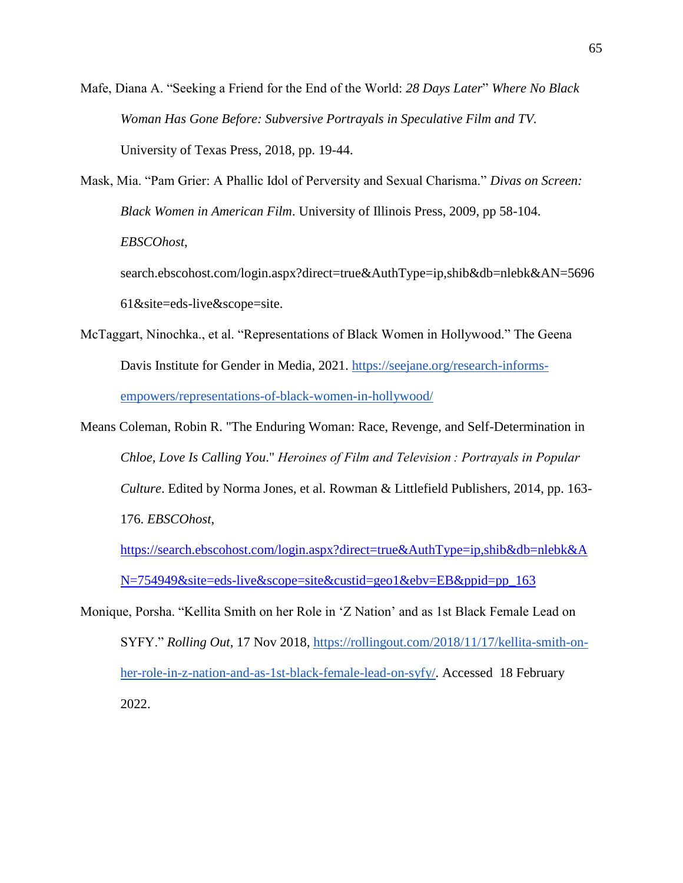Mafe, Diana A. "Seeking a Friend for the End of the World: *28 Days Later*" *Where No Black Woman Has Gone Before: Subversive Portrayals in Speculative Film and TV*. University of Texas Press, 2018, pp. 19-44.

Mask, Mia. "Pam Grier: A Phallic Idol of Perversity and Sexual Charisma." *Divas on Screen: Black Women in American Film*. University of Illinois Press, 2009, pp 58-104. *EBSCOhost*, search.ebscohost.com/login.aspx?direct=true&AuthType=ip,shib&db=nlebk&AN=569661&site=eds-live&scope=site.

McTaggart, Ninochka., et al. "Representations of Black Women in Hollywood." The Geena Davis Institute for Gender in Media, 2021. https://seejane.org/research-informs-empowers/representations-of-black-women-in-hollywood/

Means Coleman, Robin R. "The Enduring Woman: Race, Revenge, and Self-Determination in *Chloe, Love Is Calling You*." *Heroines of Film and Television : Portrayals in Popular Culture*. Edited by Norma Jones, et al. Rowman & Littlefield Publishers, 2014, pp. 163-176. *EBSCOhost*, https://search.ebscohost.com/login.aspx?direct=true&AuthType=ip,shib&db=nlebk&AN=754949&site=eds-live&scope=site&custid=geo1&ebv=EB&ppid=pp_163

Monique, Porsha. "Kellita Smith on her Role in 'Z Nation' and as 1st Black Female Lead on SYFY." *Rolling Out*, 17 Nov 2018, https://rollingout.com/2018/11/17/kellita-smith-on-her-role-in-z-nation-and-as-1st-black-female-lead-on-syfy/. Accessed 18 February 2022.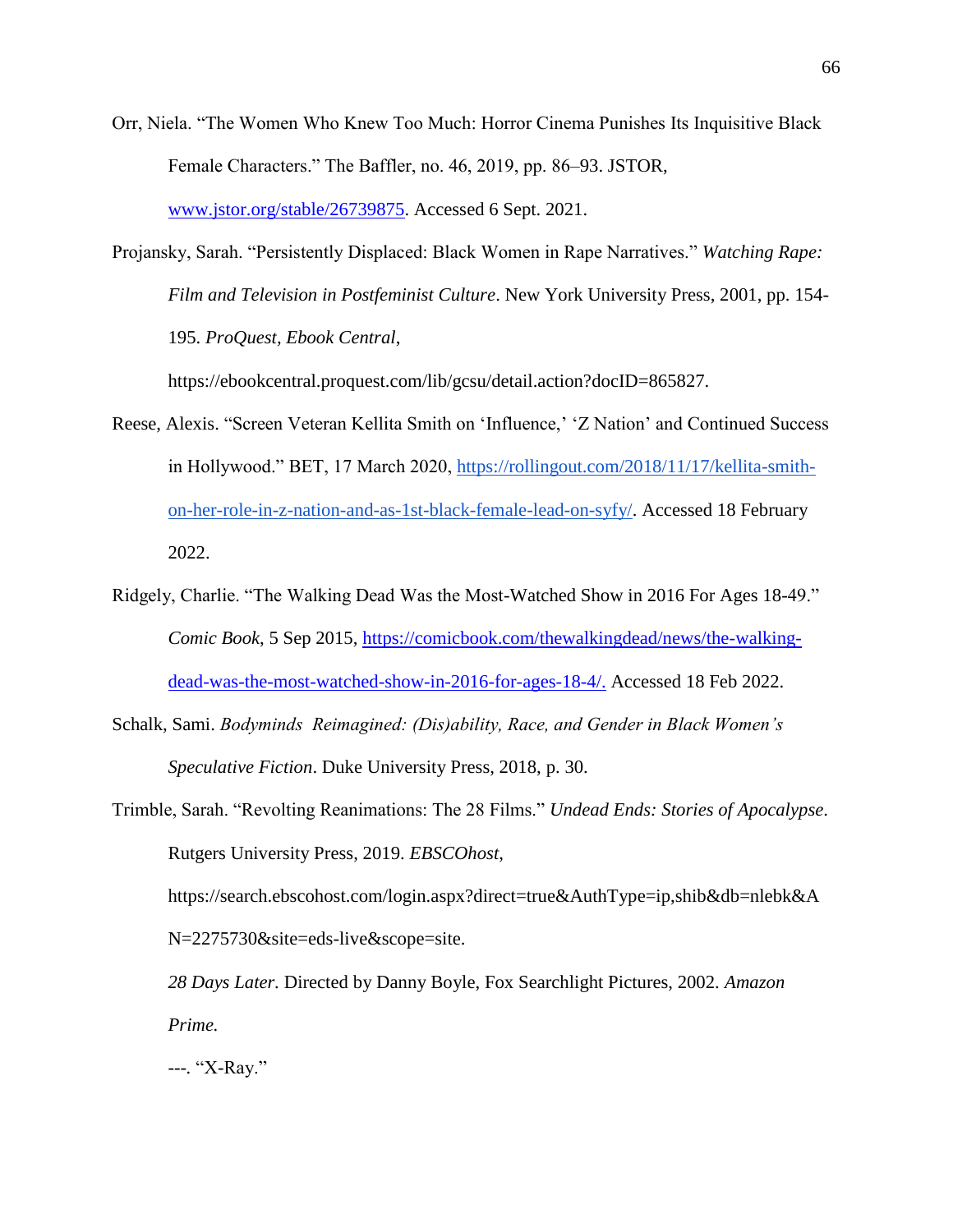Orr, Niela. "The Women Who Knew Too Much: Horror Cinema Punishes Its Inquisitive Black Female Characters." The Baffler, no. 46, 2019, pp. 86–93. JSTOR, [www.jstor.org/stable/26739875](www.jstor.org/stable/26739875). Accessed 6 Sept. 2021.

Projansky, Sarah. "Persistently Displaced: Black Women in Rape Narratives." *Watching Rape: Film and Television in Postfeminist Culture*. New York University Press, 2001, pp. 154-195. *ProQuest*, *Ebook Central*, https://ebookcentral.proquest.com/lib/gcsu/detail.action?docID=865827.

Reese, Alexis. "Screen Veteran Kellita Smith on 'Influence,' 'Z Nation' and Continued Success in Hollywood." BET, 17 March 2020, [https://rollingout.com/2018/11/17/kellita-smith-on-her-role-in-z-nation-and-as-1st-black-female-lead-on-syfy/](https://rollingout.com/2018/11/17/kellita-smith-on-her-role-in-z-nation-and-as-1st-black-female-lead-on-syfy/). Accessed 18 February 2022.

Ridgely, Charlie. "The Walking Dead Was the Most-Watched Show in 2016 For Ages 18-49." *Comic Book*, 5 Sep 2015, [https://comicbook.com/thewalkingdead/news/the-walking-dead-was-the-most-watched-show-in-2016-for-ages-18-4/.](https://comicbook.com/thewalkingdead/news/the-walking-dead-was-the-most-watched-show-in-2016-for-ages-18-4/) Accessed 18 Feb 2022.

Schalk, Sami. *Bodyminds Reimagined: (Dis)ability, Race, and Gender in Black Women's Speculative Fiction*. Duke University Press, 2018, p. 30.

Trimble, Sarah. "Revolting Reanimations: The 28 Films." *Undead Ends: Stories of Apocalypse*. Rutgers University Press, 2019. *EBSCOhost*, https://search.ebscohost.com/login.aspx?direct=true&AuthType=ip,shib&db=nlebk&AN=2275730&site=eds-live&scope=site.

*28 Days Later.* Directed by Danny Boyle, Fox Searchlight Pictures, 2002. *Amazon Prime.*

---. "X-Ray."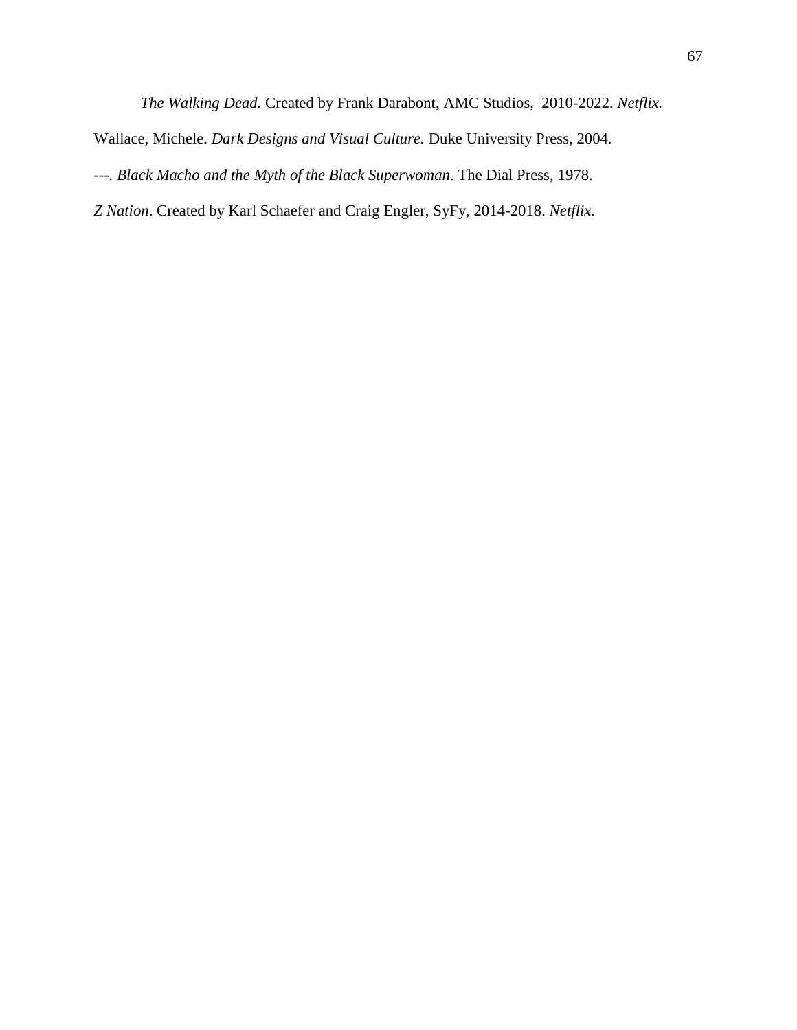*The Walking Dead.* Created by Frank Darabont, AMC Studios, 2010-2022. *Netflix.*

Wallace, Michele. *Dark Designs and Visual Culture.* Duke University Press, 2004.

---. *Black Macho and the Myth of the Black Superwoman*. The Dial Press, 1978.

*Z Nation*. Created by Karl Schaefer and Craig Engler, SyFy, 2014-2018. *Netflix.*